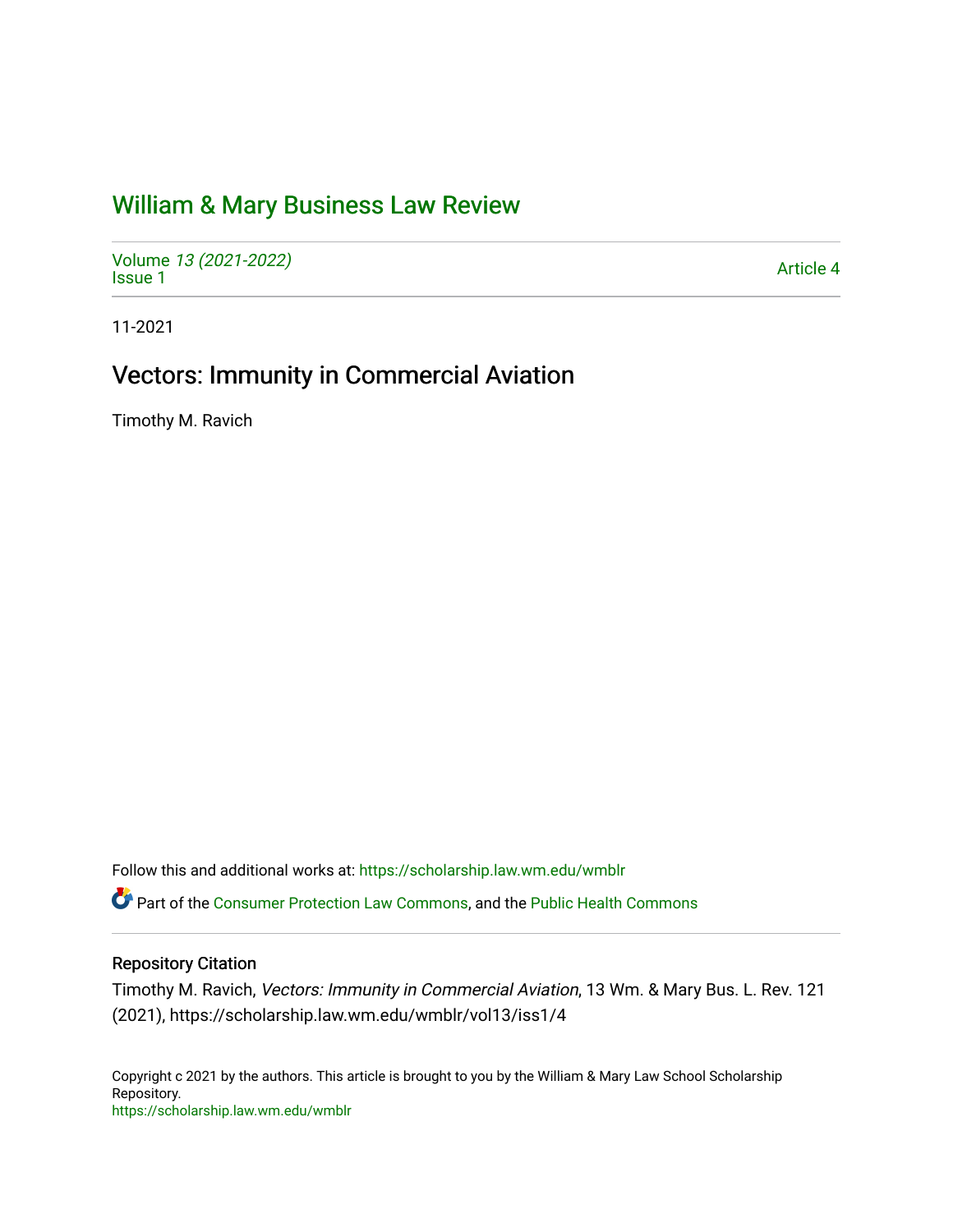# William & Mary Business Law Review

Volume *13 (2021-2022)*
Issue 1

Article 4

11-2021

## Vectors: Immunity in Commercial Aviation

Timothy M. Ravich

Follow this and additional works at: https://scholarship.law.wm.edu/wmblr

Part of the Consumer Protection Law Commons, and the Public Health Commons

### Repository Citation

Timothy M. Ravich, *Vectors: Immunity in Commercial Aviation*, 13 Wm. & Mary Bus. L. Rev. 121 (2021), https://scholarship.law.wm.edu/wmblr/vol13/iss1/4

Copyright c 2021 by the authors. This article is brought to you by the William & Mary Law School Scholarship Repository.
https://scholarship.law.wm.edu/wmblr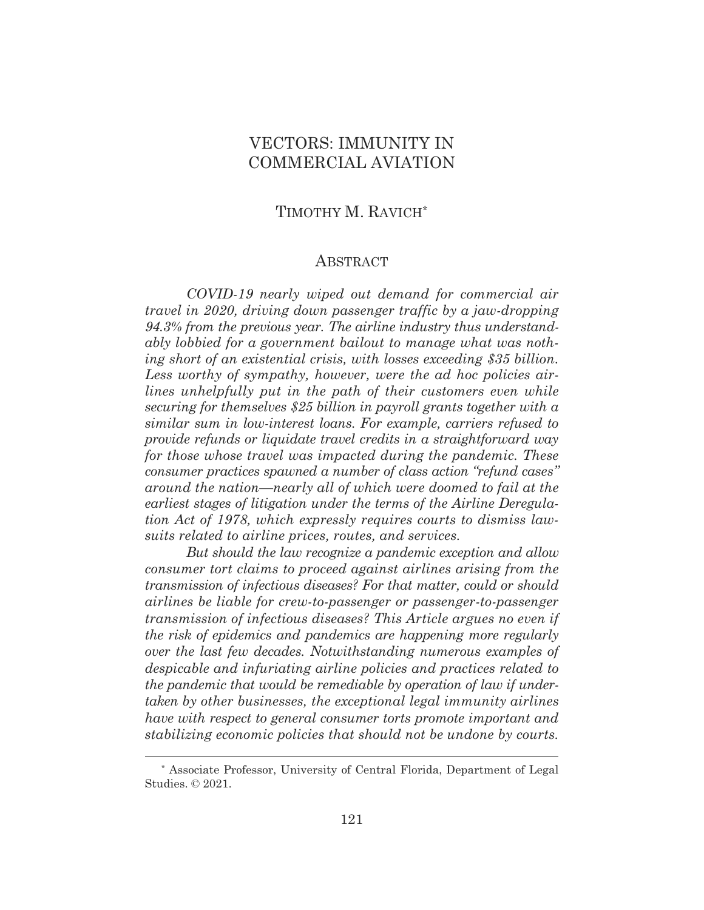# VECTORS: IMMUNITY IN COMMERCIAL AVIATION

TIMOTHY M. RAVICH*

## ABSTRACT

*COVID-19 nearly wiped out demand for commercial air travel in 2020, driving down passenger traffic by a jaw-dropping 94.3% from the previous year. The airline industry thus understandably lobbied for a government bailout to manage what was nothing short of an existential crisis, with losses exceeding $35 billion. Less worthy of sympathy, however, were the ad hoc policies airlines unhelpfully put in the path of their customers even while securing for themselves $25 billion in payroll grants together with a similar sum in low-interest loans. For example, carriers refused to provide refunds or liquidate travel credits in a straightforward way for those whose travel was impacted during the pandemic. These consumer practices spawned a number of class action "refund cases" around the nation—nearly all of which were doomed to fail at the earliest stages of litigation under the terms of the Airline Deregulation Act of 1978, which expressly requires courts to dismiss lawsuits related to airline prices, routes, and services.*

*But should the law recognize a pandemic exception and allow consumer tort claims to proceed against airlines arising from the transmission of infectious diseases? For that matter, could or should airlines be liable for crew-to-passenger or passenger-to-passenger transmission of infectious diseases? This Article argues no even if the risk of epidemics and pandemics are happening more regularly over the last few decades. Notwithstanding numerous examples of despicable and infuriating airline policies and practices related to the pandemic that would be remediable by operation of law if undertaken by other businesses, the exceptional legal immunity airlines have with respect to general consumer torts promote important and stabilizing economic policies that should not be undone by courts.*

---

\* Associate Professor, University of Central Florida, Department of Legal Studies. © 2021.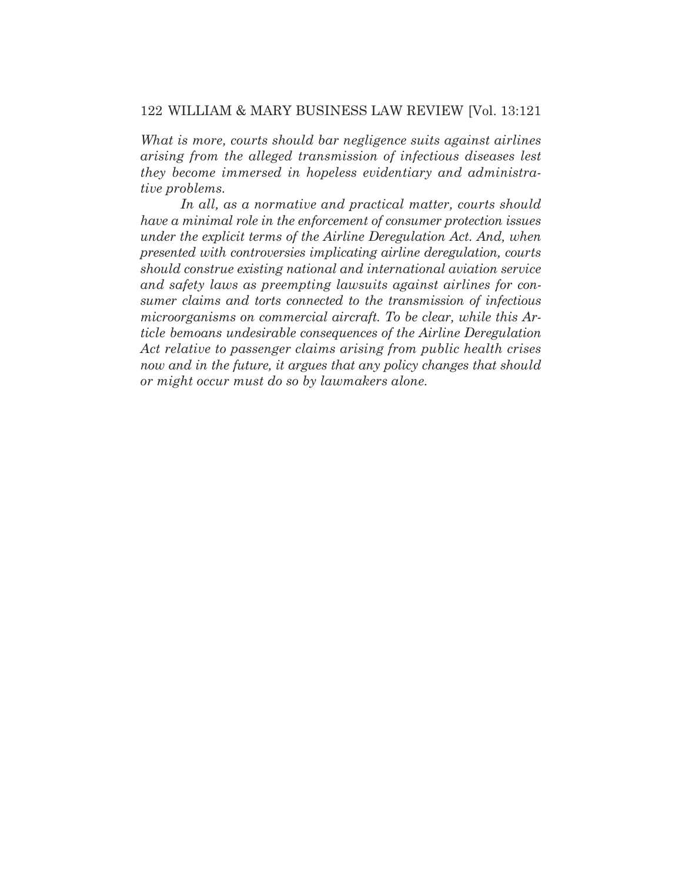*What is more, courts should bar negligence suits against airlines arising from the alleged transmission of infectious diseases lest they become immersed in hopeless evidentiary and administrative problems.*

*In all, as a normative and practical matter, courts should have a minimal role in the enforcement of consumer protection issues under the explicit terms of the Airline Deregulation Act. And, when presented with controversies implicating airline deregulation, courts should construe existing national and international aviation service and safety laws as preempting lawsuits against airlines for consumer claims and torts connected to the transmission of infectious microorganisms on commercial aircraft. To be clear, while this Article bemoans undesirable consequences of the Airline Deregulation Act relative to passenger claims arising from public health crises now and in the future, it argues that any policy changes that should or might occur must do so by lawmakers alone.*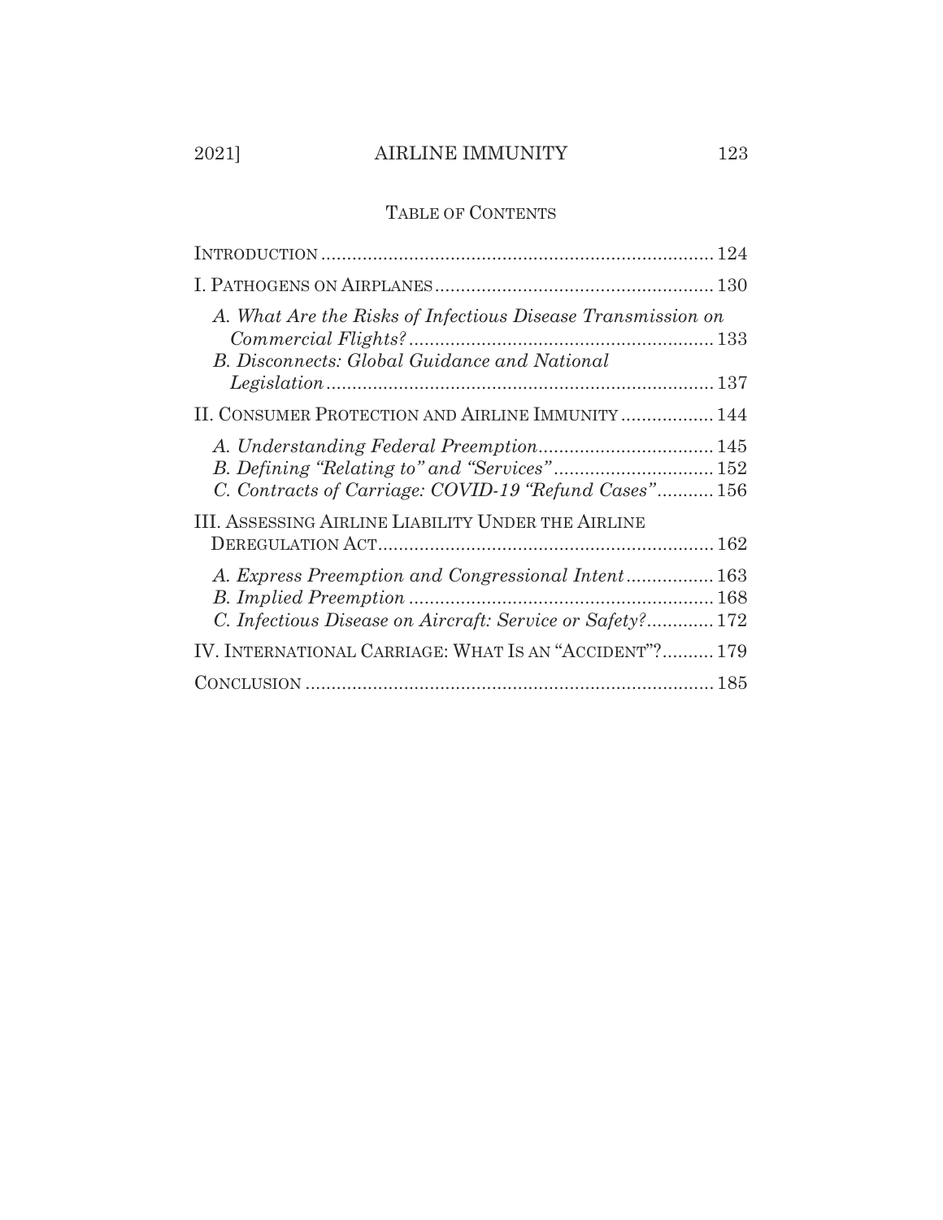## TABLE OF CONTENTS

INTRODUCTION .......................................................................... 124

I. PATHOGENS ON AIRPLANES ..................................................... 130

*A. What Are the Risks of Infectious Disease Transmission on Commercial Flights?* ........................................................... 133

*B. Disconnects: Global Guidance and National Legislation* ........................................................................... 137

II. CONSUMER PROTECTION AND AIRLINE IMMUNITY .................. 144

*A. Understanding Federal Preemption* .................................. 145

*B. Defining "Relating to" and "Services"* ............................... 152

*C. Contracts of Carriage: COVID-19 "Refund Cases"* ........... 156

III. ASSESSING AIRLINE LIABILITY UNDER THE AIRLINE DEREGULATION ACT ................................................................ 162

*A. Express Preemption and Congressional Intent* ................. 163

*B. Implied Preemption* .......................................................... 168

*C. Infectious Disease on Aircraft: Service or Safety?* ............. 172

IV. INTERNATIONAL CARRIAGE: WHAT IS AN "ACCIDENT"? .......... 179

CONCLUSION .............................................................................. 185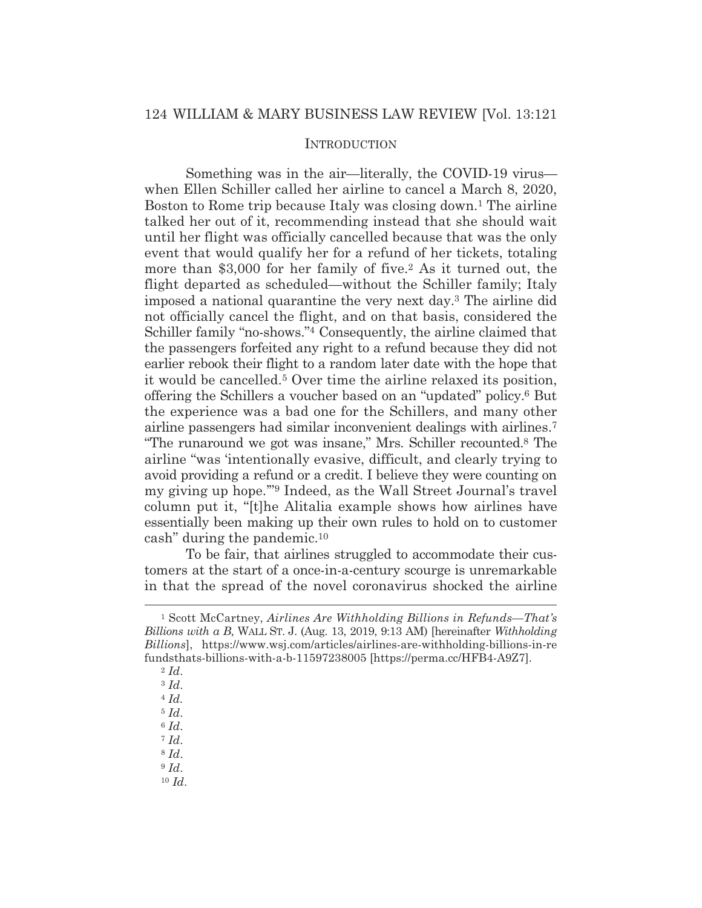## INTRODUCTION

Something was in the air—literally, the COVID-19 virus—when Ellen Schiller called her airline to cancel a March 8, 2020, Boston to Rome trip because Italy was closing down.[1] The airline talked her out of it, recommending instead that she should wait until her flight was officially cancelled because that was the only event that would qualify her for a refund of her tickets, totaling more than $3,000 for her family of five.[2] As it turned out, the flight departed as scheduled—without the Schiller family; Italy imposed a national quarantine the very next day.[3] The airline did not officially cancel the flight, and on that basis, considered the Schiller family "no-shows."[4] Consequently, the airline claimed that the passengers forfeited any right to a refund because they did not earlier rebook their flight to a random later date with the hope that it would be cancelled.[5] Over time the airline relaxed its position, offering the Schillers a voucher based on an "updated" policy.[6] But the experience was a bad one for the Schillers, and many other airline passengers had similar inconvenient dealings with airlines.[7] "The runaround we got was insane," Mrs. Schiller recounted.[8] The airline "was 'intentionally evasive, difficult, and clearly trying to avoid providing a refund or a credit. I believe they were counting on my giving up hope.'"[9] Indeed, as the Wall Street Journal's travel column put it, "[t]he Alitalia example shows how airlines have essentially been making up their own rules to hold on to customer cash" during the pandemic.[10]

To be fair, that airlines struggled to accommodate their customers at the start of a once-in-a-century scourge is unremarkable in that the spread of the novel coronavirus shocked the airline

---

[1] Scott McCartney, *Airlines Are Withholding Billions in Refunds—That's Billions with a B*, WALL ST. J. (Aug. 13, 2019, 9:13 AM) [hereinafter *Withholding Billions*], https://www.wsj.com/articles/airlines-are-withholding-billions-in-refundsthats-billions-with-a-b-11597238005 [https://perma.cc/HFB4-A9Z7].

[2] *Id*.

[3] *Id*.

[4] *Id.*

[5] *Id*.

[6] *Id*.

[7] *Id*.

[8] *Id*.

[9] *Id*.

[10] *Id*.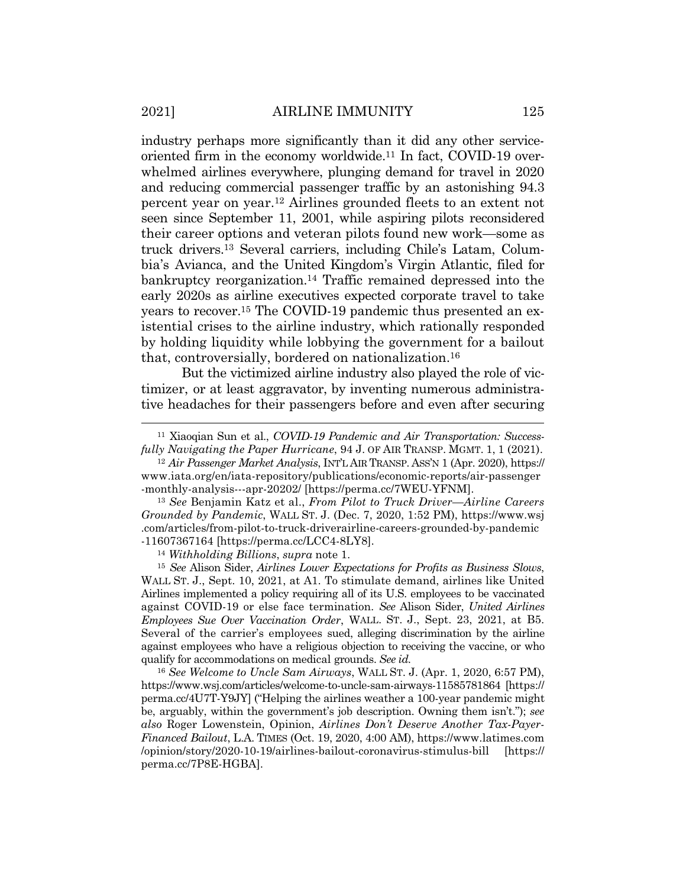industry perhaps more significantly than it did any other service-oriented firm in the economy worldwide.[11] In fact, COVID-19 overwhelmed airlines everywhere, plunging demand for travel in 2020 and reducing commercial passenger traffic by an astonishing 94.3 percent year on year.[12] Airlines grounded fleets to an extent not seen since September 11, 2001, while aspiring pilots reconsidered their career options and veteran pilots found new work—some as truck drivers.[13] Several carriers, including Chile's Latam, Columbia's Avianca, and the United Kingdom's Virgin Atlantic, filed for bankruptcy reorganization.[14] Traffic remained depressed into the early 2020s as airline executives expected corporate travel to take years to recover.[15] The COVID-19 pandemic thus presented an existential crises to the airline industry, which rationally responded by holding liquidity while lobbying the government for a bailout that, controversially, bordered on nationalization.[16]

But the victimized airline industry also played the role of victimizer, or at least aggravator, by inventing numerous administrative headaches for their passengers before and even after securing

---

[11] Xiaoqian Sun et al., *COVID-19 Pandemic and Air Transportation: Successfully Navigating the Paper Hurricane*, 94 J. OF AIR TRANSP. MGMT. 1, 1 (2021).

[12] *Air Passenger Market Analysis*, INT'L AIR TRANSP. ASS'N 1 (Apr. 2020), https://www.iata.org/en/iata-repository/publications/economic-reports/air-passenger-monthly-analysis---apr-20202/ [https://perma.cc/7WEU-YFNM].

[13] *See* Benjamin Katz et al., *From Pilot to Truck Driver—Airline Careers Grounded by Pandemic*, WALL ST. J. (Dec. 7, 2020, 1:52 PM), https://www.wsj.com/articles/from-pilot-to-truck-driverairline-careers-grounded-by-pandemic-11607367164 [https://perma.cc/LCC4-8LY8].

[14] *Withholding Billions*, *supra* note 1.

[15] *See* Alison Sider, *Airlines Lower Expectations for Profits as Business Slows*, WALL ST. J., Sept. 10, 2021, at A1. To stimulate demand, airlines like United Airlines implemented a policy requiring all of its U.S. employees to be vaccinated against COVID-19 or else face termination. *See* Alison Sider, *United Airlines Employees Sue Over Vaccination Order*, WALL. ST. J., Sept. 23, 2021, at B5. Several of the carrier's employees sued, alleging discrimination by the airline against employees who have a religious objection to receiving the vaccine, or who qualify for accommodations on medical grounds. *See id.*

[16] *See Welcome to Uncle Sam Airways*, WALL ST. J. (Apr. 1, 2020, 6:57 PM), https://www.wsj.com/articles/welcome-to-uncle-sam-airways-11585781864 [https://perma.cc/4U7T-Y9JY] ("Helping the airlines weather a 100-year pandemic might be, arguably, within the government's job description. Owning them isn't."); *see also* Roger Lowenstein, Opinion, *Airlines Don't Deserve Another Tax-Payer-Financed Bailout*, L.A. TIMES (Oct. 19, 2020, 4:00 AM), https://www.latimes.com/opinion/story/2020-10-19/airlines-bailout-coronavirus-stimulus-bill [https://perma.cc/7P8E-HGBA].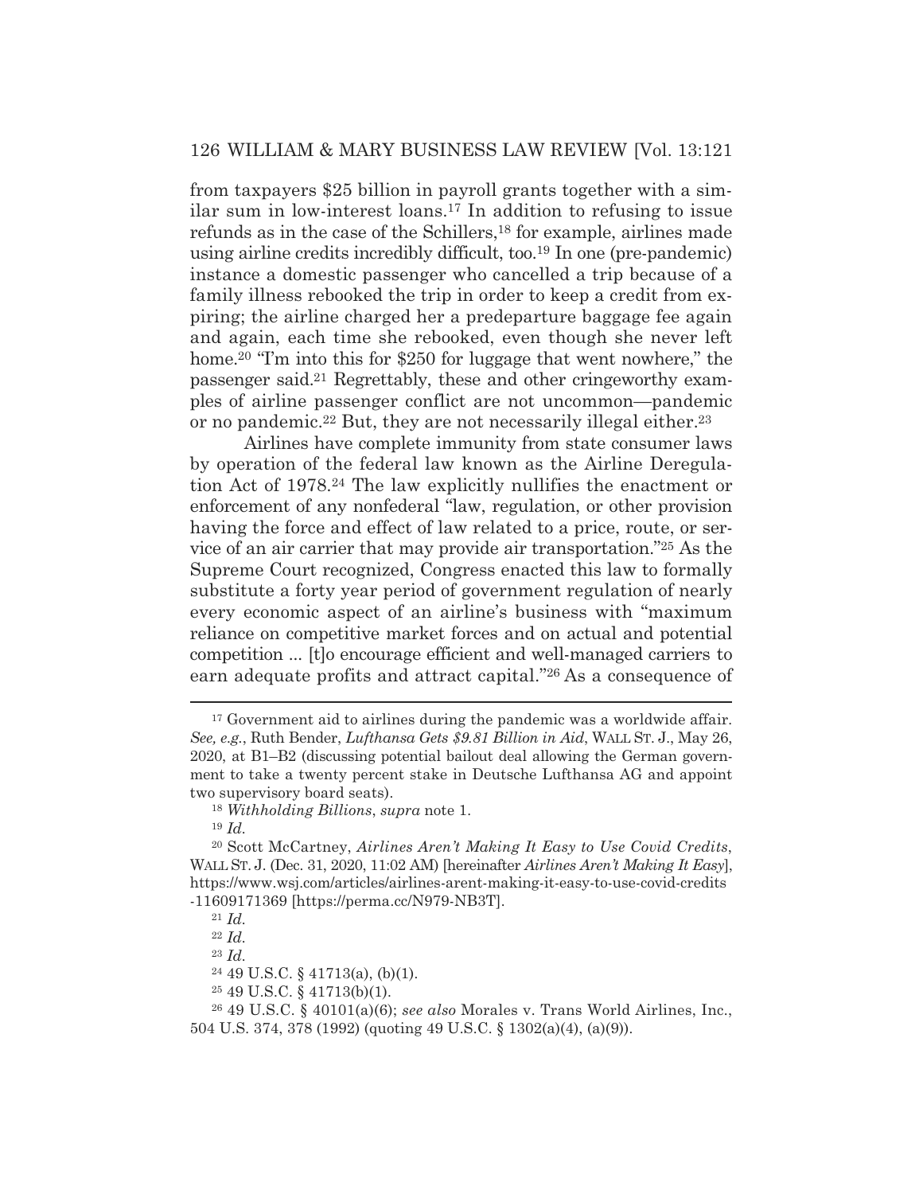from taxpayers $25 billion in payroll grants together with a similar sum in low-interest loans.[17] In addition to refusing to issue refunds as in the case of the Schillers,[18] for example, airlines made using airline credits incredibly difficult, too.[19] In one (pre-pandemic) instance a domestic passenger who cancelled a trip because of a family illness rebooked the trip in order to keep a credit from expiring; the airline charged her a predeparture baggage fee again and again, each time she rebooked, even though she never left home.[20] "I'm into this for $250 for luggage that went nowhere," the passenger said.[21] Regrettably, these and other cringeworthy examples of airline passenger conflict are not uncommon—pandemic or no pandemic.[22] But, they are not necessarily illegal either.[23]

Airlines have complete immunity from state consumer laws by operation of the federal law known as the Airline Deregulation Act of 1978.[24] The law explicitly nullifies the enactment or enforcement of any nonfederal "law, regulation, or other provision having the force and effect of law related to a price, route, or service of an air carrier that may provide air transportation."[25] As the Supreme Court recognized, Congress enacted this law to formally substitute a forty year period of government regulation of nearly every economic aspect of an airline's business with "maximum reliance on competitive market forces and on actual and potential competition ... [t]o encourage efficient and well-managed carriers to earn adequate profits and attract capital."[26] As a consequence of

---

[17] Government aid to airlines during the pandemic was a worldwide affair. *See, e.g.*, Ruth Bender, *Lufthansa Gets $9.81 Billion in Aid*, WALL ST. J., May 26, 2020, at B1–B2 (discussing potential bailout deal allowing the German government to take a twenty percent stake in Deutsche Lufthansa AG and appoint two supervisory board seats).

[18] *Withholding Billions*, *supra* note 1.

[19] *Id.*

[20] Scott McCartney, *Airlines Aren't Making It Easy to Use Covid Credits*, WALL ST. J. (Dec. 31, 2020, 11:02 AM) [hereinafter *Airlines Aren't Making It Easy*], https://www.wsj.com/articles/airlines-arent-making-it-easy-to-use-covid-credits-11609171369 [https://perma.cc/N979-NB3T].

[21] *Id.*

[22] *Id.*

[23] *Id.*

[24] 49 U.S.C. § 41713(a), (b)(1).

[25] 49 U.S.C. § 41713(b)(1).

[26] 49 U.S.C. § 40101(a)(6); *see also* Morales v. Trans World Airlines, Inc., 504 U.S. 374, 378 (1992) (quoting 49 U.S.C. § 1302(a)(4), (a)(9)).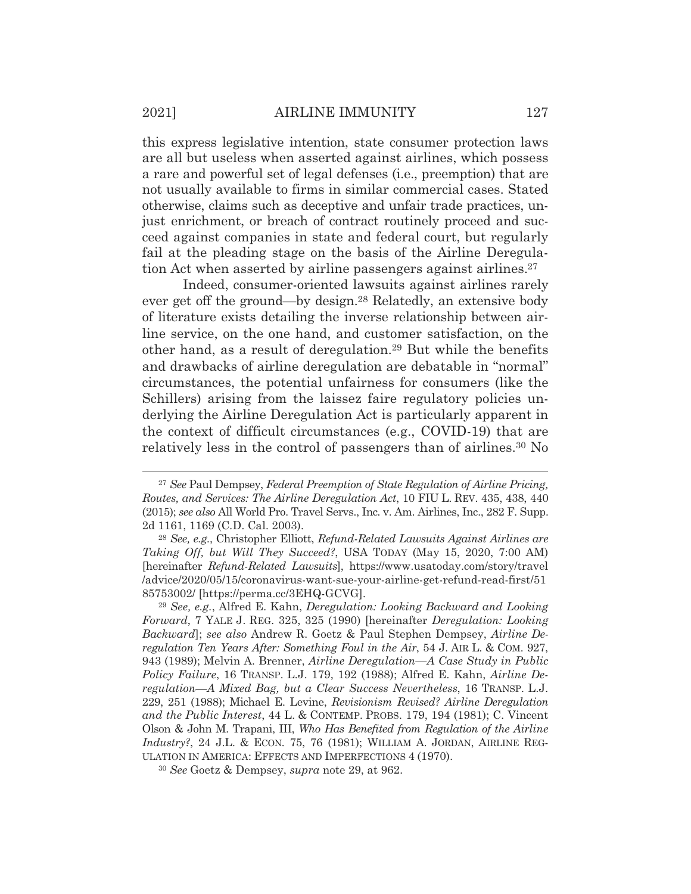this express legislative intention, state consumer protection laws are all but useless when asserted against airlines, which possess a rare and powerful set of legal defenses (i.e., preemption) that are not usually available to firms in similar commercial cases. Stated otherwise, claims such as deceptive and unfair trade practices, unjust enrichment, or breach of contract routinely proceed and succeed against companies in state and federal court, but regularly fail at the pleading stage on the basis of the Airline Deregulation Act when asserted by airline passengers against airlines.[27]

Indeed, consumer-oriented lawsuits against airlines rarely ever get off the ground—by design.[28] Relatedly, an extensive body of literature exists detailing the inverse relationship between airline service, on the one hand, and customer satisfaction, on the other hand, as a result of deregulation.[29] But while the benefits and drawbacks of airline deregulation are debatable in "normal" circumstances, the potential unfairness for consumers (like the Schillers) arising from the laissez faire regulatory policies underlying the Airline Deregulation Act is particularly apparent in the context of difficult circumstances (e.g., COVID-19) that are relatively less in the control of passengers than of airlines.[30] No

---

[27] *See* Paul Dempsey, *Federal Preemption of State Regulation of Airline Pricing, Routes, and Services: The Airline Deregulation Act*, 10 FIU L. REV. 435, 438, 440 (2015); *see also* All World Pro. Travel Servs., Inc. v. Am. Airlines, Inc., 282 F. Supp. 2d 1161, 1169 (C.D. Cal. 2003).

[28] *See, e.g.*, Christopher Elliott, *Refund-Related Lawsuits Against Airlines are Taking Off, but Will They Succeed?*, USA TODAY (May 15, 2020, 7:00 AM) [hereinafter *Refund-Related Lawsuits*], https://www.usatoday.com/story/travel/advice/2020/05/15/coronavirus-want-sue-your-airline-get-refund-read-first/5185753002/ [https://perma.cc/3EHQ-GCVG].

[29] *See, e.g.*, Alfred E. Kahn, *Deregulation: Looking Backward and Looking Forward*, 7 YALE J. REG. 325, 325 (1990) [hereinafter *Deregulation: Looking Backward*]; *see also* Andrew R. Goetz & Paul Stephen Dempsey, *Airline Deregulation Ten Years After: Something Foul in the Air*, 54 J. AIR L. & COM. 927, 943 (1989); Melvin A. Brenner, *Airline Deregulation—A Case Study in Public Policy Failure*, 16 TRANSP. L.J. 179, 192 (1988); Alfred E. Kahn, *Airline Deregulation—A Mixed Bag, but a Clear Success Nevertheless*, 16 TRANSP. L.J. 229, 251 (1988); Michael E. Levine, *Revisionism Revised? Airline Deregulation and the Public Interest*, 44 L. & CONTEMP. PROBS. 179, 194 (1981); C. Vincent Olson & John M. Trapani, III, *Who Has Benefited from Regulation of the Airline Industry?*, 24 J.L. & ECON. 75, 76 (1981); WILLIAM A. JORDAN, AIRLINE REGULATION IN AMERICA: EFFECTS AND IMPERFECTIONS 4 (1970).

[30] *See* Goetz & Dempsey, *supra* note 29, at 962.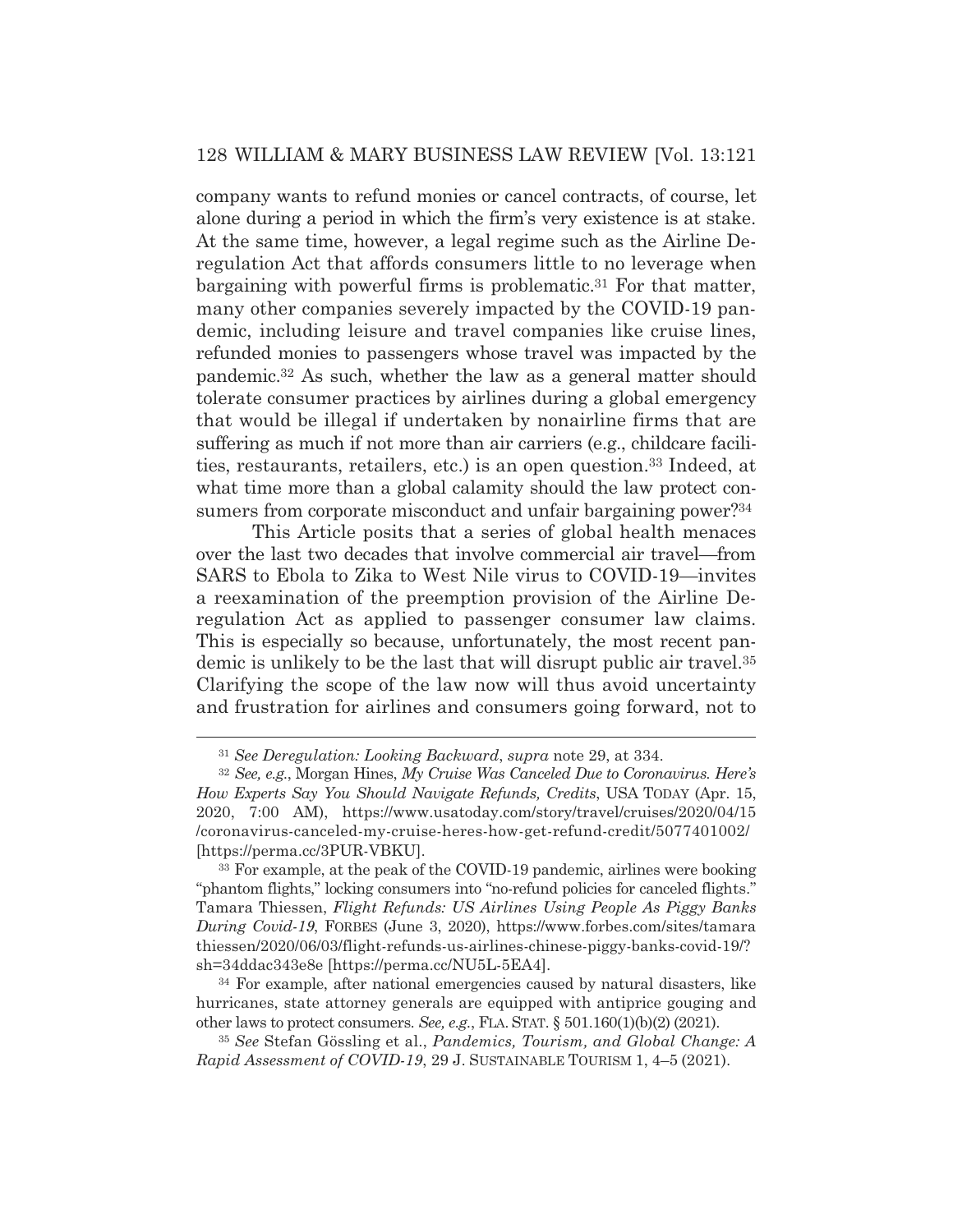company wants to refund monies or cancel contracts, of course, let alone during a period in which the firm's very existence is at stake. At the same time, however, a legal regime such as the Airline Deregulation Act that affords consumers little to no leverage when bargaining with powerful firms is problematic.[31] For that matter, many other companies severely impacted by the COVID-19 pandemic, including leisure and travel companies like cruise lines, refunded monies to passengers whose travel was impacted by the pandemic.[32] As such, whether the law as a general matter should tolerate consumer practices by airlines during a global emergency that would be illegal if undertaken by nonairline firms that are suffering as much if not more than air carriers (e.g., childcare facilities, restaurants, retailers, etc.) is an open question.[33] Indeed, at what time more than a global calamity should the law protect consumers from corporate misconduct and unfair bargaining power?[34]

This Article posits that a series of global health menaces over the last two decades that involve commercial air travel—from SARS to Ebola to Zika to West Nile virus to COVID-19—invites a reexamination of the preemption provision of the Airline Deregulation Act as applied to passenger consumer law claims. This is especially so because, unfortunately, the most recent pandemic is unlikely to be the last that will disrupt public air travel.[35] Clarifying the scope of the law now will thus avoid uncertainty and frustration for airlines and consumers going forward, not to

---

[31] *See Deregulation: Looking Backward*, *supra* note 29, at 334.

[32] *See, e.g.*, Morgan Hines, *My Cruise Was Canceled Due to Coronavirus. Here's How Experts Say You Should Navigate Refunds, Credits*, USA TODAY (Apr. 15, 2020, 7:00 AM), https://www.usatoday.com/story/travel/cruises/2020/04/15/coronavirus-canceled-my-cruise-heres-how-get-refund-credit/5077401002/ [https://perma.cc/3PUR-VBKU].

[33] For example, at the peak of the COVID-19 pandemic, airlines were booking "phantom flights," locking consumers into "no-refund policies for canceled flights." Tamara Thiessen, *Flight Refunds: US Airlines Using People As Piggy Banks During Covid-19*, FORBES (June 3, 2020), https://www.forbes.com/sites/tamarathiessen/2020/06/03/flight-refunds-us-airlines-chinese-piggy-banks-covid-19/?sh=34ddac343e8e [https://perma.cc/NU5L-5EA4].

[34] For example, after national emergencies caused by natural disasters, like hurricanes, state attorney generals are equipped with antiprice gouging and other laws to protect consumers. *See, e.g.*, FLA. STAT. § 501.160(1)(b)(2) (2021).

[35] *See* Stefan Gössling et al., *Pandemics, Tourism, and Global Change: A Rapid Assessment of COVID-19*, 29 J. SUSTAINABLE TOURISM 1, 4–5 (2021).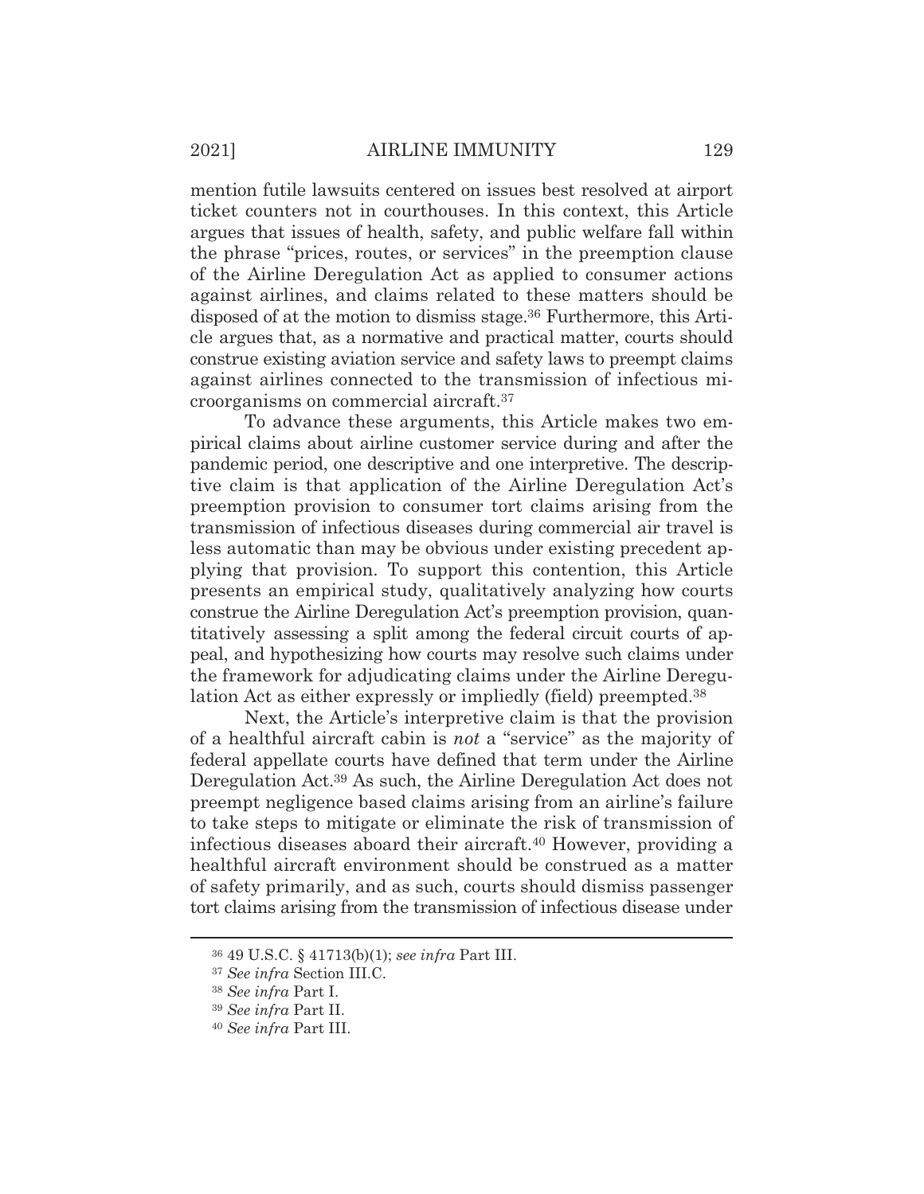mention futile lawsuits centered on issues best resolved at airport ticket counters not in courthouses. In this context, this Article argues that issues of health, safety, and public welfare fall within the phrase "prices, routes, or services" in the preemption clause of the Airline Deregulation Act as applied to consumer actions against airlines, and claims related to these matters should be disposed of at the motion to dismiss stage.[36] Furthermore, this Article argues that, as a normative and practical matter, courts should construe existing aviation service and safety laws to preempt claims against airlines connected to the transmission of infectious microorganisms on commercial aircraft.[37]

To advance these arguments, this Article makes two empirical claims about airline customer service during and after the pandemic period, one descriptive and one interpretive. The descriptive claim is that application of the Airline Deregulation Act's preemption provision to consumer tort claims arising from the transmission of infectious diseases during commercial air travel is less automatic than may be obvious under existing precedent applying that provision. To support this contention, this Article presents an empirical study, qualitatively analyzing how courts construe the Airline Deregulation Act's preemption provision, quantitatively assessing a split among the federal circuit courts of appeal, and hypothesizing how courts may resolve such claims under the framework for adjudicating claims under the Airline Deregulation Act as either expressly or impliedly (field) preempted.[38]

Next, the Article's interpretive claim is that the provision of a healthful aircraft cabin is *not* a "service" as the majority of federal appellate courts have defined that term under the Airline Deregulation Act.[39] As such, the Airline Deregulation Act does not preempt negligence based claims arising from an airline's failure to take steps to mitigate or eliminate the risk of transmission of infectious diseases aboard their aircraft.[40] However, providing a healthful aircraft environment should be construed as a matter of safety primarily, and as such, courts should dismiss passenger tort claims arising from the transmission of infectious disease under

---

[36] 49 U.S.C. § 41713(b)(1); *see infra* Part III.

[37] *See infra* Section III.C.

[38] *See infra* Part I.

[39] *See infra* Part II.

[40] *See infra* Part III.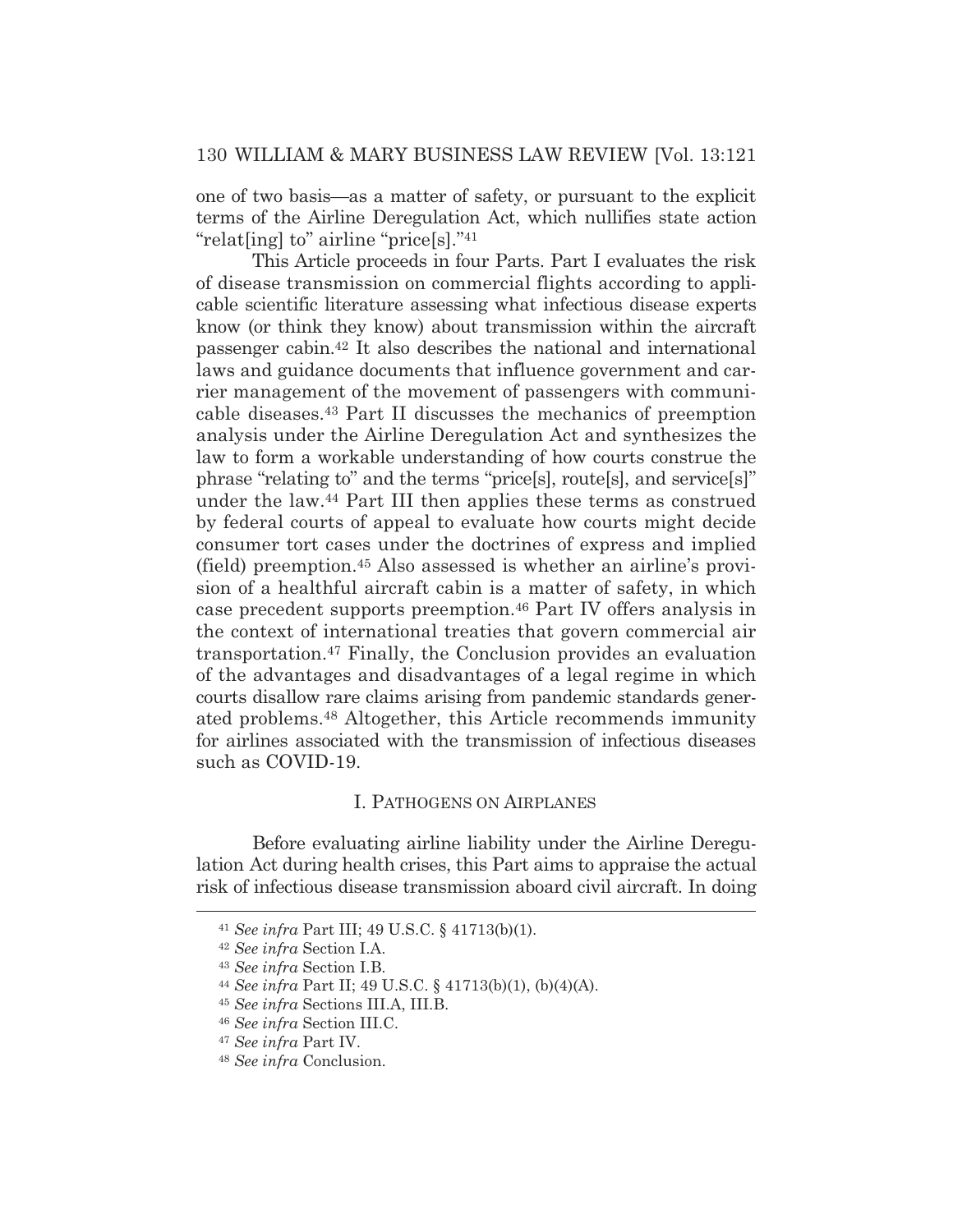one of two basis—as a matter of safety, or pursuant to the explicit terms of the Airline Deregulation Act, which nullifies state action "relat[ing] to" airline "price[s]."[41]

This Article proceeds in four Parts. Part I evaluates the risk of disease transmission on commercial flights according to applicable scientific literature assessing what infectious disease experts know (or think they know) about transmission within the aircraft passenger cabin.[42] It also describes the national and international laws and guidance documents that influence government and carrier management of the movement of passengers with communicable diseases.[43] Part II discusses the mechanics of preemption analysis under the Airline Deregulation Act and synthesizes the law to form a workable understanding of how courts construe the phrase "relating to" and the terms "price[s], route[s], and service[s]" under the law.[44] Part III then applies these terms as construed by federal courts of appeal to evaluate how courts might decide consumer tort cases under the doctrines of express and implied (field) preemption.[45] Also assessed is whether an airline's provision of a healthful aircraft cabin is a matter of safety, in which case precedent supports preemption.[46] Part IV offers analysis in the context of international treaties that govern commercial air transportation.[47] Finally, the Conclusion provides an evaluation of the advantages and disadvantages of a legal regime in which courts disallow rare claims arising from pandemic standards generated problems.[48] Altogether, this Article recommends immunity for airlines associated with the transmission of infectious diseases such as COVID-19.

## I. PATHOGENS ON AIRPLANES

Before evaluating airline liability under the Airline Deregulation Act during health crises, this Part aims to appraise the actual risk of infectious disease transmission aboard civil aircraft. In doing

---

[41] *See infra* Part III; 49 U.S.C. § 41713(b)(1).

[42] *See infra* Section I.A.

[43] *See infra* Section I.B.

[44] *See infra* Part II; 49 U.S.C. § 41713(b)(1), (b)(4)(A).

[45] *See infra* Sections III.A, III.B.

[46] *See infra* Section III.C.

[47] *See infra* Part IV.

[48] *See infra* Conclusion.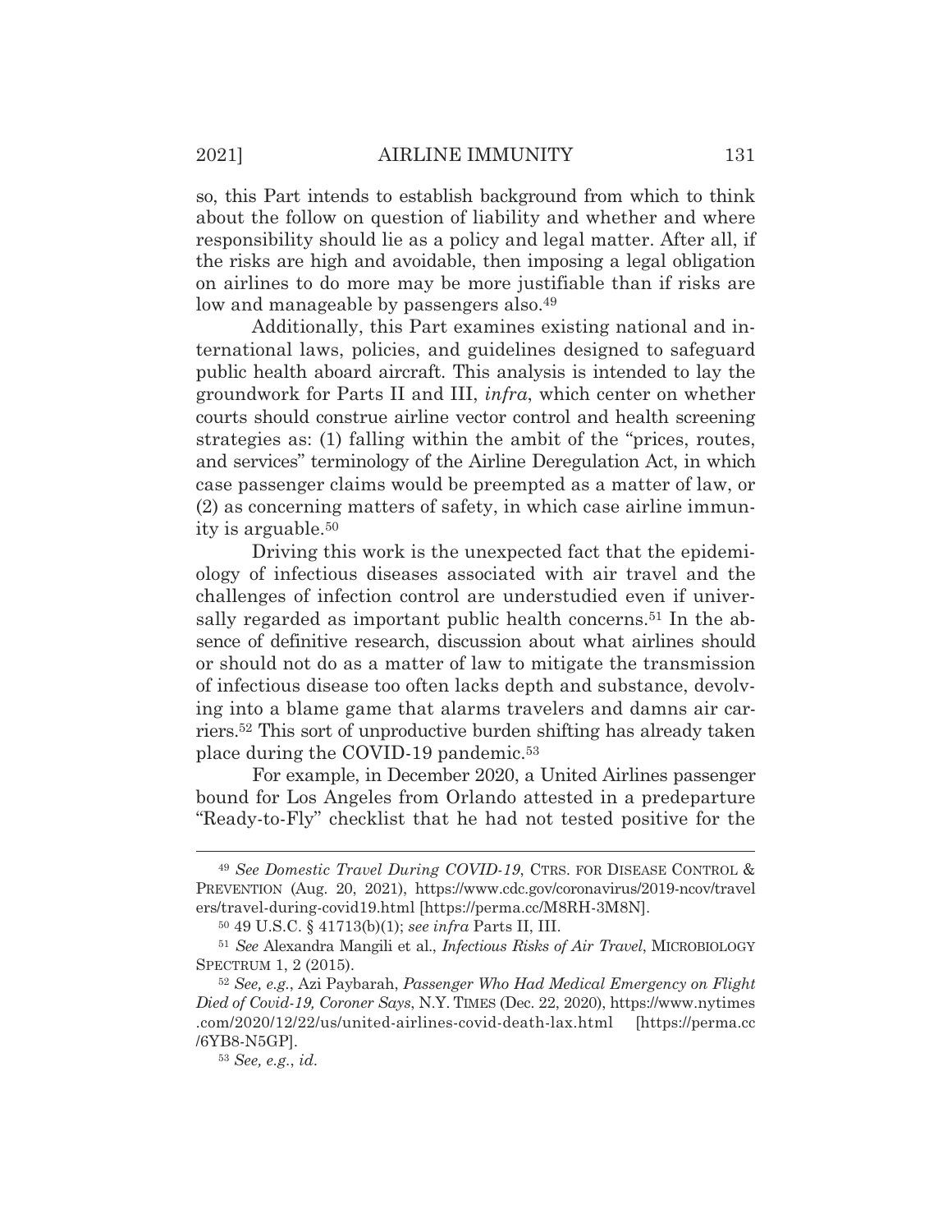so, this Part intends to establish background from which to think about the follow on question of liability and whether and where responsibility should lie as a policy and legal matter. After all, if the risks are high and avoidable, then imposing a legal obligation on airlines to do more may be more justifiable than if risks are low and manageable by passengers also.[49]

Additionally, this Part examines existing national and international laws, policies, and guidelines designed to safeguard public health aboard aircraft. This analysis is intended to lay the groundwork for Parts II and III, *infra*, which center on whether courts should construe airline vector control and health screening strategies as: (1) falling within the ambit of the "prices, routes, and services" terminology of the Airline Deregulation Act, in which case passenger claims would be preempted as a matter of law, or (2) as concerning matters of safety, in which case airline immunity is arguable.[50]

Driving this work is the unexpected fact that the epidemiology of infectious diseases associated with air travel and the challenges of infection control are understudied even if universally regarded as important public health concerns.[51] In the absence of definitive research, discussion about what airlines should or should not do as a matter of law to mitigate the transmission of infectious disease too often lacks depth and substance, devolving into a blame game that alarms travelers and damns air carriers.[52] This sort of unproductive burden shifting has already taken place during the COVID-19 pandemic.[53]

For example, in December 2020, a United Airlines passenger bound for Los Angeles from Orlando attested in a predeparture "Ready-to-Fly" checklist that he had not tested positive for the

---

[49] *See Domestic Travel During COVID-19*, CTRS. FOR DISEASE CONTROL & PREVENTION (Aug. 20, 2021), https://www.cdc.gov/coronavirus/2019-ncov/travelers/travel-during-covid19.html [https://perma.cc/M8RH-3M8N].

[50] 49 U.S.C. § 41713(b)(1); *see infra* Parts II, III.

[51] *See* Alexandra Mangili et al., *Infectious Risks of Air Travel*, MICROBIOLOGY SPECTRUM 1, 2 (2015).

[52] *See, e.g.*, Azi Paybarah, *Passenger Who Had Medical Emergency on Flight Died of Covid-19, Coroner Says*, N.Y. TIMES (Dec. 22, 2020), https://www.nytimes.com/2020/12/22/us/united-airlines-covid-death-lax.html [https://perma.cc/6YB8-N5GP].

[53] *See, e.g.*, *id.*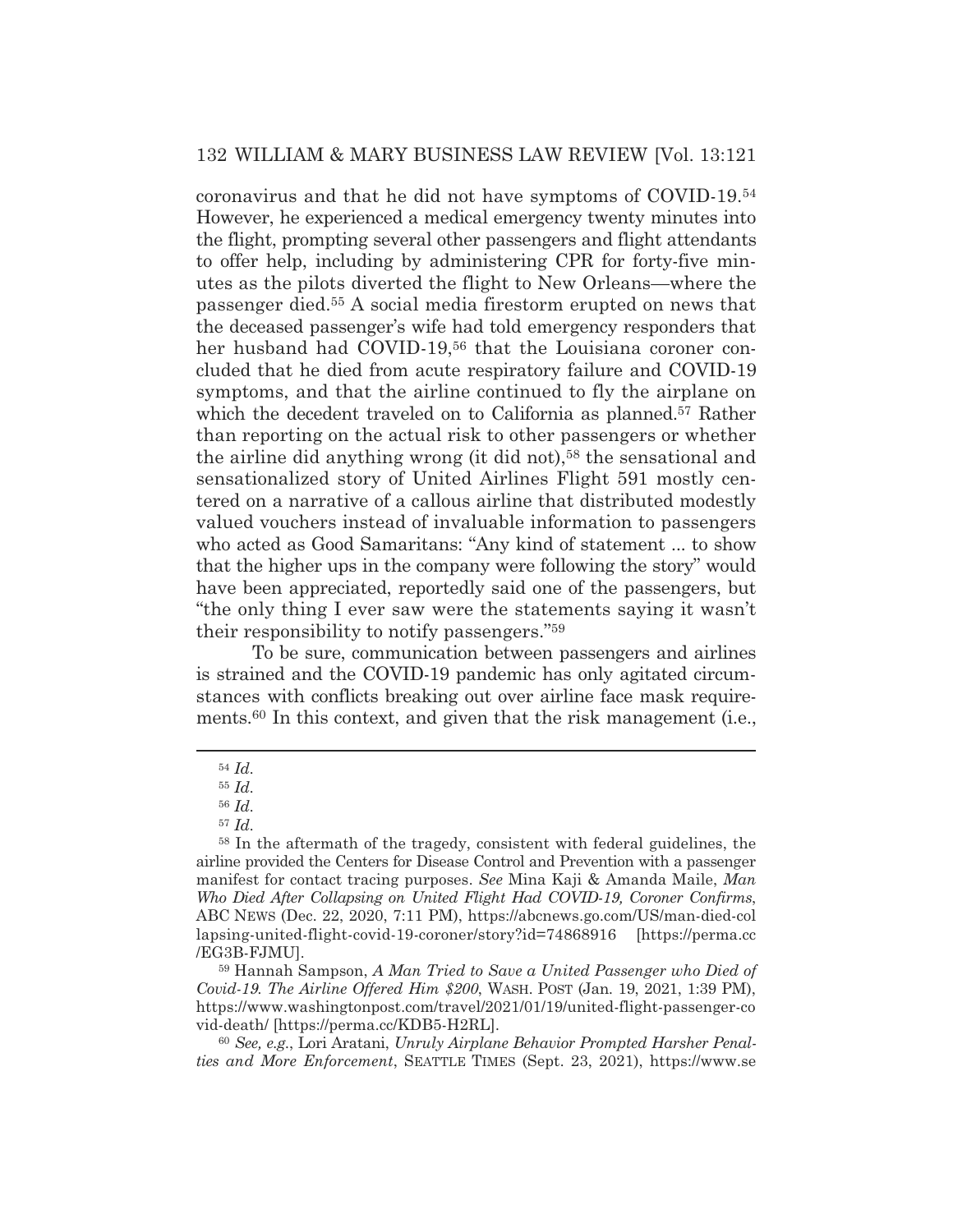coronavirus and that he did not have symptoms of COVID-19.[54] However, he experienced a medical emergency twenty minutes into the flight, prompting several other passengers and flight attendants to offer help, including by administering CPR for forty-five minutes as the pilots diverted the flight to New Orleans—where the passenger died.[55] A social media firestorm erupted on news that the deceased passenger's wife had told emergency responders that her husband had COVID-19,[56] that the Louisiana coroner concluded that he died from acute respiratory failure and COVID-19 symptoms, and that the airline continued to fly the airplane on which the decedent traveled on to California as planned.[57] Rather than reporting on the actual risk to other passengers or whether the airline did anything wrong (it did not),[58] the sensational and sensationalized story of United Airlines Flight 591 mostly centered on a narrative of a callous airline that distributed modestly valued vouchers instead of invaluable information to passengers who acted as Good Samaritans: "Any kind of statement ... to show that the higher ups in the company were following the story" would have been appreciated, reportedly said one of the passengers, but "the only thing I ever saw were the statements saying it wasn't their responsibility to notify passengers."[59]

To be sure, communication between passengers and airlines is strained and the COVID-19 pandemic has only agitated circumstances with conflicts breaking out over airline face mask requirements.[60] In this context, and given that the risk management (i.e.,

---

[54] *Id.*

[55] *Id.*

[56] *Id.*

[57] *Id.*

[58] In the aftermath of the tragedy, consistent with federal guidelines, the airline provided the Centers for Disease Control and Prevention with a passenger manifest for contact tracing purposes. *See* Mina Kaji & Amanda Maile, *Man Who Died After Collapsing on United Flight Had COVID-19, Coroner Confirms*, ABC NEWS (Dec. 22, 2020, 7:11 PM), https://abcnews.go.com/US/man-died-collapsing-united-flight-covid-19-coroner/story?id=74868916 [https://perma.cc/EG3B-FJMU].

[59] Hannah Sampson, *A Man Tried to Save a United Passenger who Died of Covid-19. The Airline Offered Him $200*, WASH. POST (Jan. 19, 2021, 1:39 PM), https://www.washingtonpost.com/travel/2021/01/19/united-flight-passenger-covid-death/ [https://perma.cc/KDB5-H2RL].

[60] *See, e.g.*, Lori Aratani, *Unruly Airplane Behavior Prompted Harsher Penalties and More Enforcement*, SEATTLE TIMES (Sept. 23, 2021), https://www.se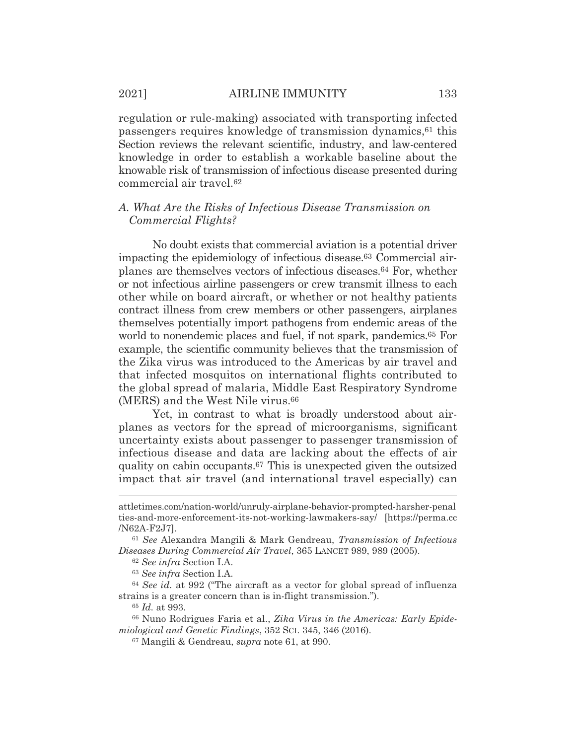regulation or rule-making) associated with transporting infected passengers requires knowledge of transmission dynamics,[61] this Section reviews the relevant scientific, industry, and law-centered knowledge in order to establish a workable baseline about the knowable risk of transmission of infectious disease presented during commercial air travel.[62]

### *A. What Are the Risks of Infectious Disease Transmission on Commercial Flights?*

No doubt exists that commercial aviation is a potential driver impacting the epidemiology of infectious disease.[63] Commercial airplanes are themselves vectors of infectious diseases.[64] For, whether or not infectious airline passengers or crew transmit illness to each other while on board aircraft, or whether or not healthy patients contract illness from crew members or other passengers, airplanes themselves potentially import pathogens from endemic areas of the world to nonendemic places and fuel, if not spark, pandemics.[65] For example, the scientific community believes that the transmission of the Zika virus was introduced to the Americas by air travel and that infected mosquitos on international flights contributed to the global spread of malaria, Middle East Respiratory Syndrome (MERS) and the West Nile virus.[66]

Yet, in contrast to what is broadly understood about airplanes as vectors for the spread of microorganisms, significant uncertainty exists about passenger to passenger transmission of infectious disease and data are lacking about the effects of air quality on cabin occupants.[67] This is unexpected given the outsized impact that air travel (and international travel especially) can

---

attletimes.com/nation-world/unruly-airplane-behavior-prompted-harsher-penalties-and-more-enforcement-its-not-working-lawmakers-say/ [https://perma.cc/N62A-F2J7].

[61] *See* Alexandra Mangili & Mark Gendreau, *Transmission of Infectious Diseases During Commercial Air Travel*, 365 LANCET 989, 989 (2005).

[62] *See infra* Section I.A.

[63] *See infra* Section I.A.

[64] *See id.* at 992 ("The aircraft as a vector for global spread of influenza strains is a greater concern than is in-flight transmission.").

[65] *Id.* at 993.

[66] Nuno Rodrigues Faria et al., *Zika Virus in the Americas: Early Epidemiological and Genetic Findings*, 352 SCI. 345, 346 (2016).

[67] Mangili & Gendreau, *supra* note 61, at 990.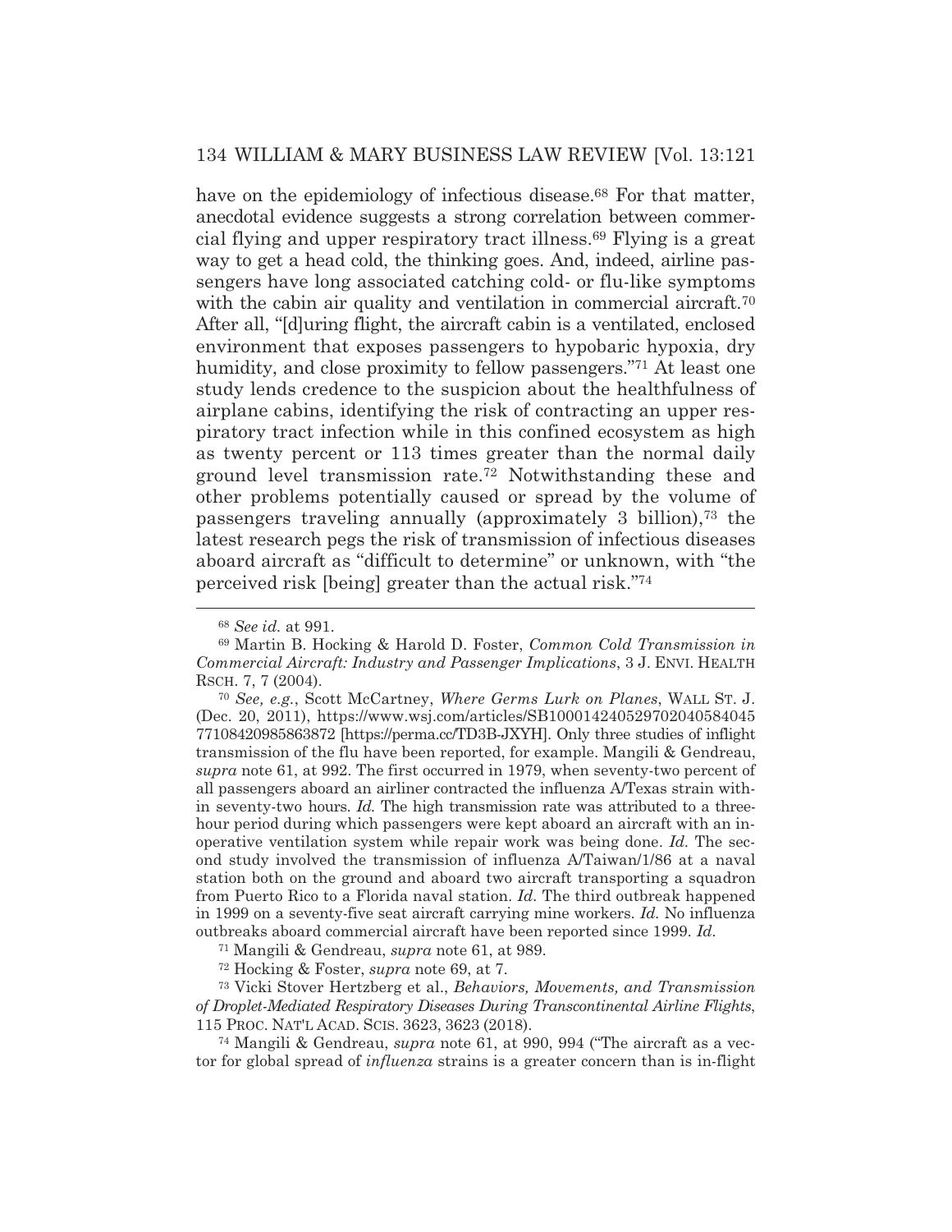have on the epidemiology of infectious disease.[68] For that matter, anecdotal evidence suggests a strong correlation between commercial flying and upper respiratory tract illness.[69] Flying is a great way to get a head cold, the thinking goes. And, indeed, airline passengers have long associated catching cold- or flu-like symptoms with the cabin air quality and ventilation in commercial aircraft.[70] After all, "[d]uring flight, the aircraft cabin is a ventilated, enclosed environment that exposes passengers to hypobaric hypoxia, dry humidity, and close proximity to fellow passengers."[71] At least one study lends credence to the suspicion about the healthfulness of airplane cabins, identifying the risk of contracting an upper respiratory tract infection while in this confined ecosystem as high as twenty percent or 113 times greater than the normal daily ground level transmission rate.[72] Notwithstanding these and other problems potentially caused or spread by the volume of passengers traveling annually (approximately 3 billion),[73] the latest research pegs the risk of transmission of infectious diseases aboard aircraft as "difficult to determine" or unknown, with "the perceived risk [being] greater than the actual risk."[74]

---

[68] *See id.* at 991.

[69] Martin B. Hocking & Harold D. Foster, *Common Cold Transmission in Commercial Aircraft: Industry and Passenger Implications*, 3 J. ENVI. HEALTH RSCH. 7, 7 (2004).

[70] *See, e.g.*, Scott McCartney, *Where Germs Lurk on Planes*, WALL ST. J. (Dec. 20, 2011), https://www.wsj.com/articles/SB10001424052970204058404577108420985863872 [https://perma.cc/TD3B-JXYH]. Only three studies of inflight transmission of the flu have been reported, for example. Mangili & Gendreau, *supra* note 61, at 992. The first occurred in 1979, when seventy-two percent of all passengers aboard an airliner contracted the influenza A/Texas strain within seventy-two hours. *Id.* The high transmission rate was attributed to a three-hour period during which passengers were kept aboard an aircraft with an inoperative ventilation system while repair work was being done. *Id.* The second study involved the transmission of influenza A/Taiwan/1/86 at a naval station both on the ground and aboard two aircraft transporting a squadron from Puerto Rico to a Florida naval station. *Id.* The third outbreak happened in 1999 on a seventy-five seat aircraft carrying mine workers. *Id.* No influenza outbreaks aboard commercial aircraft have been reported since 1999. *Id.*

[71] Mangili & Gendreau, *supra* note 61, at 989.

[72] Hocking & Foster, *supra* note 69, at 7.

[73] Vicki Stover Hertzberg et al., *Behaviors, Movements, and Transmission of Droplet-Mediated Respiratory Diseases During Transcontinental Airline Flights*, 115 PROC. NAT'L ACAD. SCIS. 3623, 3623 (2018).

[74] Mangili & Gendreau, *supra* note 61, at 990, 994 ("The aircraft as a vector for global spread of *influenza* strains is a greater concern than is in-flight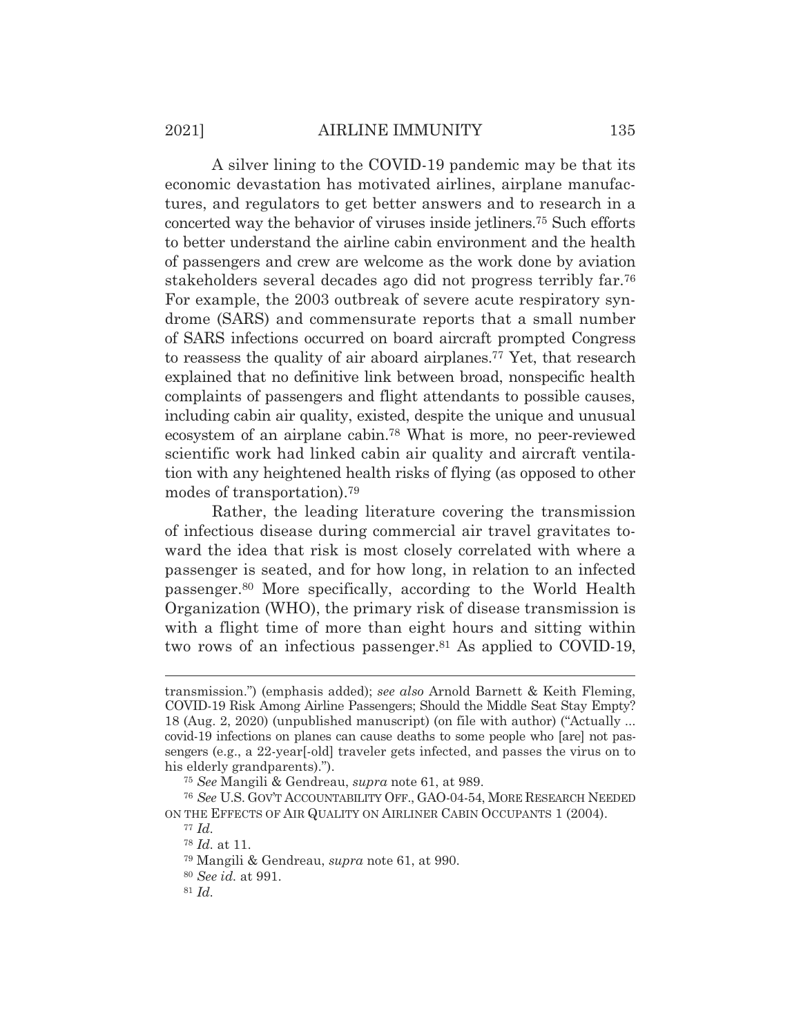A silver lining to the COVID-19 pandemic may be that its economic devastation has motivated airlines, airplane manufactures, and regulators to get better answers and to research in a concerted way the behavior of viruses inside jetliners.[75] Such efforts to better understand the airline cabin environment and the health of passengers and crew are welcome as the work done by aviation stakeholders several decades ago did not progress terribly far.[76] For example, the 2003 outbreak of severe acute respiratory syndrome (SARS) and commensurate reports that a small number of SARS infections occurred on board aircraft prompted Congress to reassess the quality of air aboard airplanes.[77] Yet, that research explained that no definitive link between broad, nonspecific health complaints of passengers and flight attendants to possible causes, including cabin air quality, existed, despite the unique and unusual ecosystem of an airplane cabin.[78] What is more, no peer-reviewed scientific work had linked cabin air quality and aircraft ventilation with any heightened health risks of flying (as opposed to other modes of transportation).[79]

Rather, the leading literature covering the transmission of infectious disease during commercial air travel gravitates toward the idea that risk is most closely correlated with where a passenger is seated, and for how long, in relation to an infected passenger.[80] More specifically, according to the World Health Organization (WHO), the primary risk of disease transmission is with a flight time of more than eight hours and sitting within two rows of an infectious passenger.[81] As applied to COVID-19,

---

transmission.") (emphasis added); *see also* Arnold Barnett & Keith Fleming, COVID-19 Risk Among Airline Passengers; Should the Middle Seat Stay Empty? 18 (Aug. 2, 2020) (unpublished manuscript) (on file with author) ("Actually ... covid-19 infections on planes can cause deaths to some people who [are] not passengers (e.g., a 22-year[-old] traveler gets infected, and passes the virus on to his elderly grandparents).").

[75] *See* Mangili & Gendreau, *supra* note 61, at 989.

[76] *See* U.S. GOV'T ACCOUNTABILITY OFF., GAO-04-54, MORE RESEARCH NEEDED ON THE EFFECTS OF AIR QUALITY ON AIRLINER CABIN OCCUPANTS 1 (2004).

[77] *Id.*

[78] *Id.* at 11.

[79] Mangili & Gendreau, *supra* note 61, at 990.

[80] *See id.* at 991.

[81] *Id.*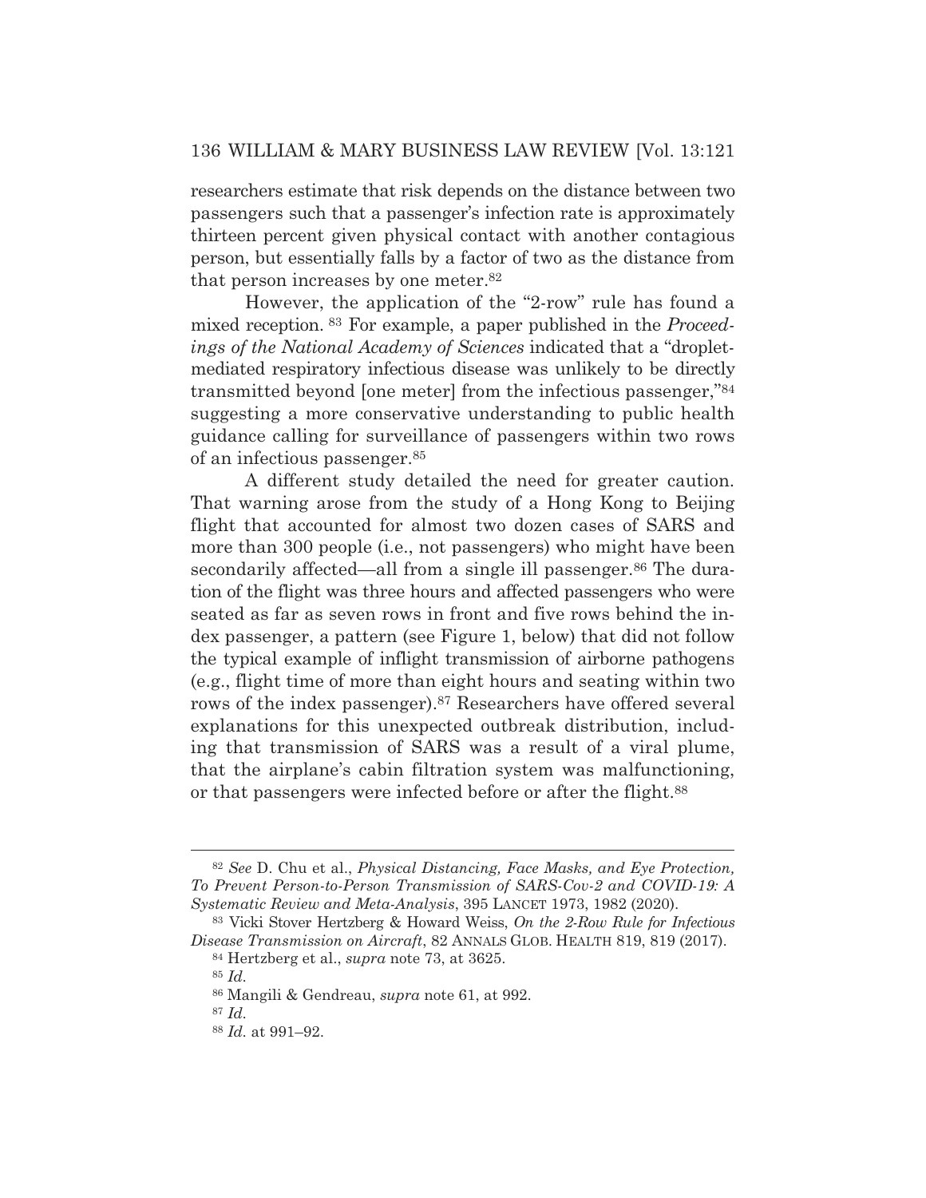researchers estimate that risk depends on the distance between two passengers such that a passenger's infection rate is approximately thirteen percent given physical contact with another contagious person, but essentially falls by a factor of two as the distance from that person increases by one meter.[82]

However, the application of the "2-row" rule has found a mixed reception.[83] For example, a paper published in the *Proceedings of the National Academy of Sciences* indicated that a "droplet-mediated respiratory infectious disease was unlikely to be directly transmitted beyond [one meter] from the infectious passenger,"[84] suggesting a more conservative understanding to public health guidance calling for surveillance of passengers within two rows of an infectious passenger.[85]

A different study detailed the need for greater caution. That warning arose from the study of a Hong Kong to Beijing flight that accounted for almost two dozen cases of SARS and more than 300 people (i.e., not passengers) who might have been secondarily affected—all from a single ill passenger.[86] The duration of the flight was three hours and affected passengers who were seated as far as seven rows in front and five rows behind the index passenger, a pattern (see Figure 1, below) that did not follow the typical example of inflight transmission of airborne pathogens (e.g., flight time of more than eight hours and seating within two rows of the index passenger).[87] Researchers have offered several explanations for this unexpected outbreak distribution, including that transmission of SARS was a result of a viral plume, that the airplane's cabin filtration system was malfunctioning, or that passengers were infected before or after the flight.[88]

---

[82] *See* D. Chu et al., *Physical Distancing, Face Masks, and Eye Protection, To Prevent Person-to-Person Transmission of SARS-Cov-2 and COVID-19: A Systematic Review and Meta-Analysis*, 395 LANCET 1973, 1982 (2020).

[83] Vicki Stover Hertzberg & Howard Weiss, *On the 2-Row Rule for Infectious Disease Transmission on Aircraft*, 82 ANNALS GLOB. HEALTH 819, 819 (2017).

[84] Hertzberg et al., *supra* note 73, at 3625.

[85] *Id.*

[86] Mangili & Gendreau, *supra* note 61, at 992.

[87] *Id.*

[88] *Id.* at 991–92.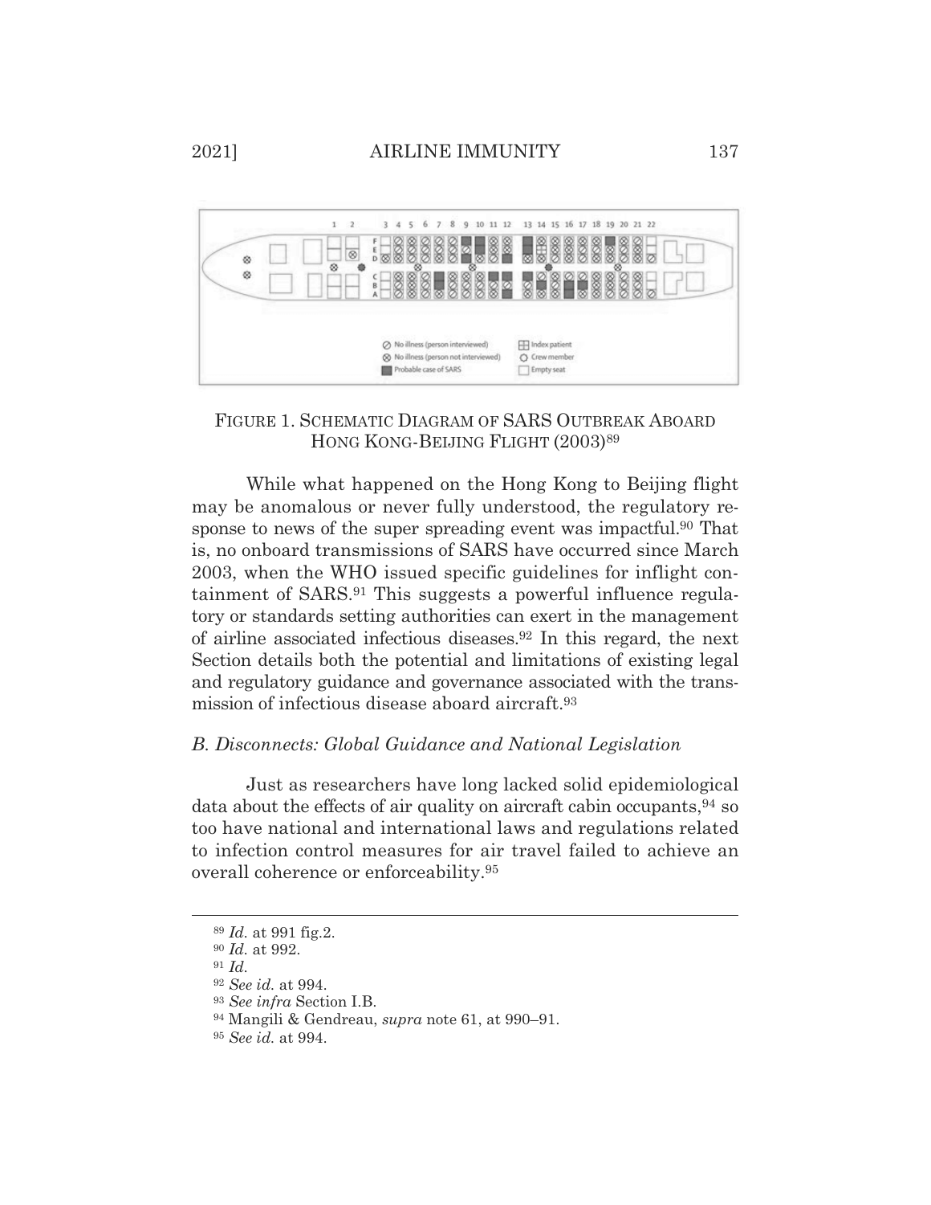FIGURE 1. SCHEMATIC DIAGRAM OF SARS OUTBREAK ABOARD HONG KONG-BEIJING FLIGHT (2003)[89]

While what happened on the Hong Kong to Beijing flight may be anomalous or never fully understood, the regulatory response to news of the super spreading event was impactful.[90] That is, no onboard transmissions of SARS have occurred since March 2003, when the WHO issued specific guidelines for inflight containment of SARS.[91] This suggests a powerful influence regulatory or standards setting authorities can exert in the management of airline associated infectious diseases.[92] In this regard, the next Section details both the potential and limitations of existing legal and regulatory guidance and governance associated with the transmission of infectious disease aboard aircraft.[93]

### *B. Disconnects: Global Guidance and National Legislation*

Just as researchers have long lacked solid epidemiological data about the effects of air quality on aircraft cabin occupants,[94] so too have national and international laws and regulations related to infection control measures for air travel failed to achieve an overall coherence or enforceability.[95]

---

[89] *Id.* at 991 fig.2.

[90] *Id.* at 992.

[91] *Id.*

[92] *See id.* at 994.

[93] *See infra* Section I.B.

[94] Mangili & Gendreau, *supra* note 61, at 990–91.

[95] *See id.* at 994.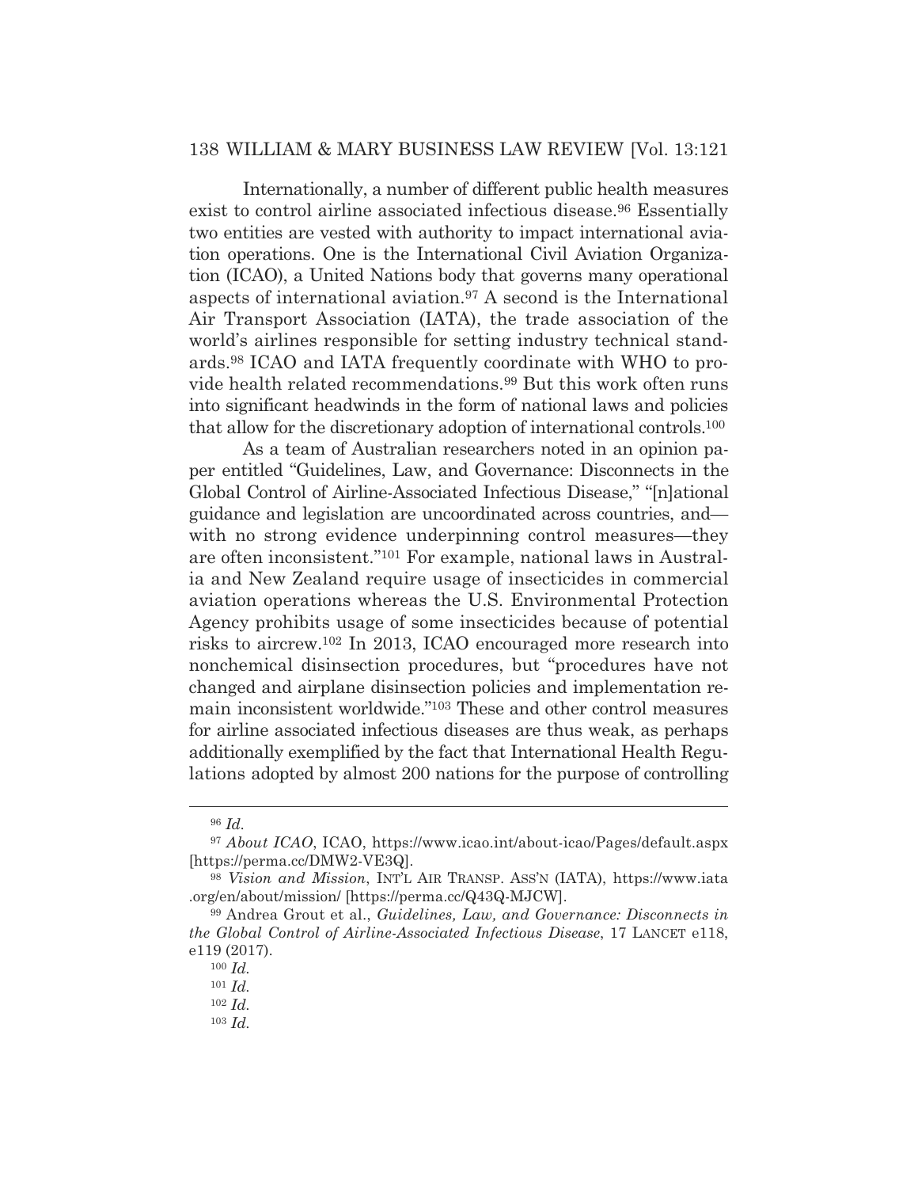Internationally, a number of different public health measures exist to control airline associated infectious disease.[96] Essentially two entities are vested with authority to impact international aviation operations. One is the International Civil Aviation Organization (ICAO), a United Nations body that governs many operational aspects of international aviation.[97] A second is the International Air Transport Association (IATA), the trade association of the world's airlines responsible for setting industry technical standards.[98] ICAO and IATA frequently coordinate with WHO to provide health related recommendations.[99] But this work often runs into significant headwinds in the form of national laws and policies that allow for the discretionary adoption of international controls.[100]

As a team of Australian researchers noted in an opinion paper entitled "Guidelines, Law, and Governance: Disconnects in the Global Control of Airline-Associated Infectious Disease," "[n]ational guidance and legislation are uncoordinated across countries, and—with no strong evidence underpinning control measures—they are often inconsistent."[101] For example, national laws in Australia and New Zealand require usage of insecticides in commercial aviation operations whereas the U.S. Environmental Protection Agency prohibits usage of some insecticides because of potential risks to aircrew.[102] In 2013, ICAO encouraged more research into nonchemical disinsection procedures, but "procedures have not changed and airplane disinsection policies and implementation remain inconsistent worldwide."[103] These and other control measures for airline associated infectious diseases are thus weak, as perhaps additionally exemplified by the fact that International Health Regulations adopted by almost 200 nations for the purpose of controlling

---

[96] *Id.*

[97] *About ICAO*, ICAO, https://www.icao.int/about-icao/Pages/default.aspx [https://perma.cc/DMW2-VE3Q].

[98] *Vision and Mission*, INT'L AIR TRANSP. ASS'N (IATA), https://www.iata.org/en/about/mission/ [https://perma.cc/Q43Q-MJCW].

[99] Andrea Grout et al., *Guidelines, Law, and Governance: Disconnects in the Global Control of Airline-Associated Infectious Disease*, 17 LANCET e118, e119 (2017).

[100] *Id.*

[101] *Id.*

[102] *Id.*

[103] *Id.*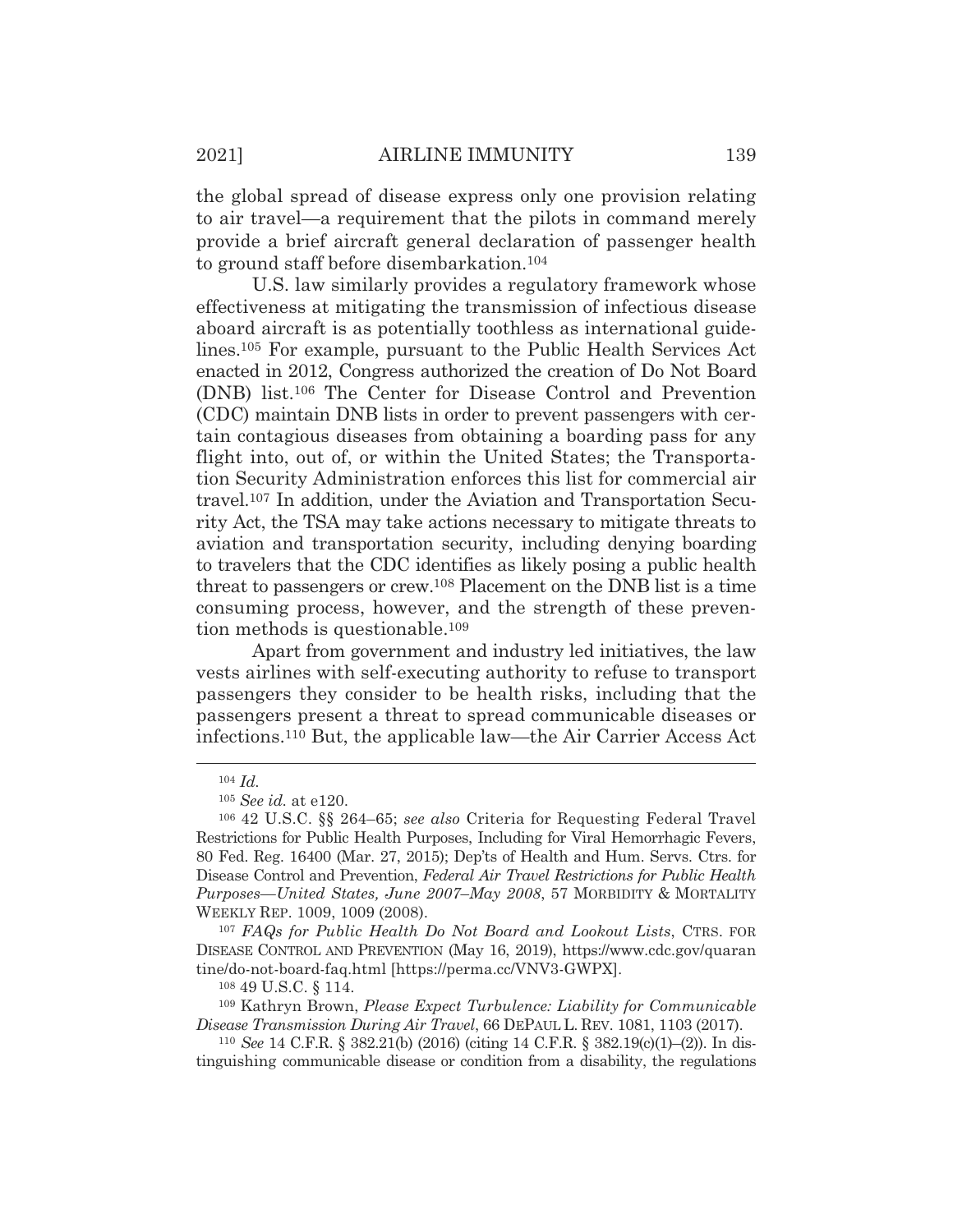the global spread of disease express only one provision relating to air travel—a requirement that the pilots in command merely provide a brief aircraft general declaration of passenger health to ground staff before disembarkation.[104]

U.S. law similarly provides a regulatory framework whose effectiveness at mitigating the transmission of infectious disease aboard aircraft is as potentially toothless as international guidelines.[105] For example, pursuant to the Public Health Services Act enacted in 2012, Congress authorized the creation of Do Not Board (DNB) list.[106] The Center for Disease Control and Prevention (CDC) maintain DNB lists in order to prevent passengers with certain contagious diseases from obtaining a boarding pass for any flight into, out of, or within the United States; the Transportation Security Administration enforces this list for commercial air travel.[107] In addition, under the Aviation and Transportation Security Act, the TSA may take actions necessary to mitigate threats to aviation and transportation security, including denying boarding to travelers that the CDC identifies as likely posing a public health threat to passengers or crew.[108] Placement on the DNB list is a time consuming process, however, and the strength of these prevention methods is questionable.[109]

Apart from government and industry led initiatives, the law vests airlines with self-executing authority to refuse to transport passengers they consider to be health risks, including that the passengers present a threat to spread communicable diseases or infections.[110] But, the applicable law—the Air Carrier Access Act

---

[104] *Id.*

[105] *See id.* at e120.

[106] 42 U.S.C. §§ 264–65; *see also* Criteria for Requesting Federal Travel Restrictions for Public Health Purposes, Including for Viral Hemorrhagic Fevers, 80 Fed. Reg. 16400 (Mar. 27, 2015); Dep'ts of Health and Hum. Servs. Ctrs. for Disease Control and Prevention, *Federal Air Travel Restrictions for Public Health Purposes—United States, June 2007–May 2008*, 57 MORBIDITY & MORTALITY WEEKLY REP. 1009, 1009 (2008).

[107] *FAQs for Public Health Do Not Board and Lookout Lists*, CTRS. FOR DISEASE CONTROL AND PREVENTION (May 16, 2019), https://www.cdc.gov/quarantine/do-not-board-faq.html [https://perma.cc/VNV3-GWPX].

[108] 49 U.S.C. § 114.

[109] Kathryn Brown, *Please Expect Turbulence: Liability for Communicable Disease Transmission During Air Travel*, 66 DEPAUL L. REV. 1081, 1103 (2017).

[110] *See* 14 C.F.R. § 382.21(b) (2016) (citing 14 C.F.R. § 382.19(c)(1)–(2)). In distinguishing communicable disease or condition from a disability, the regulations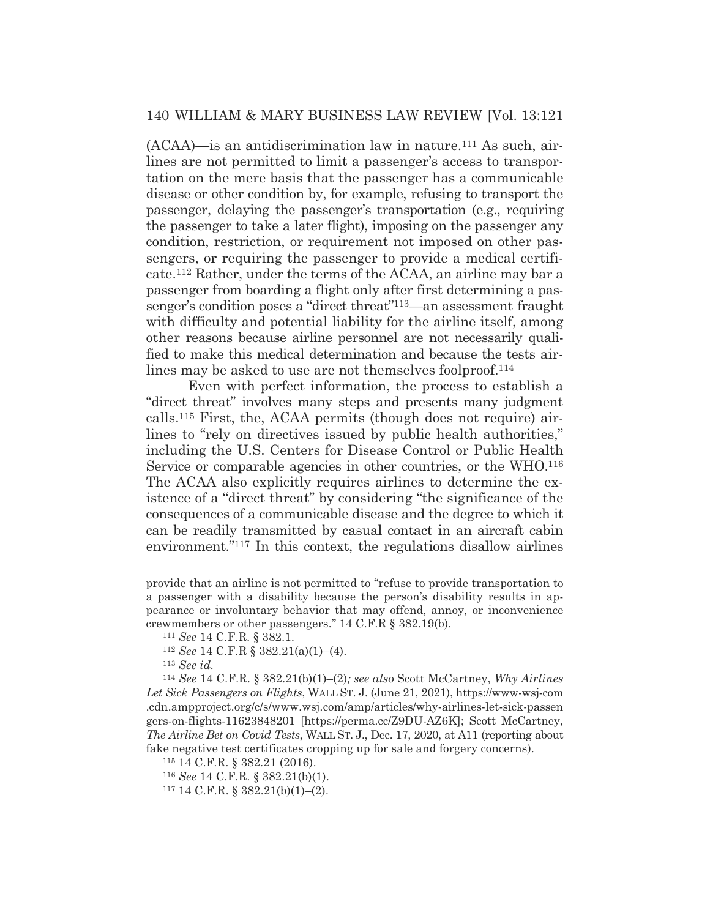(ACAA)—is an antidiscrimination law in nature.[111] As such, airlines are not permitted to limit a passenger's access to transportation on the mere basis that the passenger has a communicable disease or other condition by, for example, refusing to transport the passenger, delaying the passenger's transportation (e.g., requiring the passenger to take a later flight), imposing on the passenger any condition, restriction, or requirement not imposed on other passengers, or requiring the passenger to provide a medical certificate.[112] Rather, under the terms of the ACAA, an airline may bar a passenger from boarding a flight only after first determining a passenger's condition poses a "direct threat"[113]—an assessment fraught with difficulty and potential liability for the airline itself, among other reasons because airline personnel are not necessarily qualified to make this medical determination and because the tests airlines may be asked to use are not themselves foolproof.[114]

Even with perfect information, the process to establish a "direct threat" involves many steps and presents many judgment calls.[115] First, the, ACAA permits (though does not require) airlines to "rely on directives issued by public health authorities," including the U.S. Centers for Disease Control or Public Health Service or comparable agencies in other countries, or the WHO.[116] The ACAA also explicitly requires airlines to determine the existence of a "direct threat" by considering "the significance of the consequences of a communicable disease and the degree to which it can be readily transmitted by casual contact in an aircraft cabin environment."[117] In this context, the regulations disallow airlines

---

provide that an airline is not permitted to "refuse to provide transportation to a passenger with a disability because the person's disability results in appearance or involuntary behavior that may offend, annoy, or inconvenience crewmembers or other passengers." 14 C.F.R § 382.19(b).

[111] *See* 14 C.F.R. § 382.1.

[112] *See* 14 C.F.R § 382.21(a)(1)–(4).

[113] *See id.*

[114] *See* 14 C.F.R. § 382.21(b)(1)–(2)*; see also* Scott McCartney, *Why Airlines Let Sick Passengers on Flights*, WALL ST. J. (June 21, 2021), https://www-wsj-com.cdn.ampproject.org/c/s/www.wsj.com/amp/articles/why-airlines-let-sick-passengers-on-flights-11623848201 [https://perma.cc/Z9DU-AZ6K]; Scott McCartney, *The Airline Bet on Covid Tests*, WALL ST. J., Dec. 17, 2020, at A11 (reporting about fake negative test certificates cropping up for sale and forgery concerns).

[115] 14 C.F.R. § 382.21 (2016).

[116] *See* 14 C.F.R. § 382.21(b)(1).

[117] 14 C.F.R. § 382.21(b)(1)–(2).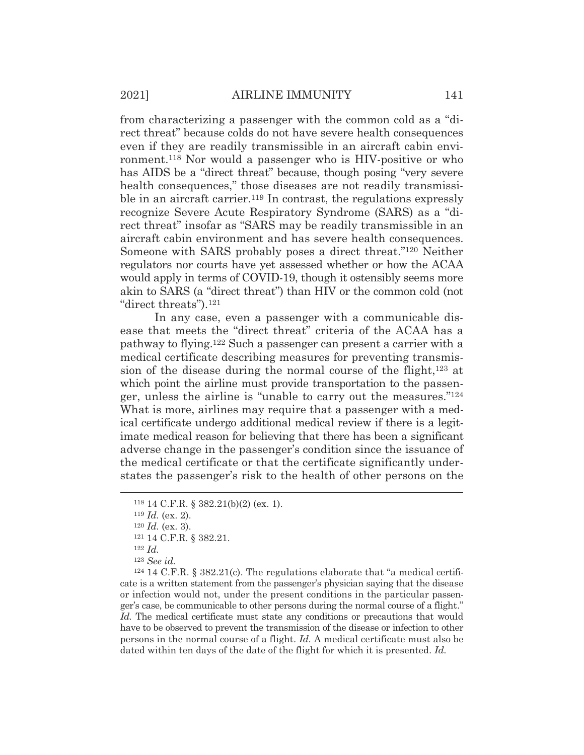from characterizing a passenger with the common cold as a "direct threat" because colds do not have severe health consequences even if they are readily transmissible in an aircraft cabin environment.[118] Nor would a passenger who is HIV-positive or who has AIDS be a "direct threat" because, though posing "very severe health consequences," those diseases are not readily transmissible in an aircraft carrier.[119] In contrast, the regulations expressly recognize Severe Acute Respiratory Syndrome (SARS) as a "direct threat" insofar as "SARS may be readily transmissible in an aircraft cabin environment and has severe health consequences. Someone with SARS probably poses a direct threat."[120] Neither regulators nor courts have yet assessed whether or how the ACAA would apply in terms of COVID-19, though it ostensibly seems more akin to SARS (a "direct threat") than HIV or the common cold (not "direct threats").[121]

In any case, even a passenger with a communicable disease that meets the "direct threat" criteria of the ACAA has a pathway to flying.[122] Such a passenger can present a carrier with a medical certificate describing measures for preventing transmission of the disease during the normal course of the flight,[123] at which point the airline must provide transportation to the passenger, unless the airline is "unable to carry out the measures."[124] What is more, airlines may require that a passenger with a medical certificate undergo additional medical review if there is a legitimate medical reason for believing that there has been a significant adverse change in the passenger's condition since the issuance of the medical certificate or that the certificate significantly understates the passenger's risk to the health of other persons on the

---

[118] 14 C.F.R. § 382.21(b)(2) (ex. 1).

[119] *Id.* (ex. 2).

[120] *Id.* (ex. 3).

[121] 14 C.F.R. § 382.21.

[122] *Id.*

[123] *See id.*

[124] 14 C.F.R. § 382.21(c). The regulations elaborate that "a medical certificate is a written statement from the passenger's physician saying that the disease or infection would not, under the present conditions in the particular passenger's case, be communicable to other persons during the normal course of a flight." *Id.* The medical certificate must state any conditions or precautions that would have to be observed to prevent the transmission of the disease or infection to other persons in the normal course of a flight. *Id.* A medical certificate must also be dated within ten days of the date of the flight for which it is presented. *Id.*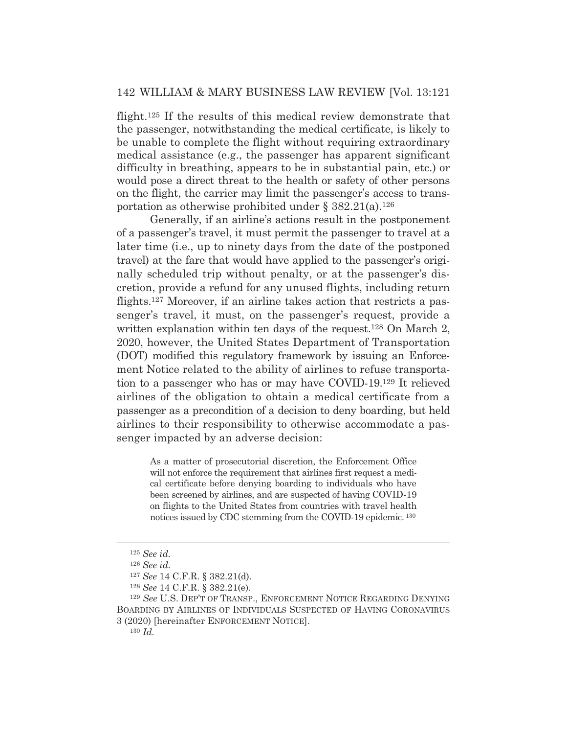flight.[125] If the results of this medical review demonstrate that the passenger, notwithstanding the medical certificate, is likely to be unable to complete the flight without requiring extraordinary medical assistance (e.g., the passenger has apparent significant difficulty in breathing, appears to be in substantial pain, etc.) or would pose a direct threat to the health or safety of other persons on the flight, the carrier may limit the passenger's access to transportation as otherwise prohibited under § 382.21(a).[126]

Generally, if an airline's actions result in the postponement of a passenger's travel, it must permit the passenger to travel at a later time (i.e., up to ninety days from the date of the postponed travel) at the fare that would have applied to the passenger's originally scheduled trip without penalty, or at the passenger's discretion, provide a refund for any unused flights, including return flights.[127] Moreover, if an airline takes action that restricts a passenger's travel, it must, on the passenger's request, provide a written explanation within ten days of the request.[128] On March 2, 2020, however, the United States Department of Transportation (DOT) modified this regulatory framework by issuing an Enforcement Notice related to the ability of airlines to refuse transportation to a passenger who has or may have COVID-19.[129] It relieved airlines of the obligation to obtain a medical certificate from a passenger as a precondition of a decision to deny boarding, but held airlines to their responsibility to otherwise accommodate a passenger impacted by an adverse decision:

> As a matter of prosecutorial discretion, the Enforcement Office will not enforce the requirement that airlines first request a medical certificate before denying boarding to individuals who have been screened by airlines, and are suspected of having COVID-19 on flights to the United States from countries with travel health notices issued by CDC stemming from the COVID-19 epidemic.[130]

---

[125] *See id.*

[126] *See id.*

[127] *See* 14 C.F.R. § 382.21(d).

[128] *See* 14 C.F.R. § 382.21(e).

[129] *See* U.S. DEP'T OF TRANSP., ENFORCEMENT NOTICE REGARDING DENYING BOARDING BY AIRLINES OF INDIVIDUALS SUSPECTED OF HAVING CORONAVIRUS 3 (2020) [hereinafter ENFORCEMENT NOTICE].

[130] *Id.*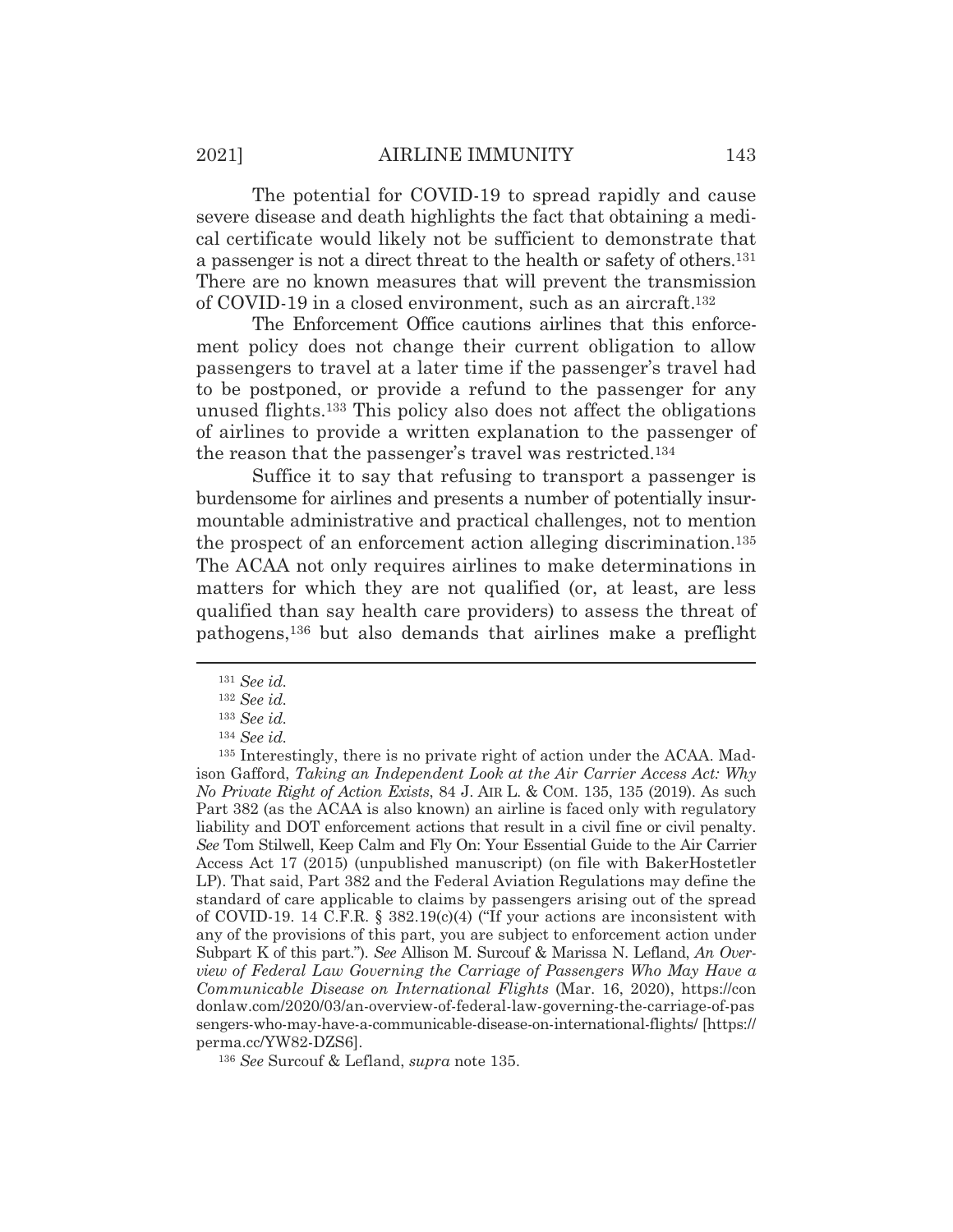The potential for COVID-19 to spread rapidly and cause severe disease and death highlights the fact that obtaining a medical certificate would likely not be sufficient to demonstrate that a passenger is not a direct threat to the health or safety of others.[131] There are no known measures that will prevent the transmission of COVID-19 in a closed environment, such as an aircraft.[132]

The Enforcement Office cautions airlines that this enforcement policy does not change their current obligation to allow passengers to travel at a later time if the passenger's travel had to be postponed, or provide a refund to the passenger for any unused flights.[133] This policy also does not affect the obligations of airlines to provide a written explanation to the passenger of the reason that the passenger's travel was restricted.[134]

Suffice it to say that refusing to transport a passenger is burdensome for airlines and presents a number of potentially insurmountable administrative and practical challenges, not to mention the prospect of an enforcement action alleging discrimination.[135] The ACAA not only requires airlines to make determinations in matters for which they are not qualified (or, at least, are less qualified than say health care providers) to assess the threat of pathogens,[136] but also demands that airlines make a preflight

---

[131] *See id.*

[132] *See id.*

[133] *See id.*

[134] *See id.*

[135] Interestingly, there is no private right of action under the ACAA. Madison Gafford, *Taking an Independent Look at the Air Carrier Access Act: Why No Private Right of Action Exists*, 84 J. AIR L. & COM. 135, 135 (2019). As such Part 382 (as the ACAA is also known) an airline is faced only with regulatory liability and DOT enforcement actions that result in a civil fine or civil penalty. *See* Tom Stilwell, Keep Calm and Fly On: Your Essential Guide to the Air Carrier Access Act 17 (2015) (unpublished manuscript) (on file with BakerHostetler LP). That said, Part 382 and the Federal Aviation Regulations may define the standard of care applicable to claims by passengers arising out of the spread of COVID-19. 14 C.F.R. § 382.19(c)(4) ("If your actions are inconsistent with any of the provisions of this part, you are subject to enforcement action under Subpart K of this part."). *See* Allison M. Surcouf & Marissa N. Lefland, *An Overview of Federal Law Governing the Carriage of Passengers Who May Have a Communicable Disease on International Flights* (Mar. 16, 2020), https://condonlaw.com/2020/03/an-overview-of-federal-law-governing-the-carriage-of-passengers-who-may-have-a-communicable-disease-on-international-flights/ [https://perma.cc/YW82-DZS6].

[136] *See* Surcouf & Lefland, *supra* note 135.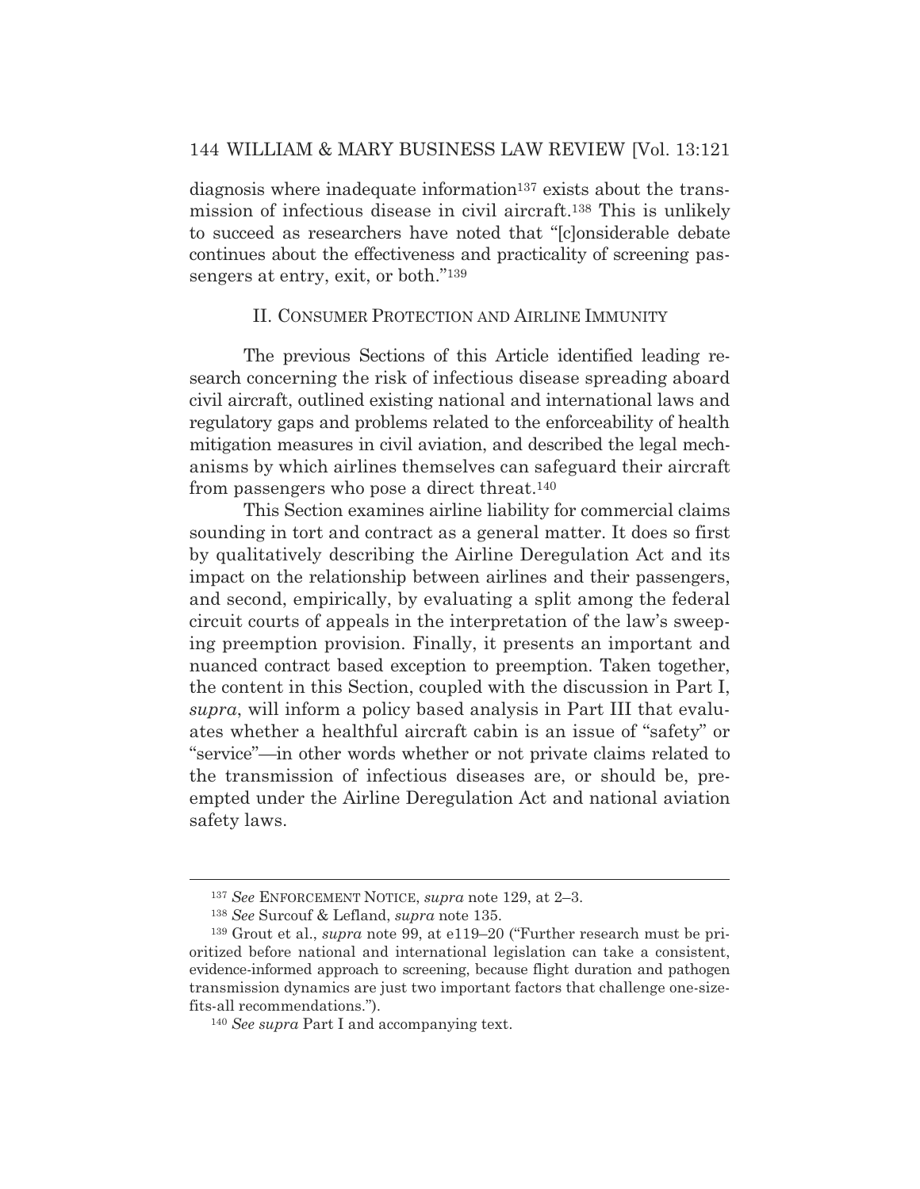diagnosis where inadequate information[137] exists about the transmission of infectious disease in civil aircraft.[138] This is unlikely to succeed as researchers have noted that "[c]onsiderable debate continues about the effectiveness and practicality of screening passengers at entry, exit, or both."[139]

## II. CONSUMER PROTECTION AND AIRLINE IMMUNITY

The previous Sections of this Article identified leading research concerning the risk of infectious disease spreading aboard civil aircraft, outlined existing national and international laws and regulatory gaps and problems related to the enforceability of health mitigation measures in civil aviation, and described the legal mechanisms by which airlines themselves can safeguard their aircraft from passengers who pose a direct threat.[140]

This Section examines airline liability for commercial claims sounding in tort and contract as a general matter. It does so first by qualitatively describing the Airline Deregulation Act and its impact on the relationship between airlines and their passengers, and second, empirically, by evaluating a split among the federal circuit courts of appeals in the interpretation of the law's sweeping preemption provision. Finally, it presents an important and nuanced contract based exception to preemption. Taken together, the content in this Section, coupled with the discussion in Part I, *supra*, will inform a policy based analysis in Part III that evaluates whether a healthful aircraft cabin is an issue of "safety" or "service"—in other words whether or not private claims related to the transmission of infectious diseases are, or should be, preempted under the Airline Deregulation Act and national aviation safety laws.

---

[137] *See* ENFORCEMENT NOTICE, *supra* note 129, at 2–3.

[138] *See* Surcouf & Lefland, *supra* note 135.

[139] Grout et al., *supra* note 99, at e119–20 ("Further research must be prioritized before national and international legislation can take a consistent, evidence-informed approach to screening, because flight duration and pathogen transmission dynamics are just two important factors that challenge one-size-fits-all recommendations.").

[140] *See supra* Part I and accompanying text.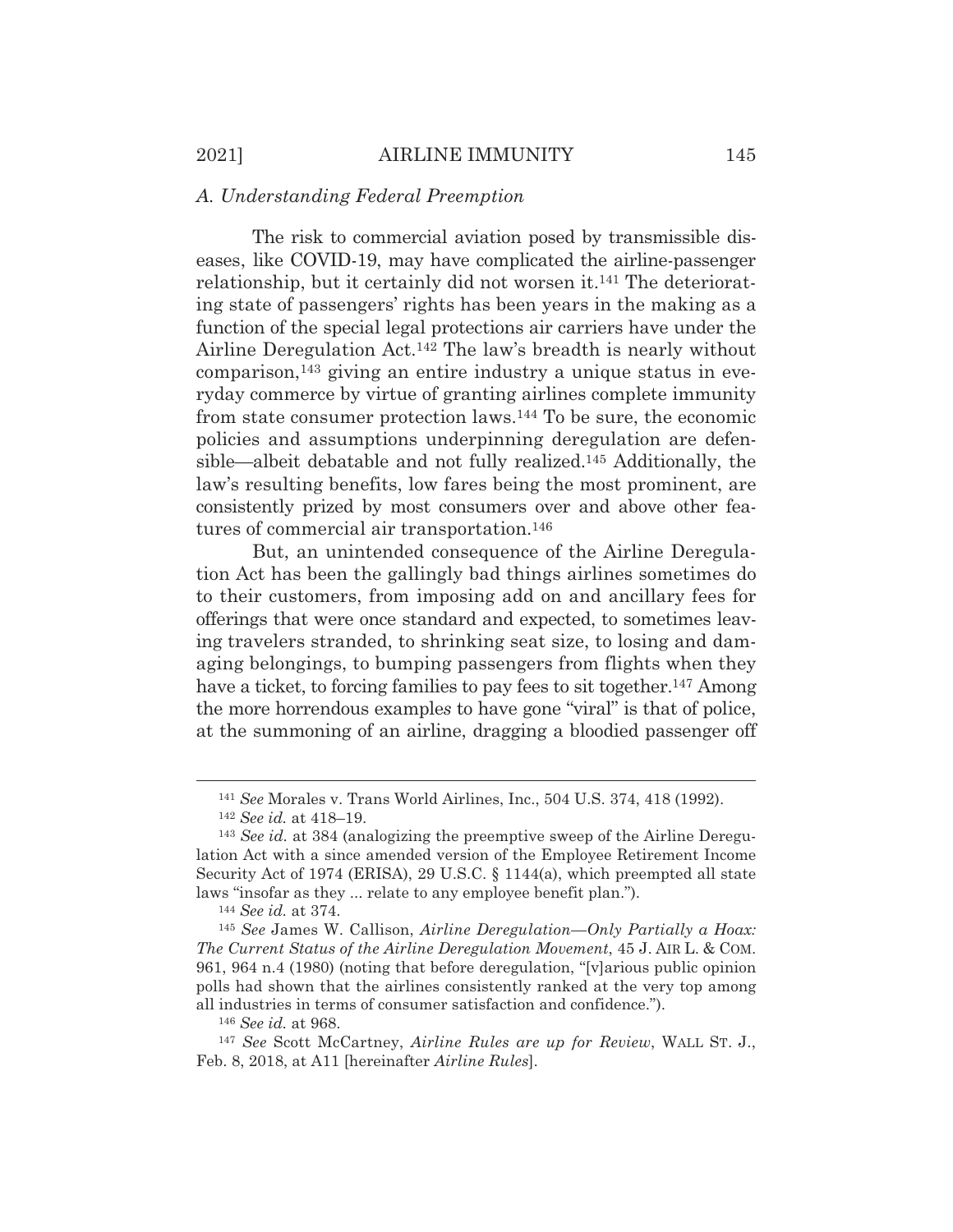### *A. Understanding Federal Preemption*

The risk to commercial aviation posed by transmissible diseases, like COVID-19, may have complicated the airline-passenger relationship, but it certainly did not worsen it.[141] The deteriorating state of passengers' rights has been years in the making as a function of the special legal protections air carriers have under the Airline Deregulation Act.[142] The law's breadth is nearly without comparison,[143] giving an entire industry a unique status in everyday commerce by virtue of granting airlines complete immunity from state consumer protection laws.[144] To be sure, the economic policies and assumptions underpinning deregulation are defensible—albeit debatable and not fully realized.[145] Additionally, the law's resulting benefits, low fares being the most prominent, are consistently prized by most consumers over and above other features of commercial air transportation.[146]

But, an unintended consequence of the Airline Deregulation Act has been the gallingly bad things airlines sometimes do to their customers, from imposing add on and ancillary fees for offerings that were once standard and expected, to sometimes leaving travelers stranded, to shrinking seat size, to losing and damaging belongings, to bumping passengers from flights when they have a ticket, to forcing families to pay fees to sit together.[147] Among the more horrendous examples to have gone "viral" is that of police, at the summoning of an airline, dragging a bloodied passenger off

---

[141] *See* Morales v. Trans World Airlines, Inc., 504 U.S. 374, 418 (1992).

[142] *See id.* at 418–19.

[143] *See id.* at 384 (analogizing the preemptive sweep of the Airline Deregulation Act with a since amended version of the Employee Retirement Income Security Act of 1974 (ERISA), 29 U.S.C. § 1144(a), which preempted all state laws "insofar as they ... relate to any employee benefit plan.").

[144] *See id.* at 374.

[145] *See* James W. Callison, *Airline Deregulation—Only Partially a Hoax: The Current Status of the Airline Deregulation Movement*, 45 J. AIR L. & COM. 961, 964 n.4 (1980) (noting that before deregulation, "[v]arious public opinion polls had shown that the airlines consistently ranked at the very top among all industries in terms of consumer satisfaction and confidence.").

[146] *See id.* at 968.

[147] *See* Scott McCartney, *Airline Rules are up for Review*, WALL ST. J., Feb. 8, 2018, at A11 [hereinafter *Airline Rules*].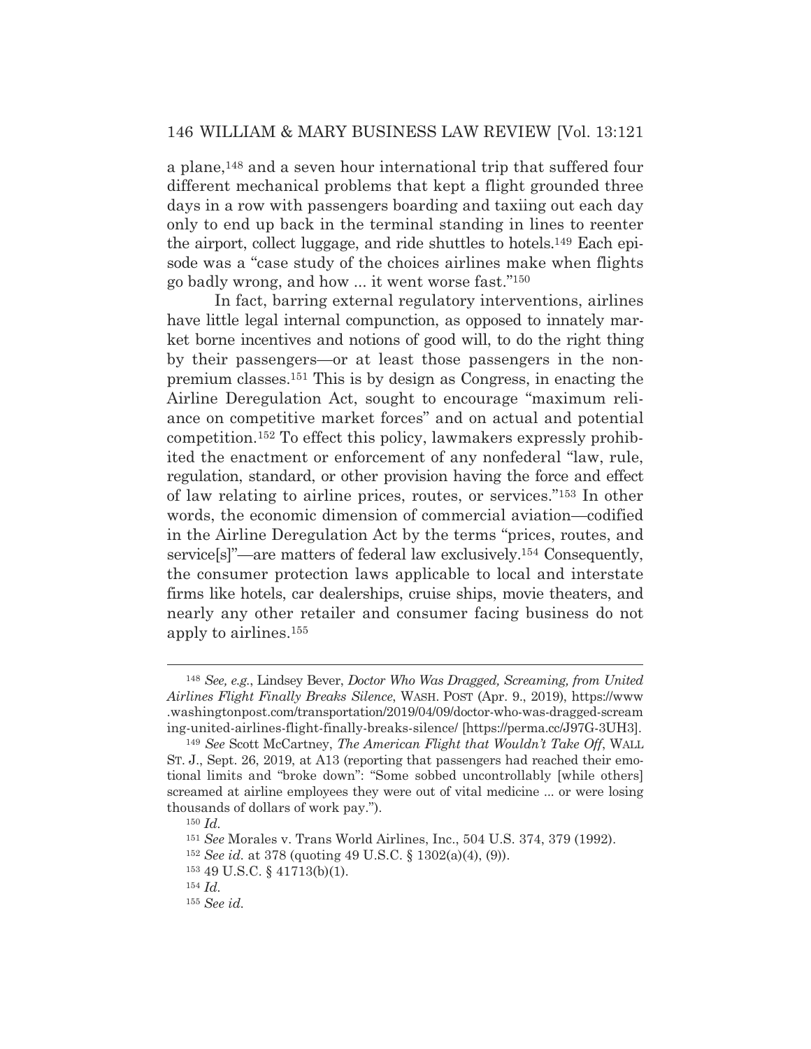a plane,[148] and a seven hour international trip that suffered four different mechanical problems that kept a flight grounded three days in a row with passengers boarding and taxiing out each day only to end up back in the terminal standing in lines to reenter the airport, collect luggage, and ride shuttles to hotels.[149] Each episode was a "case study of the choices airlines make when flights go badly wrong, and how ... it went worse fast."[150]

In fact, barring external regulatory interventions, airlines have little legal internal compunction, as opposed to innately market borne incentives and notions of good will, to do the right thing by their passengers—or at least those passengers in the non-premium classes.[151] This is by design as Congress, in enacting the Airline Deregulation Act, sought to encourage "maximum reliance on competitive market forces" and on actual and potential competition.[152] To effect this policy, lawmakers expressly prohibited the enactment or enforcement of any nonfederal "law, rule, regulation, standard, or other provision having the force and effect of law relating to airline prices, routes, or services."[153] In other words, the economic dimension of commercial aviation—codified in the Airline Deregulation Act by the terms "prices, routes, and service[s]"—are matters of federal law exclusively.[154] Consequently, the consumer protection laws applicable to local and interstate firms like hotels, car dealerships, cruise ships, movie theaters, and nearly any other retailer and consumer facing business do not apply to airlines.[155]

---

[148] *See, e.g.*, Lindsey Bever, *Doctor Who Was Dragged, Screaming, from United Airlines Flight Finally Breaks Silence*, WASH. POST (Apr. 9., 2019), https://www.washingtonpost.com/transportation/2019/04/09/doctor-who-was-dragged-screaming-united-airlines-flight-finally-breaks-silence/ [https://perma.cc/J97G-3UH3].

[149] *See* Scott McCartney, *The American Flight that Wouldn't Take Off*, WALL ST. J., Sept. 26, 2019, at A13 (reporting that passengers had reached their emotional limits and "broke down": "Some sobbed uncontrollably [while others] screamed at airline employees they were out of vital medicine ... or were losing thousands of dollars of work pay.").

[150] *Id.*

[151] *See* Morales v. Trans World Airlines, Inc., 504 U.S. 374, 379 (1992).

[152] *See id.* at 378 (quoting 49 U.S.C. § 1302(a)(4), (9)).

[153] 49 U.S.C. § 41713(b)(1).

[154] *Id.*

[155] *See id.*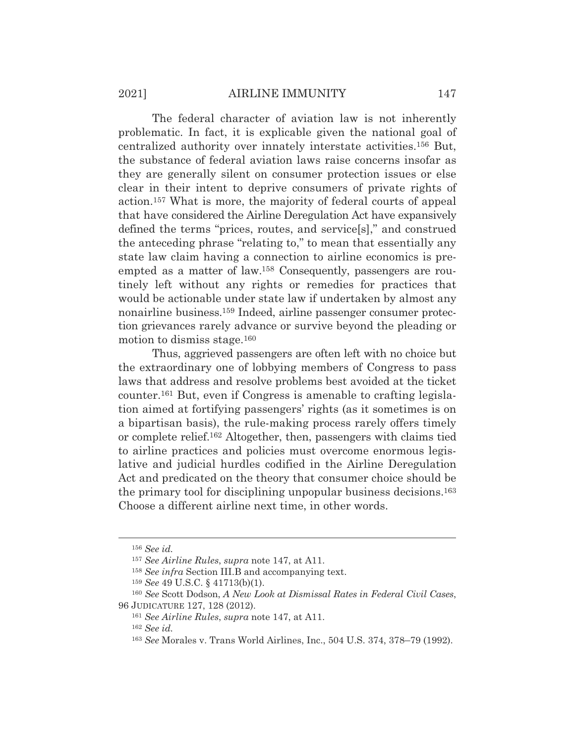The federal character of aviation law is not inherently problematic. In fact, it is explicable given the national goal of centralized authority over innately interstate activities.[156] But, the substance of federal aviation laws raise concerns insofar as they are generally silent on consumer protection issues or else clear in their intent to deprive consumers of private rights of action.[157] What is more, the majority of federal courts of appeal that have considered the Airline Deregulation Act have expansively defined the terms "prices, routes, and service[s]," and construed the anteceding phrase "relating to," to mean that essentially any state law claim having a connection to airline economics is preempted as a matter of law.[158] Consequently, passengers are routinely left without any rights or remedies for practices that would be actionable under state law if undertaken by almost any nonairline business.[159] Indeed, airline passenger consumer protection grievances rarely advance or survive beyond the pleading or motion to dismiss stage.[160]

Thus, aggrieved passengers are often left with no choice but the extraordinary one of lobbying members of Congress to pass laws that address and resolve problems best avoided at the ticket counter.[161] But, even if Congress is amenable to crafting legislation aimed at fortifying passengers' rights (as it sometimes is on a bipartisan basis), the rule-making process rarely offers timely or complete relief.[162] Altogether, then, passengers with claims tied to airline practices and policies must overcome enormous legislative and judicial hurdles codified in the Airline Deregulation Act and predicated on the theory that consumer choice should be the primary tool for disciplining unpopular business decisions.[163] Choose a different airline next time, in other words.

---

[156] *See id.*

[157] *See Airline Rules*, *supra* note 147, at A11.

[158] *See infra* Section III.B and accompanying text.

[159] *See* 49 U.S.C. § 41713(b)(1).

[160] *See* Scott Dodson, *A New Look at Dismissal Rates in Federal Civil Cases*, 96 JUDICATURE 127, 128 (2012).

[161] *See Airline Rules*, *supra* note 147, at A11.

[162] *See id.*

[163] *See* Morales v. Trans World Airlines, Inc., 504 U.S. 374, 378–79 (1992).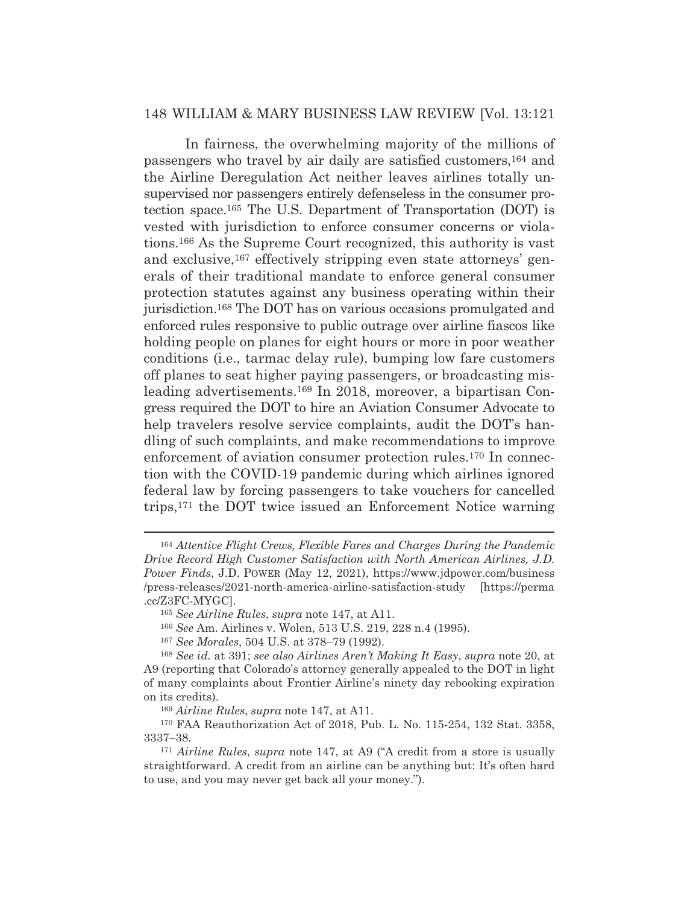In fairness, the overwhelming majority of the millions of passengers who travel by air daily are satisfied customers,[164] and the Airline Deregulation Act neither leaves airlines totally unsupervised nor passengers entirely defenseless in the consumer protection space.[165] The U.S. Department of Transportation (DOT) is vested with jurisdiction to enforce consumer concerns or violations.[166] As the Supreme Court recognized, this authority is vast and exclusive,[167] effectively stripping even state attorneys' generals of their traditional mandate to enforce general consumer protection statutes against any business operating within their jurisdiction.[168] The DOT has on various occasions promulgated and enforced rules responsive to public outrage over airline fiascos like holding people on planes for eight hours or more in poor weather conditions (i.e., tarmac delay rule), bumping low fare customers off planes to seat higher paying passengers, or broadcasting misleading advertisements.[169] In 2018, moreover, a bipartisan Congress required the DOT to hire an Aviation Consumer Advocate to help travelers resolve service complaints, audit the DOT's handling of such complaints, and make recommendations to improve enforcement of aviation consumer protection rules.[170] In connection with the COVID-19 pandemic during which airlines ignored federal law by forcing passengers to take vouchers for cancelled trips,[171] the DOT twice issued an Enforcement Notice warning

---

[164] *Attentive Flight Crews, Flexible Fares and Charges During the Pandemic Drive Record High Customer Satisfaction with North American Airlines, J.D. Power Finds*, J.D. POWER (May 12, 2021), https://www.jdpower.com/business/press-releases/2021-north-america-airline-satisfaction-study [https://perma.cc/Z3FC-MYGC].

[165] *See Airline Rules*, *supra* note 147, at A11.

[166] *See* Am. Airlines v. Wolen, 513 U.S. 219, 228 n.4 (1995).

[167] *See Morales*, 504 U.S. at 378–79 (1992).

[168] *See id.* at 391; *see also Airlines Aren't Making It Easy*, *supra* note 20, at A9 (reporting that Colorado's attorney generally appealed to the DOT in light of many complaints about Frontier Airline's ninety day rebooking expiration on its credits).

[169] *Airline Rules*, *supra* note 147, at A11.

[170] FAA Reauthorization Act of 2018, Pub. L. No. 115-254, 132 Stat. 3358, 3337–38.

[171] *Airline Rules*, *supra* note 147, at A9 ("A credit from a store is usually straightforward. A credit from an airline can be anything but: It's often hard to use, and you may never get back all your money.").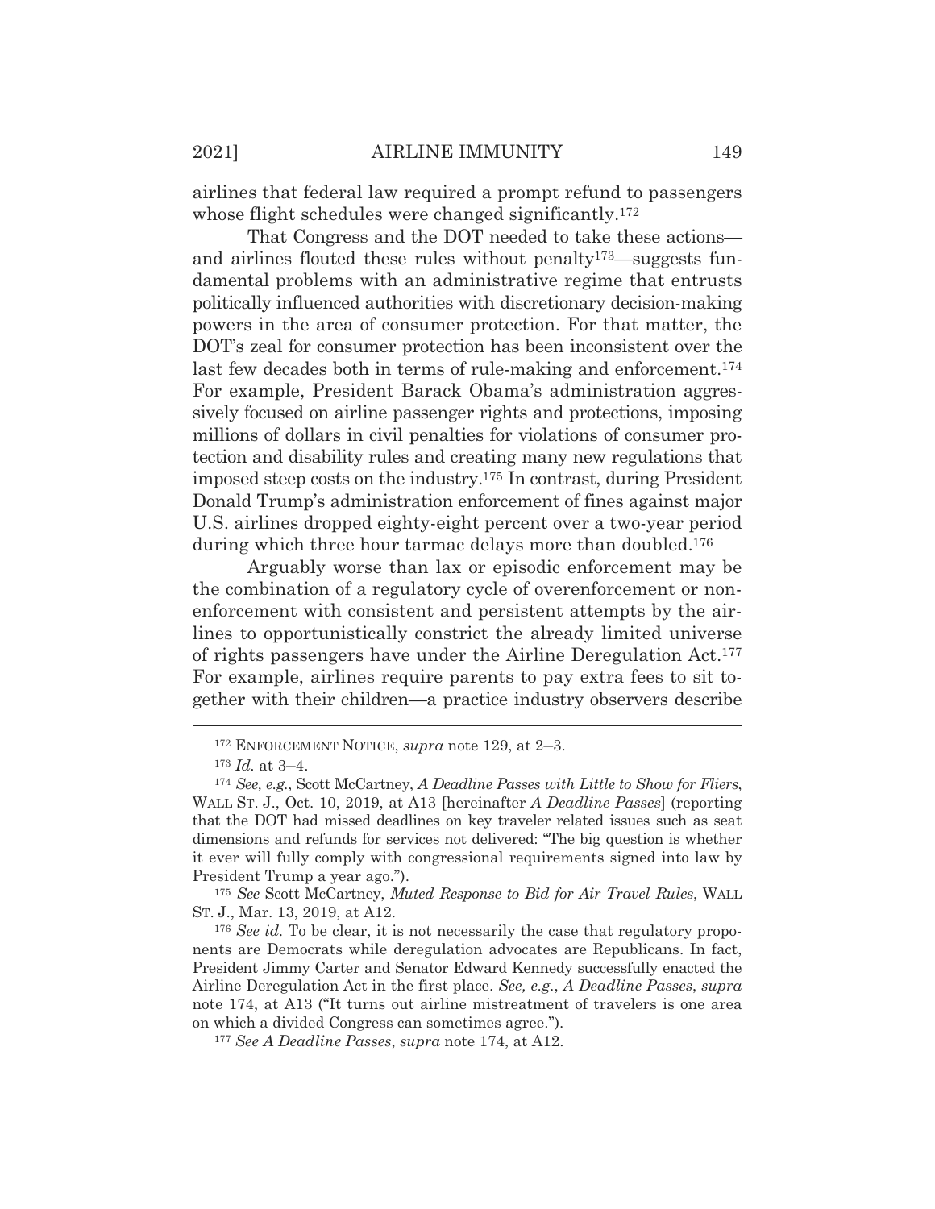airlines that federal law required a prompt refund to passengers whose flight schedules were changed significantly.[172]

That Congress and the DOT needed to take these actions—and airlines flouted these rules without penalty[173]—suggests fundamental problems with an administrative regime that entrusts politically influenced authorities with discretionary decision-making powers in the area of consumer protection. For that matter, the DOT's zeal for consumer protection has been inconsistent over the last few decades both in terms of rule-making and enforcement.[174] For example, President Barack Obama's administration aggressively focused on airline passenger rights and protections, imposing millions of dollars in civil penalties for violations of consumer protection and disability rules and creating many new regulations that imposed steep costs on the industry.[175] In contrast, during President Donald Trump's administration enforcement of fines against major U.S. airlines dropped eighty-eight percent over a two-year period during which three hour tarmac delays more than doubled.[176]

Arguably worse than lax or episodic enforcement may be the combination of a regulatory cycle of overenforcement or nonenforcement with consistent and persistent attempts by the airlines to opportunistically constrict the already limited universe of rights passengers have under the Airline Deregulation Act.[177] For example, airlines require parents to pay extra fees to sit together with their children—a practice industry observers describe

---

[172] ENFORCEMENT NOTICE, *supra* note 129, at 2–3.

[173] *Id.* at 3–4.

[174] *See, e.g.*, Scott McCartney, *A Deadline Passes with Little to Show for Fliers*, WALL ST. J., Oct. 10, 2019, at A13 [hereinafter *A Deadline Passes*] (reporting that the DOT had missed deadlines on key traveler related issues such as seat dimensions and refunds for services not delivered: "The big question is whether it ever will fully comply with congressional requirements signed into law by President Trump a year ago.").

[175] *See* Scott McCartney, *Muted Response to Bid for Air Travel Rules*, WALL ST. J., Mar. 13, 2019, at A12.

[176] *See id.* To be clear, it is not necessarily the case that regulatory proponents are Democrats while deregulation advocates are Republicans. In fact, President Jimmy Carter and Senator Edward Kennedy successfully enacted the Airline Deregulation Act in the first place. *See, e.g.*, *A Deadline Passes*, *supra* note 174, at A13 ("It turns out airline mistreatment of travelers is one area on which a divided Congress can sometimes agree.").

[177] *See A Deadline Passes*, *supra* note 174, at A12.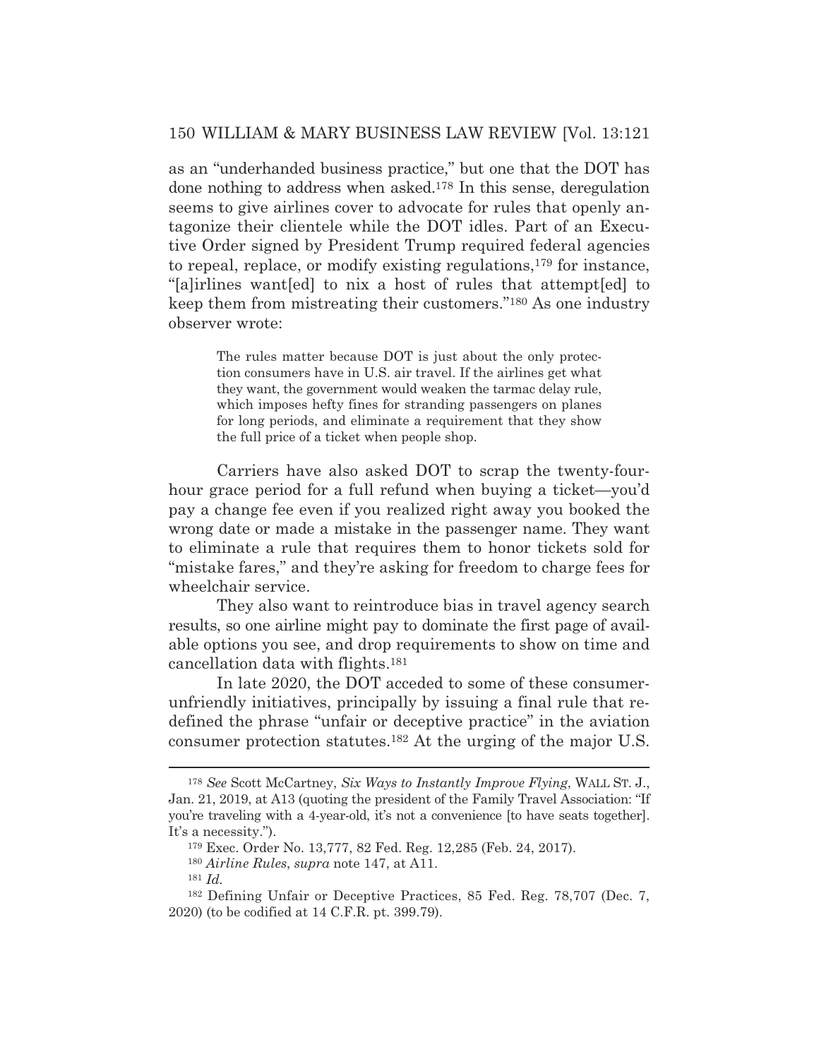as an "underhanded business practice," but one that the DOT has done nothing to address when asked.[178] In this sense, deregulation seems to give airlines cover to advocate for rules that openly antagonize their clientele while the DOT idles. Part of an Executive Order signed by President Trump required federal agencies to repeal, replace, or modify existing regulations,[179] for instance, "[a]irlines want[ed] to nix a host of rules that attempt[ed] to keep them from mistreating their customers."[180] As one industry observer wrote:

> The rules matter because DOT is just about the only protection consumers have in U.S. air travel. If the airlines get what they want, the government would weaken the tarmac delay rule, which imposes hefty fines for stranding passengers on planes for long periods, and eliminate a requirement that they show the full price of a ticket when people shop.

Carriers have also asked DOT to scrap the twenty-four-hour grace period for a full refund when buying a ticket—you'd pay a change fee even if you realized right away you booked the wrong date or made a mistake in the passenger name. They want to eliminate a rule that requires them to honor tickets sold for "mistake fares," and they're asking for freedom to charge fees for wheelchair service.

They also want to reintroduce bias in travel agency search results, so one airline might pay to dominate the first page of available options you see, and drop requirements to show on time and cancellation data with flights.[181]

In late 2020, the DOT acceded to some of these consumer-unfriendly initiatives, principally by issuing a final rule that redefined the phrase "unfair or deceptive practice" in the aviation consumer protection statutes.[182] At the urging of the major U.S.

---

[178] *See* Scott McCartney, *Six Ways to Instantly Improve Flying*, WALL ST. J., Jan. 21, 2019, at A13 (quoting the president of the Family Travel Association: "If you're traveling with a 4-year-old, it's not a convenience [to have seats together]. It's a necessity.").

[179] Exec. Order No. 13,777, 82 Fed. Reg. 12,285 (Feb. 24, 2017).

[180] *Airline Rules*, *supra* note 147, at A11.

[181] *Id.*

[182] Defining Unfair or Deceptive Practices, 85 Fed. Reg. 78,707 (Dec. 7, 2020) (to be codified at 14 C.F.R. pt. 399.79).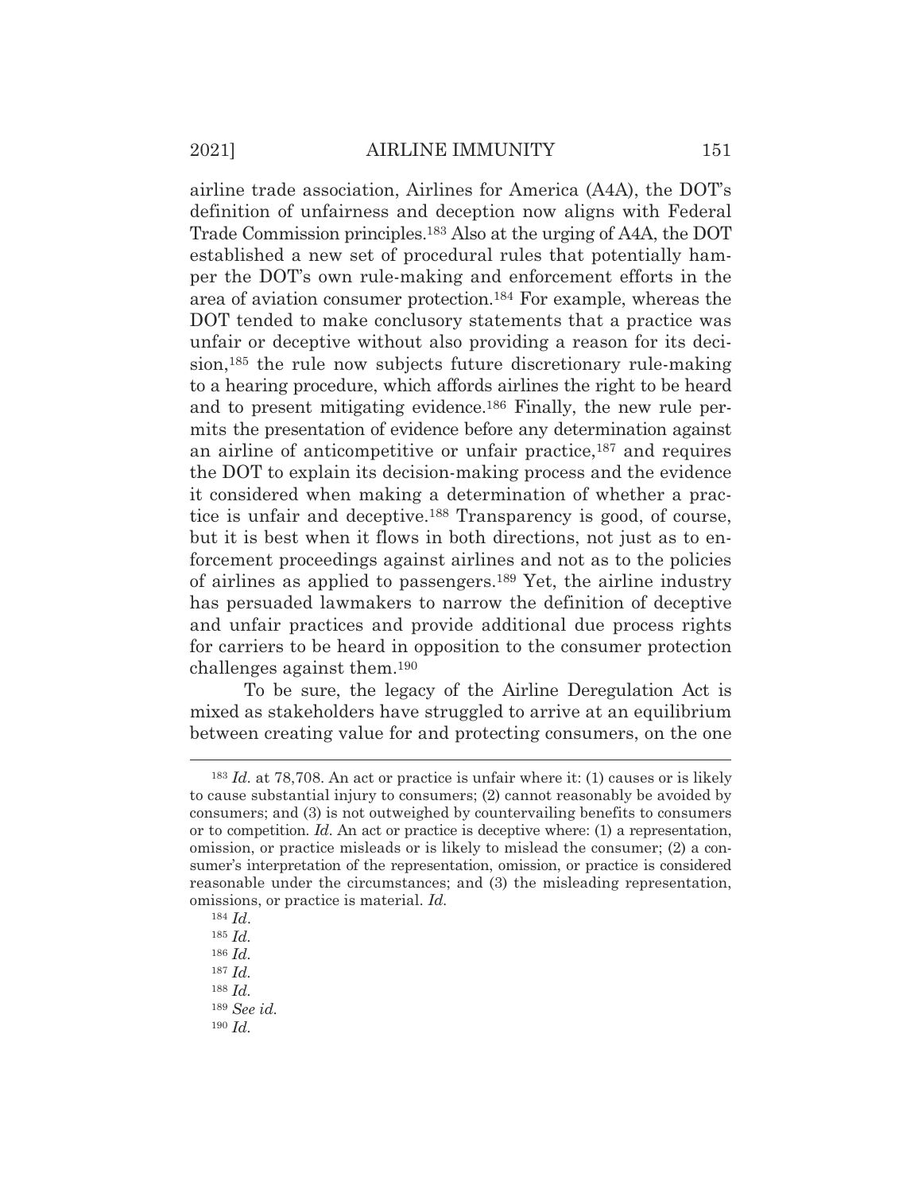airline trade association, Airlines for America (A4A), the DOT's definition of unfairness and deception now aligns with Federal Trade Commission principles.[183] Also at the urging of A4A, the DOT established a new set of procedural rules that potentially hamper the DOT's own rule-making and enforcement efforts in the area of aviation consumer protection.[184] For example, whereas the DOT tended to make conclusory statements that a practice was unfair or deceptive without also providing a reason for its decision,[185] the rule now subjects future discretionary rule-making to a hearing procedure, which affords airlines the right to be heard and to present mitigating evidence.[186] Finally, the new rule permits the presentation of evidence before any determination against an airline of anticompetitive or unfair practice,[187] and requires the DOT to explain its decision-making process and the evidence it considered when making a determination of whether a practice is unfair and deceptive.[188] Transparency is good, of course, but it is best when it flows in both directions, not just as to enforcement proceedings against airlines and not as to the policies of airlines as applied to passengers.[189] Yet, the airline industry has persuaded lawmakers to narrow the definition of deceptive and unfair practices and provide additional due process rights for carriers to be heard in opposition to the consumer protection challenges against them.[190]

To be sure, the legacy of the Airline Deregulation Act is mixed as stakeholders have struggled to arrive at an equilibrium between creating value for and protecting consumers, on the one

---

[183] *Id.* at 78,708. An act or practice is unfair where it: (1) causes or is likely to cause substantial injury to consumers; (2) cannot reasonably be avoided by consumers; and (3) is not outweighed by countervailing benefits to consumers or to competition. *Id*. An act or practice is deceptive where: (1) a representation, omission, or practice misleads or is likely to mislead the consumer; (2) a consumer's interpretation of the representation, omission, or practice is considered reasonable under the circumstances; and (3) the misleading representation, omissions, or practice is material. *Id.*

[184] *Id.*

[185] *Id.*

[186] *Id.*

[187] *Id.*

[188] *Id.*

[189] *See id.*

[190] *Id.*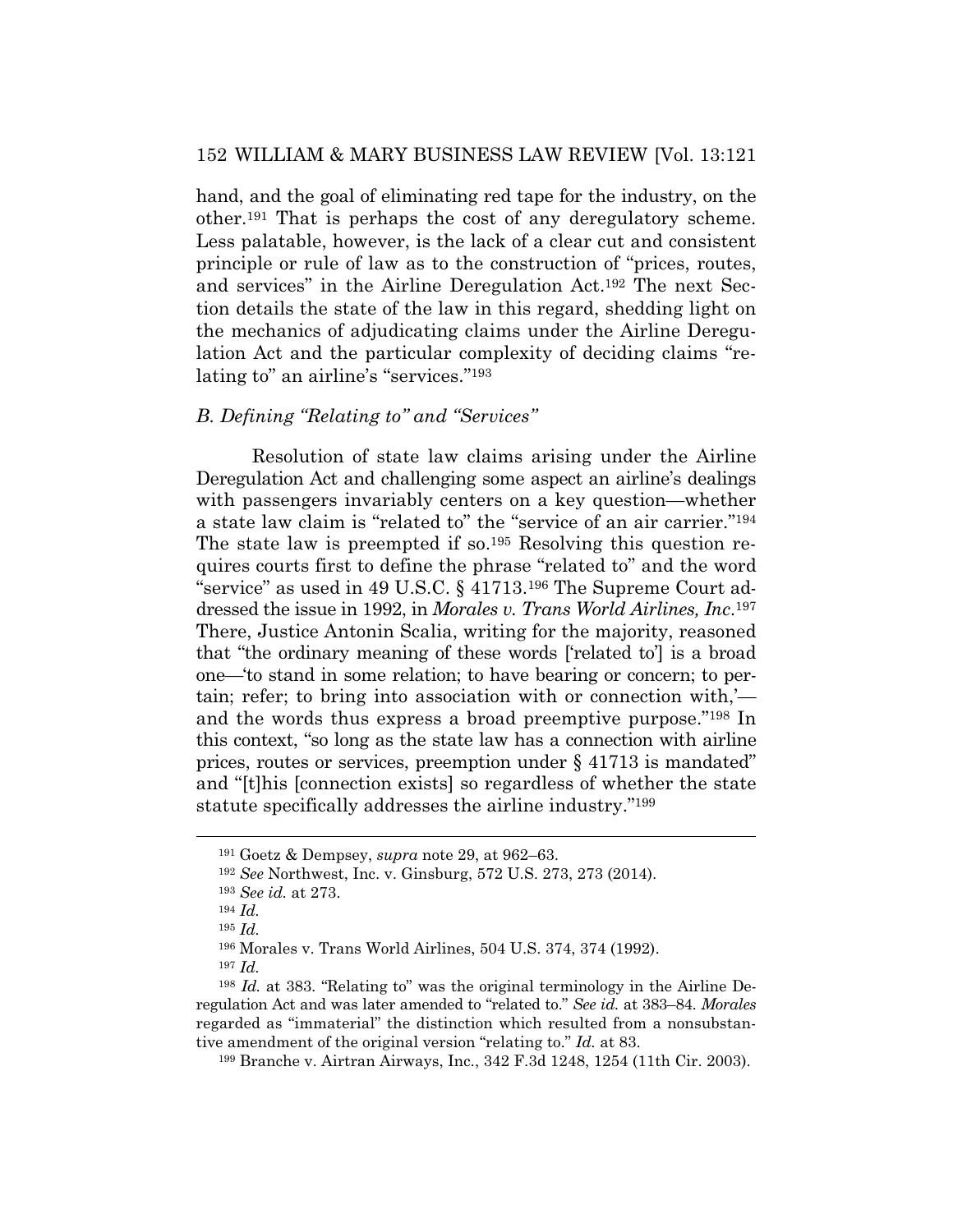hand, and the goal of eliminating red tape for the industry, on the other.[191] That is perhaps the cost of any deregulatory scheme. Less palatable, however, is the lack of a clear cut and consistent principle or rule of law as to the construction of "prices, routes, and services" in the Airline Deregulation Act.[192] The next Section details the state of the law in this regard, shedding light on the mechanics of adjudicating claims under the Airline Deregulation Act and the particular complexity of deciding claims "relating to" an airline's "services."[193]

### *B. Defining "Relating to" and "Services"*

Resolution of state law claims arising under the Airline Deregulation Act and challenging some aspect an airline's dealings with passengers invariably centers on a key question—whether a state law claim is "related to" the "service of an air carrier."[194] The state law is preempted if so.[195] Resolving this question requires courts first to define the phrase "related to" and the word "service" as used in 49 U.S.C. § 41713.[196] The Supreme Court addressed the issue in 1992, in *Morales v. Trans World Airlines, Inc.*[197] There, Justice Antonin Scalia, writing for the majority, reasoned that "the ordinary meaning of these words ['related to'] is a broad one—'to stand in some relation; to have bearing or concern; to pertain; refer; to bring into association with or connection with,'—and the words thus express a broad preemptive purpose."[198] In this context, "so long as the state law has a connection with airline prices, routes or services, preemption under § 41713 is mandated" and "[t]his [connection exists] so regardless of whether the state statute specifically addresses the airline industry."[199]

---

[191] Goetz & Dempsey, *supra* note 29, at 962–63.

[192] *See* Northwest, Inc. v. Ginsburg, 572 U.S. 273, 273 (2014).

[193] *See id.* at 273.

[194] *Id.*

[195] *Id.*

[196] Morales v. Trans World Airlines, 504 U.S. 374, 374 (1992).

[197] *Id.*

[198] *Id.* at 383. "Relating to" was the original terminology in the Airline Deregulation Act and was later amended to "related to." *See id.* at 383–84. *Morales* regarded as "immaterial" the distinction which resulted from a nonsubstantive amendment of the original version "relating to." *Id.* at 83.

[199] Branche v. Airtran Airways, Inc., 342 F.3d 1248, 1254 (11th Cir. 2003).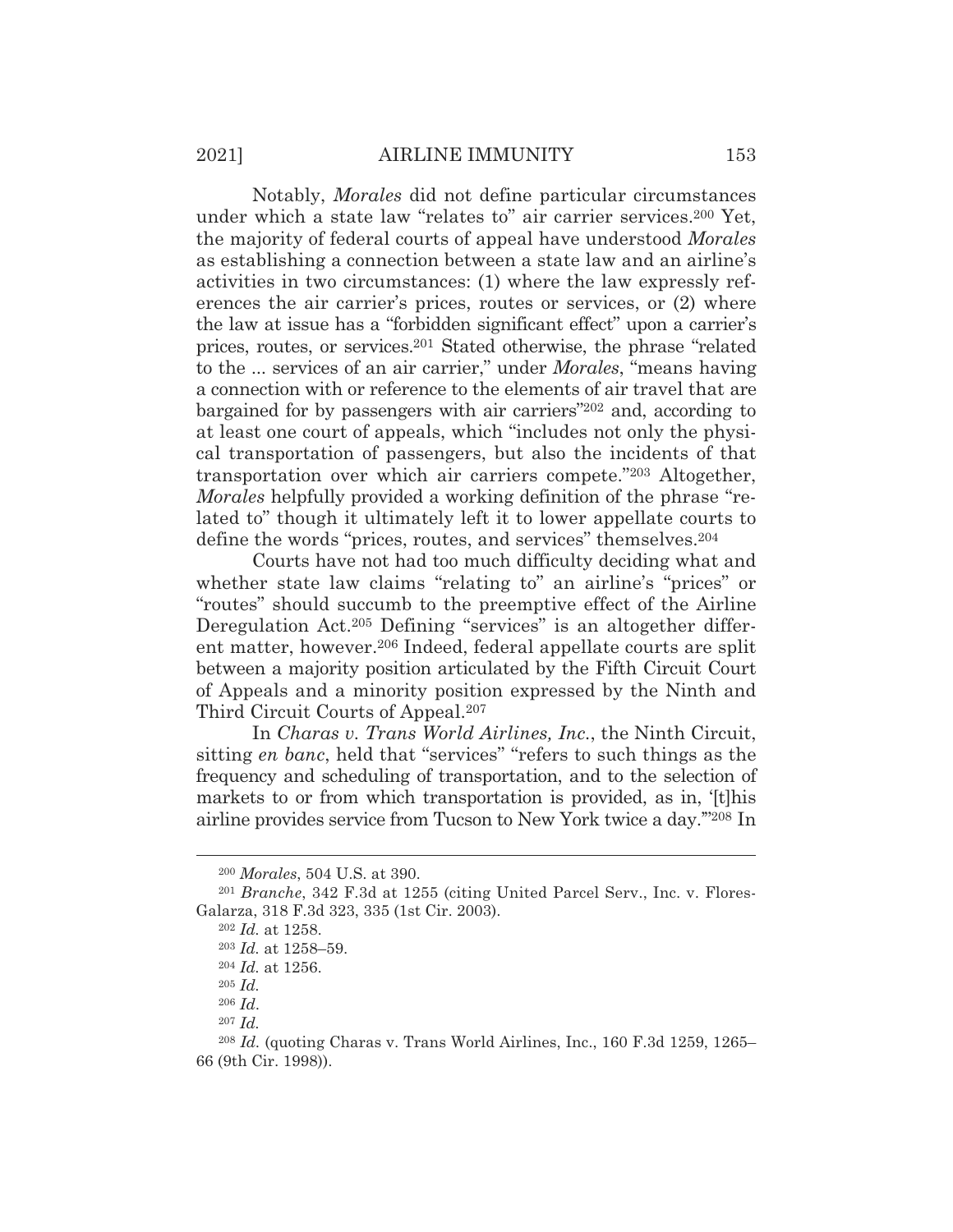Notably, *Morales* did not define particular circumstances under which a state law "relates to" air carrier services.[200] Yet, the majority of federal courts of appeal have understood *Morales* as establishing a connection between a state law and an airline's activities in two circumstances: (1) where the law expressly references the air carrier's prices, routes or services, or (2) where the law at issue has a "forbidden significant effect" upon a carrier's prices, routes, or services.[201] Stated otherwise, the phrase "related to the ... services of an air carrier," under *Morales*, "means having a connection with or reference to the elements of air travel that are bargained for by passengers with air carriers"[202] and, according to at least one court of appeals, which "includes not only the physical transportation of passengers, but also the incidents of that transportation over which air carriers compete."[203] Altogether, *Morales* helpfully provided a working definition of the phrase "related to" though it ultimately left it to lower appellate courts to define the words "prices, routes, and services" themselves.[204]

Courts have not had too much difficulty deciding what and whether state law claims "relating to" an airline's "prices" or "routes" should succumb to the preemptive effect of the Airline Deregulation Act.[205] Defining "services" is an altogether different matter, however.[206] Indeed, federal appellate courts are split between a majority position articulated by the Fifth Circuit Court of Appeals and a minority position expressed by the Ninth and Third Circuit Courts of Appeal.[207]

In *Charas v. Trans World Airlines, Inc.*, the Ninth Circuit, sitting *en banc*, held that "services" "refers to such things as the frequency and scheduling of transportation, and to the selection of markets to or from which transportation is provided, as in, '[t]his airline provides service from Tucson to New York twice a day.'"[208] In

---

[200] *Morales*, 504 U.S. at 390.

[201] *Branche*, 342 F.3d at 1255 (citing United Parcel Serv., Inc. v. Flores-Galarza, 318 F.3d 323, 335 (1st Cir. 2003).

[202] *Id.* at 1258.

[203] *Id.* at 1258–59.

[204] *Id.* at 1256.

[205] *Id.*

[206] *Id*.

[207] *Id.*

[208] *Id.* (quoting Charas v. Trans World Airlines, Inc., 160 F.3d 1259, 1265–66 (9th Cir. 1998)).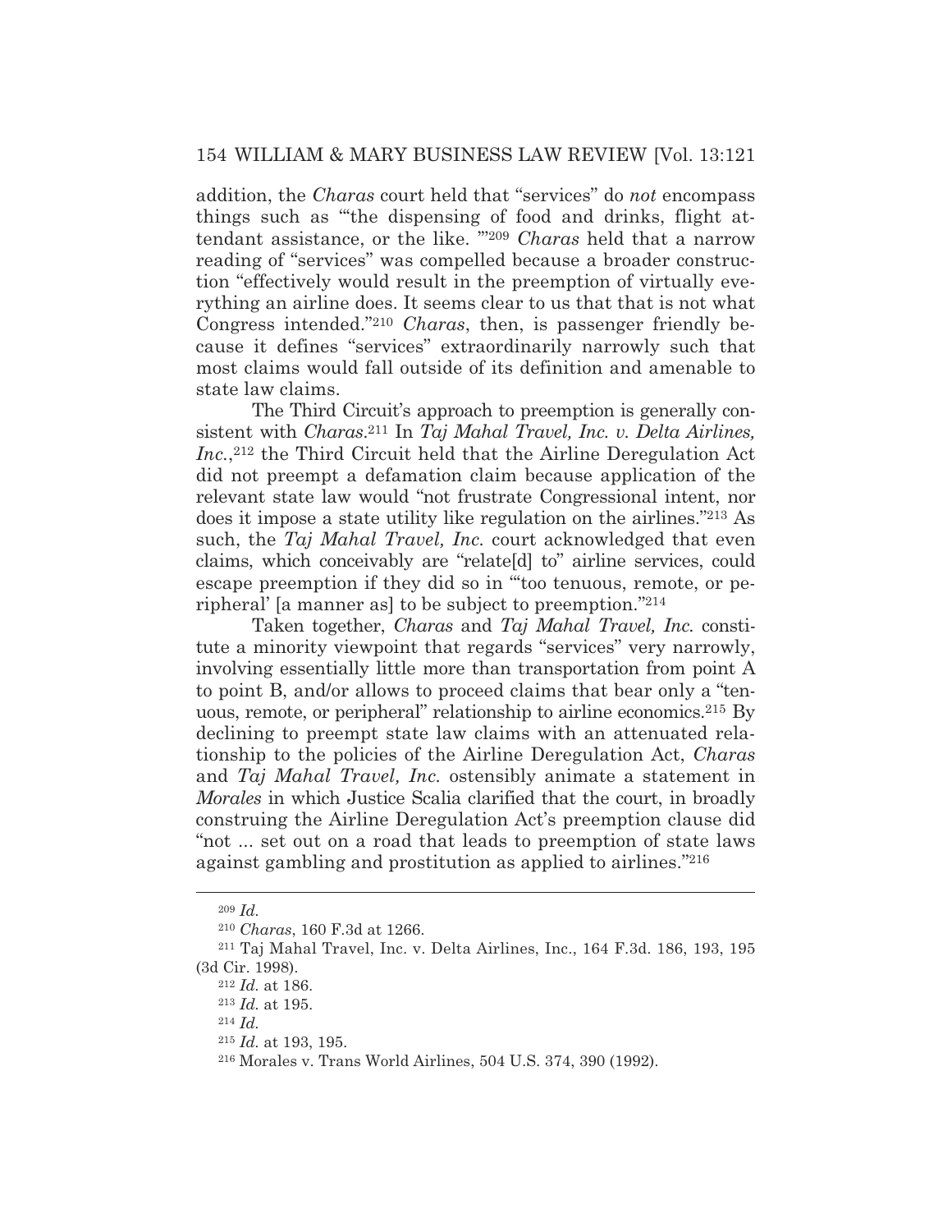addition, the *Charas* court held that "services" do *not* encompass things such as "'the dispensing of food and drinks, flight attendant assistance, or the like. '"[209] *Charas* held that a narrow reading of "services" was compelled because a broader construction "effectively would result in the preemption of virtually everything an airline does. It seems clear to us that that is not what Congress intended."[210] *Charas*, then, is passenger friendly because it defines "services" extraordinarily narrowly such that most claims would fall outside of its definition and amenable to state law claims.

The Third Circuit's approach to preemption is generally consistent with *Charas*.[211] In *Taj Mahal Travel, Inc. v. Delta Airlines, Inc.*,[212] the Third Circuit held that the Airline Deregulation Act did not preempt a defamation claim because application of the relevant state law would "not frustrate Congressional intent, nor does it impose a state utility like regulation on the airlines."[213] As such, the *Taj Mahal Travel, Inc.* court acknowledged that even claims, which conceivably are "relate[d] to" airline services, could escape preemption if they did so in "'too tenuous, remote, or peripheral' [a manner as] to be subject to preemption."[214]

Taken together, *Charas* and *Taj Mahal Travel, Inc.* constitute a minority viewpoint that regards "services" very narrowly, involving essentially little more than transportation from point A to point B, and/or allows to proceed claims that bear only a "tenuous, remote, or peripheral" relationship to airline economics.[215] By declining to preempt state law claims with an attenuated relationship to the policies of the Airline Deregulation Act, *Charas* and *Taj Mahal Travel, Inc.* ostensibly animate a statement in *Morales* in which Justice Scalia clarified that the court, in broadly construing the Airline Deregulation Act's preemption clause did "not ... set out on a road that leads to preemption of state laws against gambling and prostitution as applied to airlines."[216]

---

[209] *Id.*

[210] *Charas*, 160 F.3d at 1266.

[211] Taj Mahal Travel, Inc. v. Delta Airlines, Inc., 164 F.3d. 186, 193, 195 (3d Cir. 1998).

[212] *Id.* at 186.

[213] *Id.* at 195.

[214] *Id.*

[215] *Id.* at 193, 195.

[216] Morales v. Trans World Airlines, 504 U.S. 374, 390 (1992).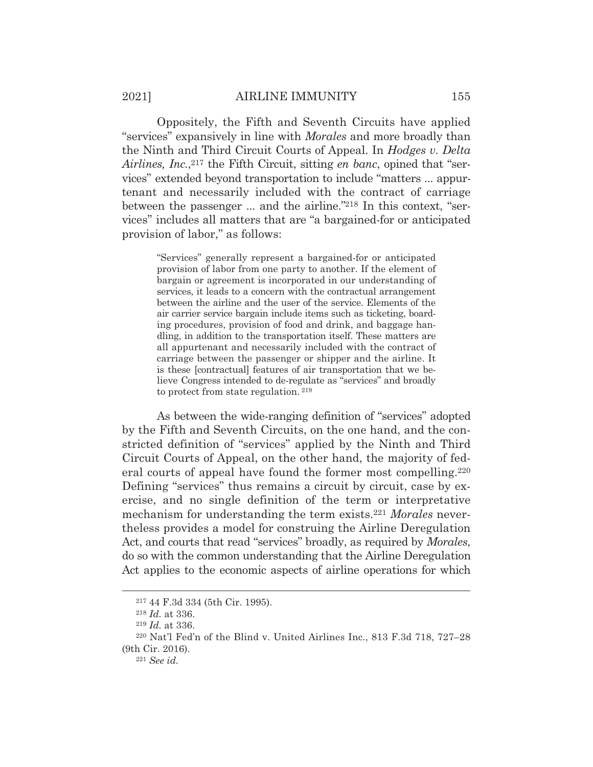Oppositely, the Fifth and Seventh Circuits have applied "services" expansively in line with *Morales* and more broadly than the Ninth and Third Circuit Courts of Appeal. In *Hodges v. Delta Airlines, Inc.*,[217] the Fifth Circuit, sitting *en banc*, opined that "services" extended beyond transportation to include "matters ... appurtenant and necessarily included with the contract of carriage between the passenger ... and the airline."[218] In this context, "services" includes all matters that are "a bargained-for or anticipated provision of labor," as follows:

> "Services" generally represent a bargained-for or anticipated provision of labor from one party to another. If the element of bargain or agreement is incorporated in our understanding of services, it leads to a concern with the contractual arrangement between the airline and the user of the service. Elements of the air carrier service bargain include items such as ticketing, boarding procedures, provision of food and drink, and baggage handling, in addition to the transportation itself. These matters are all appurtenant and necessarily included with the contract of carriage between the passenger or shipper and the airline. It is these [contractual] features of air transportation that we believe Congress intended to de-regulate as "services" and broadly to protect from state regulation.[219]

As between the wide-ranging definition of "services" adopted by the Fifth and Seventh Circuits, on the one hand, and the constricted definition of "services" applied by the Ninth and Third Circuit Courts of Appeal, on the other hand, the majority of federal courts of appeal have found the former most compelling.[220] Defining "services" thus remains a circuit by circuit, case by exercise, and no single definition of the term or interpretative mechanism for understanding the term exists.[221] *Morales* nevertheless provides a model for construing the Airline Deregulation Act, and courts that read "services" broadly, as required by *Morales*, do so with the common understanding that the Airline Deregulation Act applies to the economic aspects of airline operations for which

---

[217] 44 F.3d 334 (5th Cir. 1995).

[218] *Id.* at 336.

[219] *Id.* at 336.

[220] Nat'l Fed'n of the Blind v. United Airlines Inc., 813 F.3d 718, 727–28 (9th Cir. 2016).

[221] *See id.*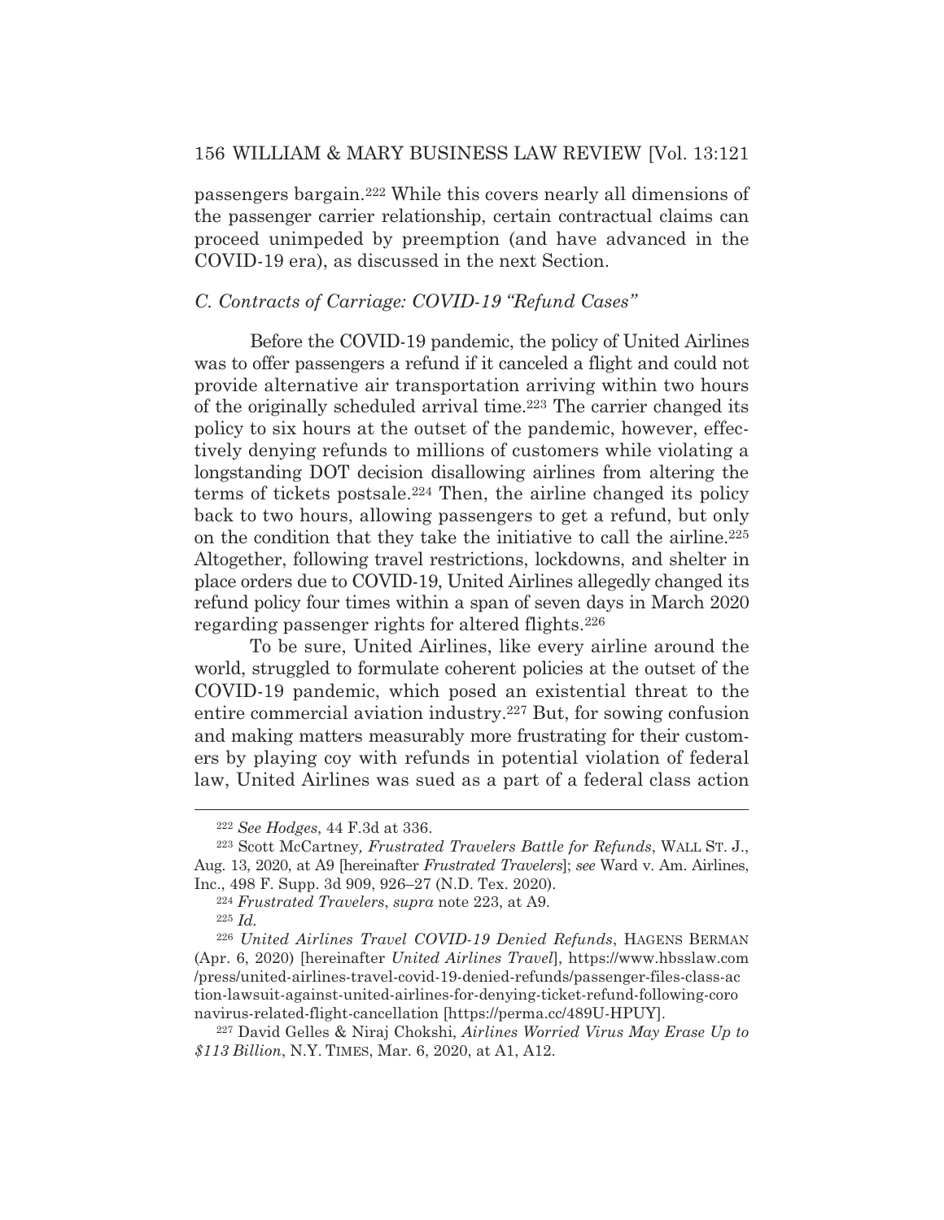passengers bargain.[222] While this covers nearly all dimensions of the passenger carrier relationship, certain contractual claims can proceed unimpeded by preemption (and have advanced in the COVID-19 era), as discussed in the next Section.

### *C. Contracts of Carriage: COVID-19 "Refund Cases"*

Before the COVID-19 pandemic, the policy of United Airlines was to offer passengers a refund if it canceled a flight and could not provide alternative air transportation arriving within two hours of the originally scheduled arrival time.[223] The carrier changed its policy to six hours at the outset of the pandemic, however, effectively denying refunds to millions of customers while violating a longstanding DOT decision disallowing airlines from altering the terms of tickets postsale.[224] Then, the airline changed its policy back to two hours, allowing passengers to get a refund, but only on the condition that they take the initiative to call the airline.[225] Altogether, following travel restrictions, lockdowns, and shelter in place orders due to COVID-19, United Airlines allegedly changed its refund policy four times within a span of seven days in March 2020 regarding passenger rights for altered flights.[226]

To be sure, United Airlines, like every airline around the world, struggled to formulate coherent policies at the outset of the COVID-19 pandemic, which posed an existential threat to the entire commercial aviation industry.[227] But, for sowing confusion and making matters measurably more frustrating for their customers by playing coy with refunds in potential violation of federal law, United Airlines was sued as a part of a federal class action

---

[222] *See Hodges*, 44 F.3d at 336.

[223] Scott McCartney*, Frustrated Travelers Battle for Refunds*, WALL ST. J., Aug. 13, 2020, at A9 [hereinafter *Frustrated Travelers*]; *see* Ward v. Am. Airlines, Inc., 498 F. Supp. 3d 909, 926–27 (N.D. Tex. 2020).

[224] *Frustrated Travelers*, *supra* note 223, at A9.

[225] *Id.*

[226] *United Airlines Travel COVID-19 Denied Refunds*, HAGENS BERMAN (Apr. 6, 2020) [hereinafter *United Airlines Travel*], https://www.hbsslaw.com/press/united-airlines-travel-covid-19-denied-refunds/passenger-files-class-action-lawsuit-against-united-airlines-for-denying-ticket-refund-following-coronavirus-related-flight-cancellation [https://perma.cc/489U-HPUY].

[227] David Gelles & Niraj Chokshi, *Airlines Worried Virus May Erase Up to $113 Billion*, N.Y. TIMES, Mar. 6, 2020, at A1, A12.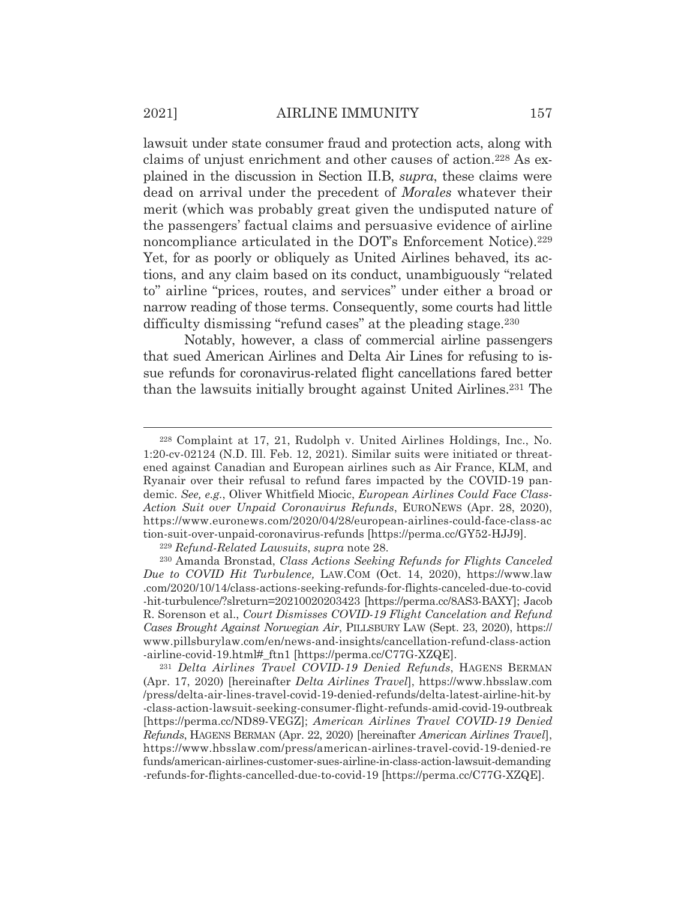lawsuit under state consumer fraud and protection acts, along with claims of unjust enrichment and other causes of action.[228] As explained in the discussion in Section II.B, *supra*, these claims were dead on arrival under the precedent of *Morales* whatever their merit (which was probably great given the undisputed nature of the passengers' factual claims and persuasive evidence of airline noncompliance articulated in the DOT's Enforcement Notice).[229] Yet, for as poorly or obliquely as United Airlines behaved, its actions, and any claim based on its conduct, unambiguously "related to" airline "prices, routes, and services" under either a broad or narrow reading of those terms. Consequently, some courts had little difficulty dismissing "refund cases" at the pleading stage.[230]

Notably, however, a class of commercial airline passengers that sued American Airlines and Delta Air Lines for refusing to issue refunds for coronavirus-related flight cancellations fared better than the lawsuits initially brought against United Airlines.[231] The

---

[228] Complaint at 17, 21, Rudolph v. United Airlines Holdings, Inc., No. 1:20-cv-02124 (N.D. Ill. Feb. 12, 2021). Similar suits were initiated or threatened against Canadian and European airlines such as Air France, KLM, and Ryanair over their refusal to refund fares impacted by the COVID-19 pandemic. *See, e.g.*, Oliver Whitfield Miocic, *European Airlines Could Face Class-Action Suit over Unpaid Coronavirus Refunds*, EURONEWS (Apr. 28, 2020), https://www.euronews.com/2020/04/28/european-airlines-could-face-class-action-suit-over-unpaid-coronavirus-refunds [https://perma.cc/GY52-HJJ9].

[229] *Refund-Related Lawsuits*, *supra* note 28.

[230] Amanda Bronstad, *Class Actions Seeking Refunds for Flights Canceled Due to COVID Hit Turbulence,* LAW.COM (Oct. 14, 2020), https://www.law.com/2020/10/14/class-actions-seeking-refunds-for-flights-canceled-due-to-covid-hit-turbulence/?slreturn=20210020203423 [https://perma.cc/8AS3-BAXY]; Jacob R. Sorenson et al., *Court Dismisses COVID-19 Flight Cancelation and Refund Cases Brought Against Norwegian Air*, PILLSBURY LAW (Sept. 23, 2020), https://www.pillsburylaw.com/en/news-and-insights/cancellation-refund-class-action-airline-covid-19.html#_ftn1 [https://perma.cc/C77G-XZQE].

[231] *Delta Airlines Travel COVID-19 Denied Refunds*, HAGENS BERMAN (Apr. 17, 2020) [hereinafter *Delta Airlines Travel*], https://www.hbsslaw.com/press/delta-air-lines-travel-covid-19-denied-refunds/delta-latest-airline-hit-by-class-action-lawsuit-seeking-consumer-flight-refunds-amid-covid-19-outbreak [https://perma.cc/ND89-VEGZ]; *American Airlines Travel COVID-19 Denied Refunds*, HAGENS BERMAN (Apr. 22, 2020) [hereinafter *American Airlines Travel*], https://www.hbsslaw.com/press/american-airlines-travel-covid-19-denied-refunds/american-airlines-customer-sues-airline-in-class-action-lawsuit-demanding-refunds-for-flights-cancelled-due-to-covid-19 [https://perma.cc/C77G-XZQE].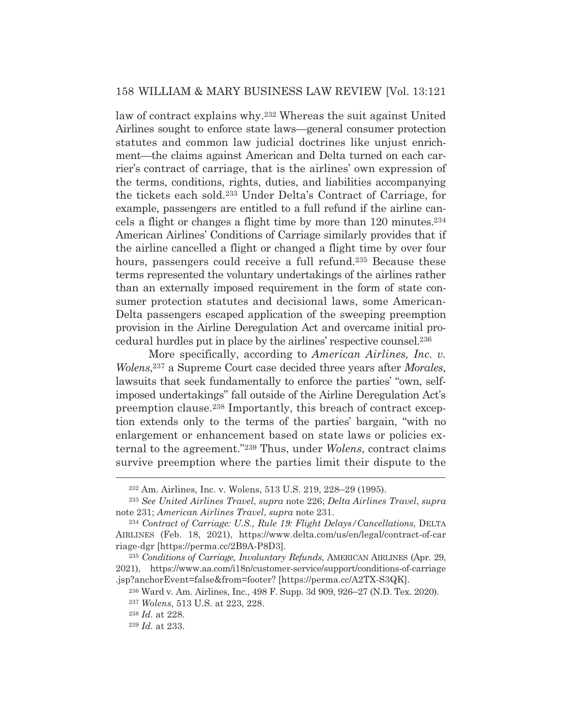law of contract explains why.[232] Whereas the suit against United Airlines sought to enforce state laws—general consumer protection statutes and common law judicial doctrines like unjust enrichment—the claims against American and Delta turned on each carrier's contract of carriage, that is the airlines' own expression of the terms, conditions, rights, duties, and liabilities accompanying the tickets each sold.[233] Under Delta's Contract of Carriage, for example, passengers are entitled to a full refund if the airline cancels a flight or changes a flight time by more than 120 minutes.[234] American Airlines' Conditions of Carriage similarly provides that if the airline cancelled a flight or changed a flight time by over four hours, passengers could receive a full refund.[235] Because these terms represented the voluntary undertakings of the airlines rather than an externally imposed requirement in the form of state consumer protection statutes and decisional laws, some American-Delta passengers escaped application of the sweeping preemption provision in the Airline Deregulation Act and overcame initial procedural hurdles put in place by the airlines' respective counsel.[236]

More specifically, according to *American Airlines, Inc. v. Wolens*,[237] a Supreme Court case decided three years after *Morales*, lawsuits that seek fundamentally to enforce the parties' "own, self-imposed undertakings" fall outside of the Airline Deregulation Act's preemption clause.[238] Importantly, this breach of contract exception extends only to the terms of the parties' bargain, "with no enlargement or enhancement based on state laws or policies external to the agreement."[239] Thus, under *Wolens*, contract claims survive preemption where the parties limit their dispute to the

---

[232] Am. Airlines, Inc. v. Wolens, 513 U.S. 219, 228–29 (1995).

[233] *See United Airlines Travel*, *supra* note 226; *Delta Airlines Travel*, *supra* note 231; *American Airlines Travel*, *supra* note 231.

[234] *Contract of Carriage: U.S., Rule 19: Flight Delays/Cancellations*, DELTA AIRLINES (Feb. 18, 2021), https://www.delta.com/us/en/legal/contract-of-carriage-dgr [https://perma.cc/2B9A-P8D3].

[235] *Conditions of Carriage, Involuntary Refunds*, AMERICAN AIRLINES (Apr. 29, 2021), https://www.aa.com/i18n/customer-service/support/conditions-of-carriage.jsp?anchorEvent=false&from=footer? [https://perma.cc/A2TX-S3QK].

[236] Ward v. Am. Airlines, Inc., 498 F. Supp. 3d 909, 926–27 (N.D. Tex. 2020).

[237] *Wolens*, 513 U.S. at 223, 228.

[238] *Id.* at 228.

[239] *Id.* at 233.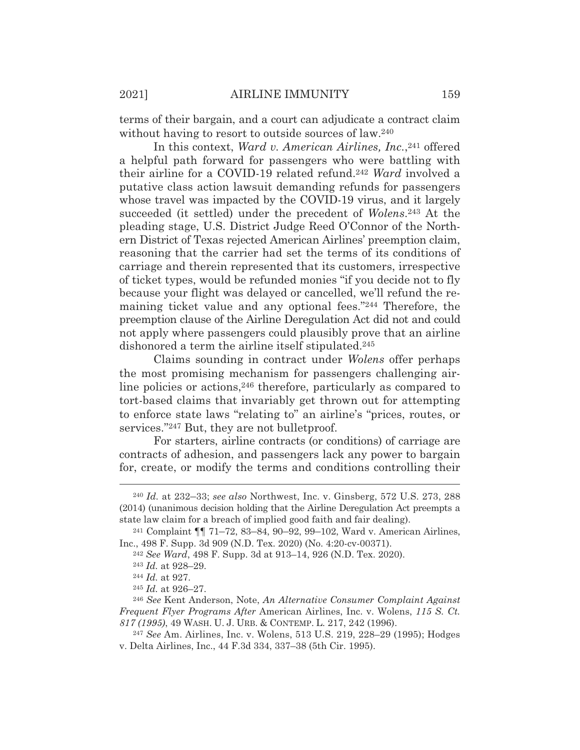terms of their bargain, and a court can adjudicate a contract claim without having to resort to outside sources of law.[240]

In this context, *Ward v. American Airlines, Inc.*,[241] offered a helpful path forward for passengers who were battling with their airline for a COVID-19 related refund.[242] *Ward* involved a putative class action lawsuit demanding refunds for passengers whose travel was impacted by the COVID-19 virus, and it largely succeeded (it settled) under the precedent of *Wolens*.[243] At the pleading stage, U.S. District Judge Reed O'Connor of the Northern District of Texas rejected American Airlines' preemption claim, reasoning that the carrier had set the terms of its conditions of carriage and therein represented that its customers, irrespective of ticket types, would be refunded monies "if you decide not to fly because your flight was delayed or cancelled, we'll refund the remaining ticket value and any optional fees."[244] Therefore, the preemption clause of the Airline Deregulation Act did not and could not apply where passengers could plausibly prove that an airline dishonored a term the airline itself stipulated.[245]

Claims sounding in contract under *Wolens* offer perhaps the most promising mechanism for passengers challenging airline policies or actions,[246] therefore, particularly as compared to tort-based claims that invariably get thrown out for attempting to enforce state laws "relating to" an airline's "prices, routes, or services."[247] But, they are not bulletproof.

For starters, airline contracts (or conditions) of carriage are contracts of adhesion, and passengers lack any power to bargain for, create, or modify the terms and conditions controlling their

---

[240] *Id.* at 232–33; *see also* Northwest, Inc. v. Ginsberg, 572 U.S. 273, 288 (2014) (unanimous decision holding that the Airline Deregulation Act preempts a state law claim for a breach of implied good faith and fair dealing).

[241] Complaint ¶¶ 71–72, 83–84, 90–92, 99–102, Ward v. American Airlines, Inc., 498 F. Supp. 3d 909 (N.D. Tex. 2020) (No. 4:20-cv-00371).

[242] *See Ward*, 498 F. Supp. 3d at 913–14, 926 (N.D. Tex. 2020).

[243] *Id.* at 928–29.

[244] *Id.* at 927.

[245] *Id.* at 926–27.

[246] *See* Kent Anderson, Note, *An Alternative Consumer Complaint Against Frequent Flyer Programs After* American Airlines, Inc. v. Wolens, *115 S. Ct. 817 (1995)*, 49 WASH. U. J. URB. & CONTEMP. L. 217, 242 (1996).

[247] *See* Am. Airlines, Inc. v. Wolens, 513 U.S. 219, 228–29 (1995); Hodges v. Delta Airlines, Inc., 44 F.3d 334, 337–38 (5th Cir. 1995).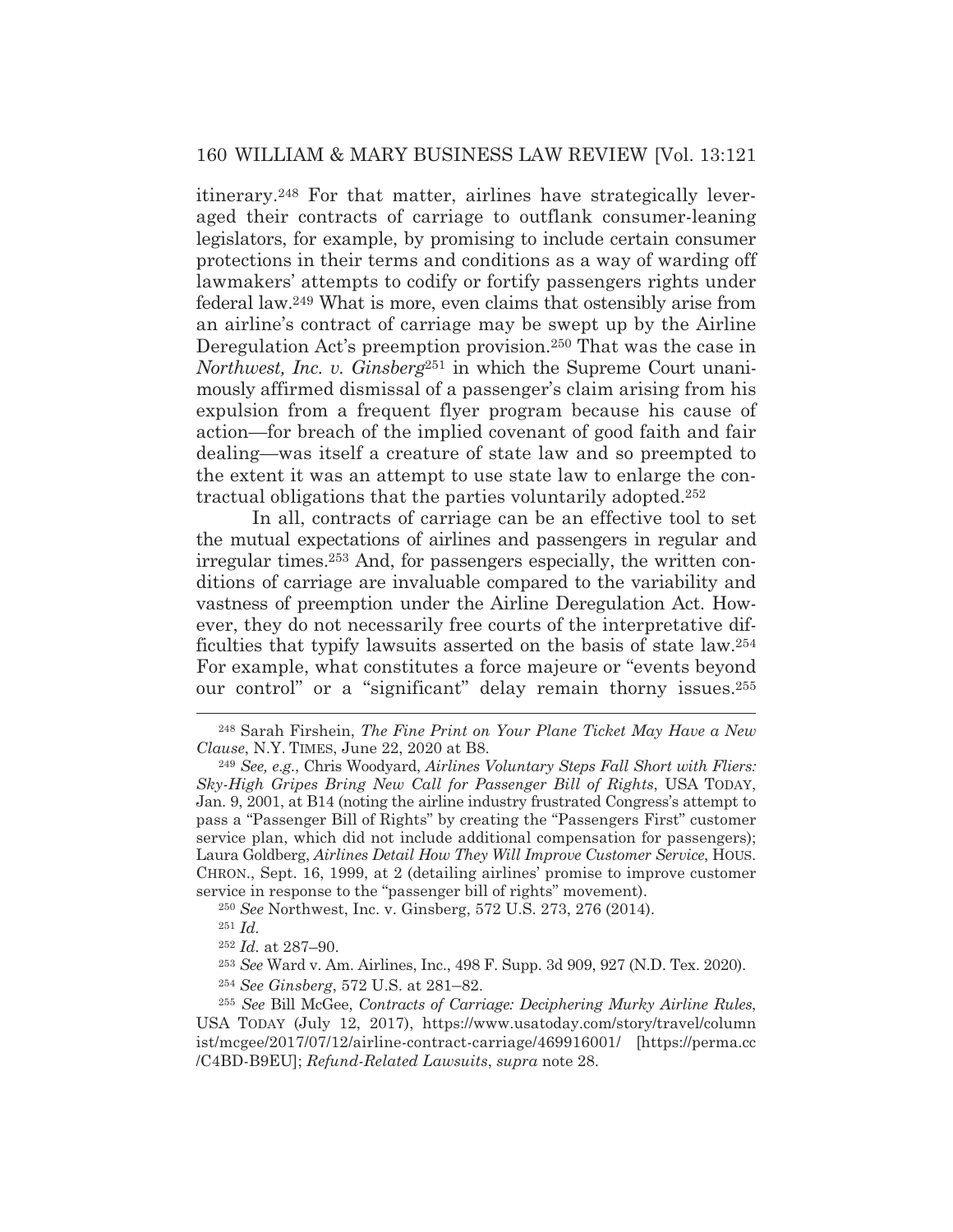itinerary.[248] For that matter, airlines have strategically leveraged their contracts of carriage to outflank consumer-leaning legislators, for example, by promising to include certain consumer protections in their terms and conditions as a way of warding off lawmakers' attempts to codify or fortify passengers rights under federal law.[249] What is more, even claims that ostensibly arise from an airline's contract of carriage may be swept up by the Airline Deregulation Act's preemption provision.[250] That was the case in *Northwest, Inc. v. Ginsberg*[251] in which the Supreme Court unanimously affirmed dismissal of a passenger's claim arising from his expulsion from a frequent flyer program because his cause of action—for breach of the implied covenant of good faith and fair dealing—was itself a creature of state law and so preempted to the extent it was an attempt to use state law to enlarge the contractual obligations that the parties voluntarily adopted.[252]

In all, contracts of carriage can be an effective tool to set the mutual expectations of airlines and passengers in regular and irregular times.[253] And, for passengers especially, the written conditions of carriage are invaluable compared to the variability and vastness of preemption under the Airline Deregulation Act. However, they do not necessarily free courts of the interpretative difficulties that typify lawsuits asserted on the basis of state law.[254] For example, what constitutes a force majeure or "events beyond our control" or a "significant" delay remain thorny issues.[255]

---

[248] Sarah Firshein, *The Fine Print on Your Plane Ticket May Have a New Clause*, N.Y. TIMES, June 22, 2020 at B8.

[249] *See, e.g.*, Chris Woodyard, *Airlines Voluntary Steps Fall Short with Fliers: Sky-High Gripes Bring New Call for Passenger Bill of Rights*, USA TODAY, Jan. 9, 2001, at B14 (noting the airline industry frustrated Congress's attempt to pass a "Passenger Bill of Rights" by creating the "Passengers First" customer service plan, which did not include additional compensation for passengers); Laura Goldberg, *Airlines Detail How They Will Improve Customer Service*, HOUS. CHRON., Sept. 16, 1999, at 2 (detailing airlines' promise to improve customer service in response to the "passenger bill of rights" movement).

[250] *See* Northwest, Inc. v. Ginsberg, 572 U.S. 273, 276 (2014).

[251] *Id.*

[252] *Id.* at 287–90.

[253] *See* Ward v. Am. Airlines, Inc., 498 F. Supp. 3d 909, 927 (N.D. Tex. 2020).

[254] *See Ginsberg*, 572 U.S. at 281–82.

[255] *See* Bill McGee, *Contracts of Carriage: Deciphering Murky Airline Rules*, USA TODAY (July 12, 2017), https://www.usatoday.com/story/travel/columnist/mcgee/2017/07/12/airline-contract-carriage/469916001/ [https://perma.cc/C4BD-B9EU]; *Refund-Related Lawsuits*, *supra* note 28.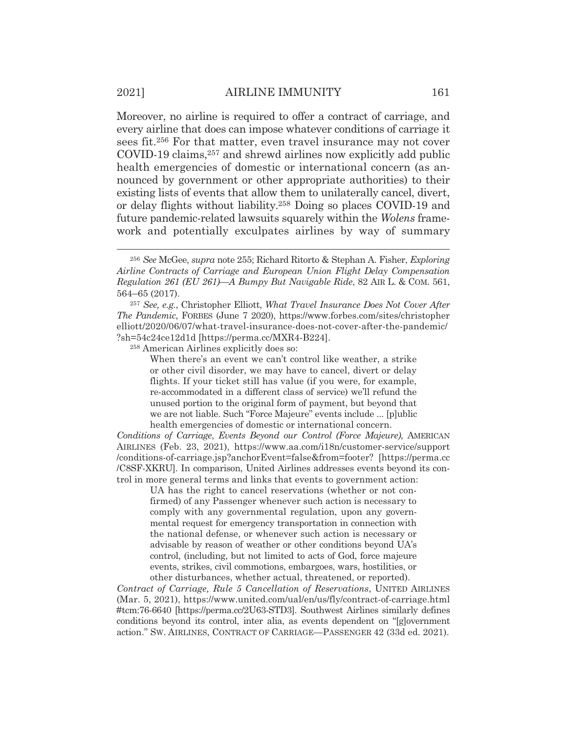Moreover, no airline is required to offer a contract of carriage, and every airline that does can impose whatever conditions of carriage it sees fit.[256] For that matter, even travel insurance may not cover COVID-19 claims,[257] and shrewd airlines now explicitly add public health emergencies of domestic or international concern (as announced by government or other appropriate authorities) to their existing lists of events that allow them to unilaterally cancel, divert, or delay flights without liability.[258] Doing so places COVID-19 and future pandemic-related lawsuits squarely within the *Wolens* framework and potentially exculpates airlines by way of summary

---

[256] *See* McGee, *supra* note 255; Richard Ritorto & Stephan A. Fisher, *Exploring Airline Contracts of Carriage and European Union Flight Delay Compensation Regulation 261 (EU 261)—A Bumpy But Navigable Ride*, 82 AIR L. & COM. 561, 564–65 (2017).

[257] *See, e.g.*, Christopher Elliott, *What Travel Insurance Does Not Cover After The Pandemic*, FORBES (June 7 2020), https://www.forbes.com/sites/christopherelliott/2020/06/07/what-travel-insurance-does-not-cover-after-the-pandemic/?sh=54c24ce12d1d [https://perma.cc/MXR4-B224].

[258] American Airlines explicitly does so:

> When there's an event we can't control like weather, a strike or other civil disorder, we may have to cancel, divert or delay flights. If your ticket still has value (if you were, for example, re-accommodated in a different class of service) we'll refund the unused portion to the original form of payment, but beyond that we are not liable. Such "Force Majeure" events include ... [p]ublic health emergencies of domestic or international concern.

*Conditions of Carriage, Events Beyond our Control (Force Majeure)*, AMERICAN AIRLINES (Feb. 23, 2021), https://www.aa.com/i18n/customer-service/support/conditions-of-carriage.jsp?anchorEvent=false&from=footer? [https://perma.cc/C8SF-XKRU]. In comparison, United Airlines addresses events beyond its control in more general terms and links that events to government action:

> UA has the right to cancel reservations (whether or not confirmed) of any Passenger whenever such action is necessary to comply with any governmental regulation, upon any governmental request for emergency transportation in connection with the national defense, or whenever such action is necessary or advisable by reason of weather or other conditions beyond UA's control, (including, but not limited to acts of God, force majeure events, strikes, civil commotions, embargoes, wars, hostilities, or other disturbances, whether actual, threatened, or reported).

*Contract of Carriage, Rule 5 Cancellation of Reservations*, UNITED AIRLINES (Mar. 5, 2021), https://www.united.com/ual/en/us/fly/contract-of-carriage.html#tcm:76-6640 [https://perma.cc/2U63-STD3]. Southwest Airlines similarly defines conditions beyond its control, inter alia, as events dependent on "[g]overnment action." SW. AIRLINES, CONTRACT OF CARRIAGE—PASSENGER 42 (33d ed. 2021).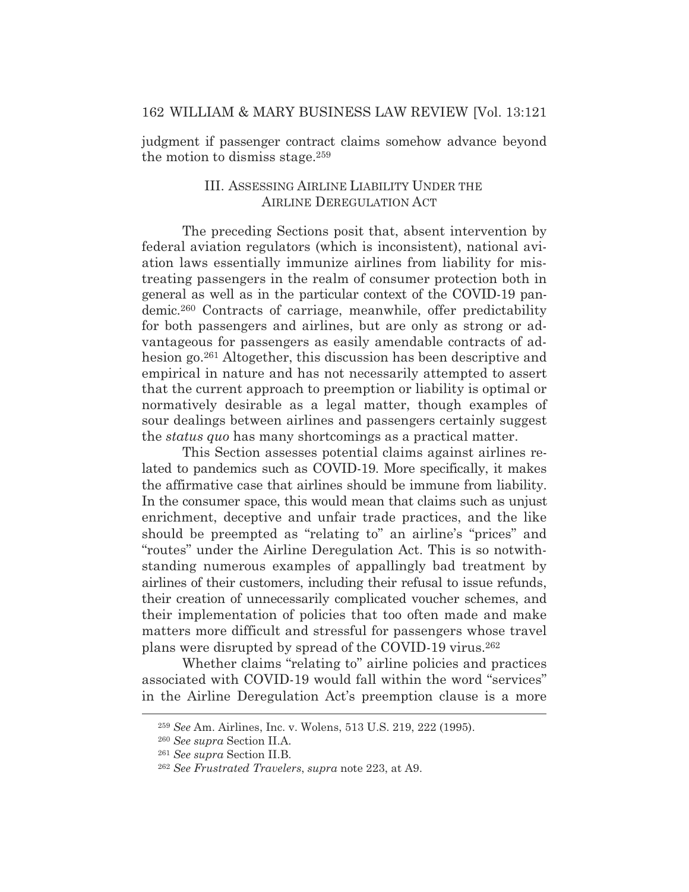judgment if passenger contract claims somehow advance beyond the motion to dismiss stage.[259]

## III. Assessing Airline Liability Under the Airline Deregulation Act

The preceding Sections posit that, absent intervention by federal aviation regulators (which is inconsistent), national aviation laws essentially immunize airlines from liability for mistreating passengers in the realm of consumer protection both in general as well as in the particular context of the COVID-19 pandemic.[260] Contracts of carriage, meanwhile, offer predictability for both passengers and airlines, but are only as strong or advantageous for passengers as easily amendable contracts of adhesion go.[261] Altogether, this discussion has been descriptive and empirical in nature and has not necessarily attempted to assert that the current approach to preemption or liability is optimal or normatively desirable as a legal matter, though examples of sour dealings between airlines and passengers certainly suggest the *status quo* has many shortcomings as a practical matter.

This Section assesses potential claims against airlines related to pandemics such as COVID-19. More specifically, it makes the affirmative case that airlines should be immune from liability. In the consumer space, this would mean that claims such as unjust enrichment, deceptive and unfair trade practices, and the like should be preempted as "relating to" an airline's "prices" and "routes" under the Airline Deregulation Act. This is so notwithstanding numerous examples of appallingly bad treatment by airlines of their customers, including their refusal to issue refunds, their creation of unnecessarily complicated voucher schemes, and their implementation of policies that too often made and make matters more difficult and stressful for passengers whose travel plans were disrupted by spread of the COVID-19 virus.[262]

Whether claims "relating to" airline policies and practices associated with COVID-19 would fall within the word "services" in the Airline Deregulation Act's preemption clause is a more

---

[259] *See* Am. Airlines, Inc. v. Wolens, 513 U.S. 219, 222 (1995).

[260] *See supra* Section II.A.

[261] *See supra* Section II.B.

[262] *See Frustrated Travelers*, *supra* note 223, at A9.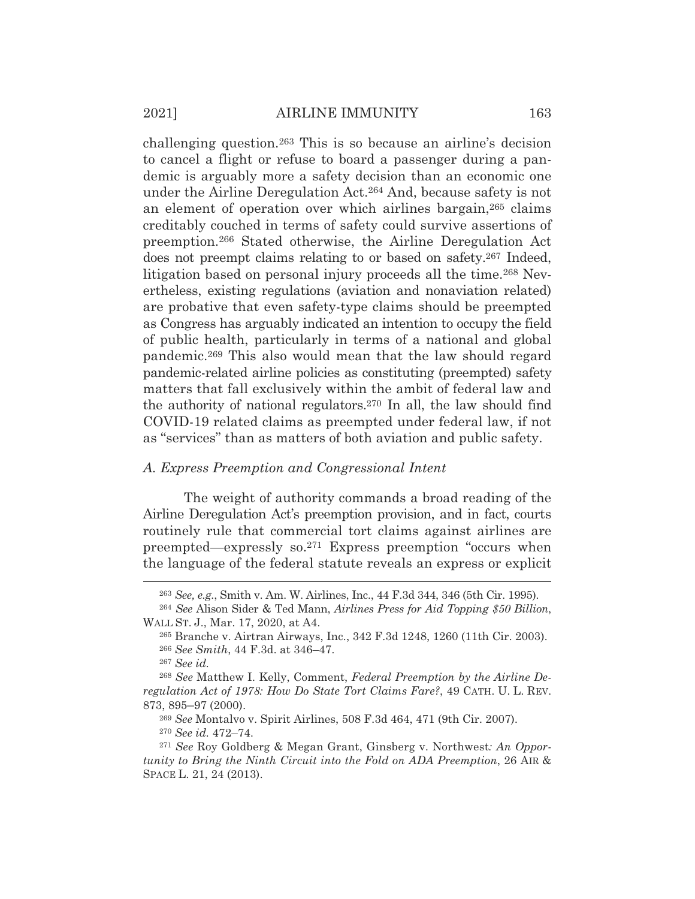challenging question.[263] This is so because an airline's decision to cancel a flight or refuse to board a passenger during a pandemic is arguably more a safety decision than an economic one under the Airline Deregulation Act.[264] And, because safety is not an element of operation over which airlines bargain,[265] claims creditably couched in terms of safety could survive assertions of preemption.[266] Stated otherwise, the Airline Deregulation Act does not preempt claims relating to or based on safety.[267] Indeed, litigation based on personal injury proceeds all the time.[268] Nevertheless, existing regulations (aviation and nonaviation related) are probative that even safety-type claims should be preempted as Congress has arguably indicated an intention to occupy the field of public health, particularly in terms of a national and global pandemic.[269] This also would mean that the law should regard pandemic-related airline policies as constituting (preempted) safety matters that fall exclusively within the ambit of federal law and the authority of national regulators.[270] In all, the law should find COVID-19 related claims as preempted under federal law, if not as "services" than as matters of both aviation and public safety.

### *A. Express Preemption and Congressional Intent*

The weight of authority commands a broad reading of the Airline Deregulation Act's preemption provision, and in fact, courts routinely rule that commercial tort claims against airlines are preempted—expressly so.[271] Express preemption "occurs when the language of the federal statute reveals an express or explicit

---

[263] *See, e.g.*, Smith v. Am. W. Airlines, Inc., 44 F.3d 344, 346 (5th Cir. 1995).

[264] *See* Alison Sider & Ted Mann, *Airlines Press for Aid Topping $50 Billion*, WALL ST. J., Mar. 17, 2020, at A4.

[265] Branche v. Airtran Airways, Inc., 342 F.3d 1248, 1260 (11th Cir. 2003).

[266] *See Smith*, 44 F.3d. at 346–47.

[267] *See id.*

[268] *See* Matthew I. Kelly, Comment, *Federal Preemption by the Airline Deregulation Act of 1978: How Do State Tort Claims Fare?*, 49 CATH. U. L. REV. 873, 895–97 (2000).

[269] *See* Montalvo v. Spirit Airlines, 508 F.3d 464, 471 (9th Cir. 2007).

[270] *See id.* 472–74.

[271] *See* Roy Goldberg & Megan Grant, Ginsberg v. Northwest*: An Opportunity to Bring the Ninth Circuit into the Fold on ADA Preemption*, 26 AIR & SPACE L. 21, 24 (2013).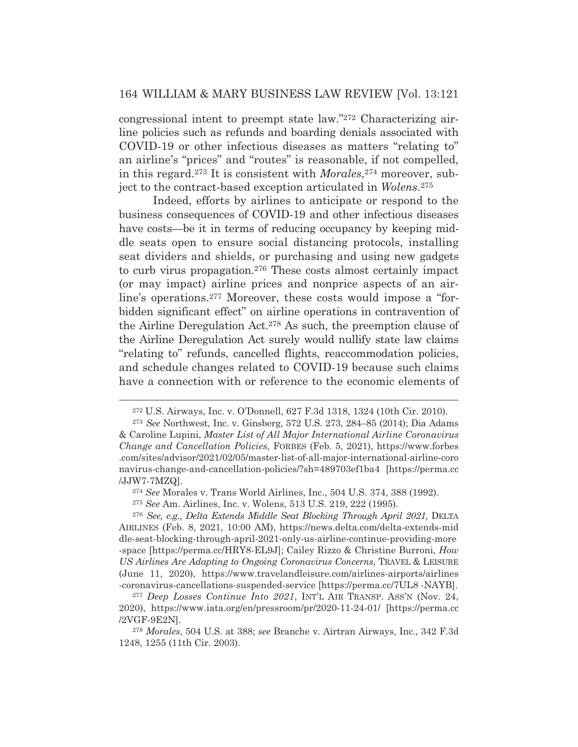congressional intent to preempt state law."[272] Characterizing airline policies such as refunds and boarding denials associated with COVID-19 or other infectious diseases as matters "relating to" an airline's "prices" and "routes" is reasonable, if not compelled, in this regard.[273] It is consistent with *Morales*,[274] moreover, subject to the contract-based exception articulated in *Wolens*.[275]

Indeed, efforts by airlines to anticipate or respond to the business consequences of COVID-19 and other infectious diseases have costs—be it in terms of reducing occupancy by keeping middle seats open to ensure social distancing protocols, installing seat dividers and shields, or purchasing and using new gadgets to curb virus propagation.[276] These costs almost certainly impact (or may impact) airline prices and nonprice aspects of an airline's operations.[277] Moreover, these costs would impose a "forbidden significant effect" on airline operations in contravention of the Airline Deregulation Act.[278] As such, the preemption clause of the Airline Deregulation Act surely would nullify state law claims "relating to" refunds, cancelled flights, reaccommodation policies, and schedule changes related to COVID-19 because such claims have a connection with or reference to the economic elements of

---

[272] U.S. Airways, Inc. v. O'Donnell, 627 F.3d 1318, 1324 (10th Cir. 2010).

[273] *See* Northwest, Inc. v. Ginsberg, 572 U.S. 273, 284–85 (2014); Dia Adams & Caroline Lupini, *Master List of All Major International Airline Coronavirus Change and Cancellation Policies*, FORBES (Feb. 5, 2021), https://www.forbes.com/sites/advisor/2021/02/05/master-list-of-all-major-international-airline-coronavirus-change-and-cancellation-policies/?sh=489703ef1ba4 [https://perma.cc/JJW7-7MZQ].

[274] *See* Morales v. Trans World Airlines, Inc., 504 U.S. 374, 388 (1992).

[275] *See* Am. Airlines, Inc. v. Wolens, 513 U.S. 219, 222 (1995).

[276] *See, e.g.*, *Delta Extends Middle Seat Blocking Through April 2021*, DELTA AIRLINES (Feb. 8, 2021, 10:00 AM), https://news.delta.com/delta-extends-middle-seat-blocking-through-april-2021-only-us-airline-continue-providing-more-space [https://perma.cc/HRY8-EL9J]; Cailey Rizzo & Christine Burroni, *How US Airlines Are Adapting to Ongoing Coronavirus Concerns*, TRAVEL & LEISURE (June 11, 2020), https://www.travelandleisure.com/airlines-airports/airlines-coronavirus-cancellations-suspended-service [https://perma.cc/7UL8 -NAYB].

[277] *Deep Losses Continue Into 2021*, INT'L AIR TRANSP. ASS'N (Nov. 24, 2020), https://www.iata.org/en/pressroom/pr/2020-11-24-01/ [https://perma.cc/2VGF-9E2N].

[278] *Morales*, 504 U.S. at 388; *see* Branche v. Airtran Airways, Inc., 342 F.3d 1248, 1255 (11th Cir. 2003).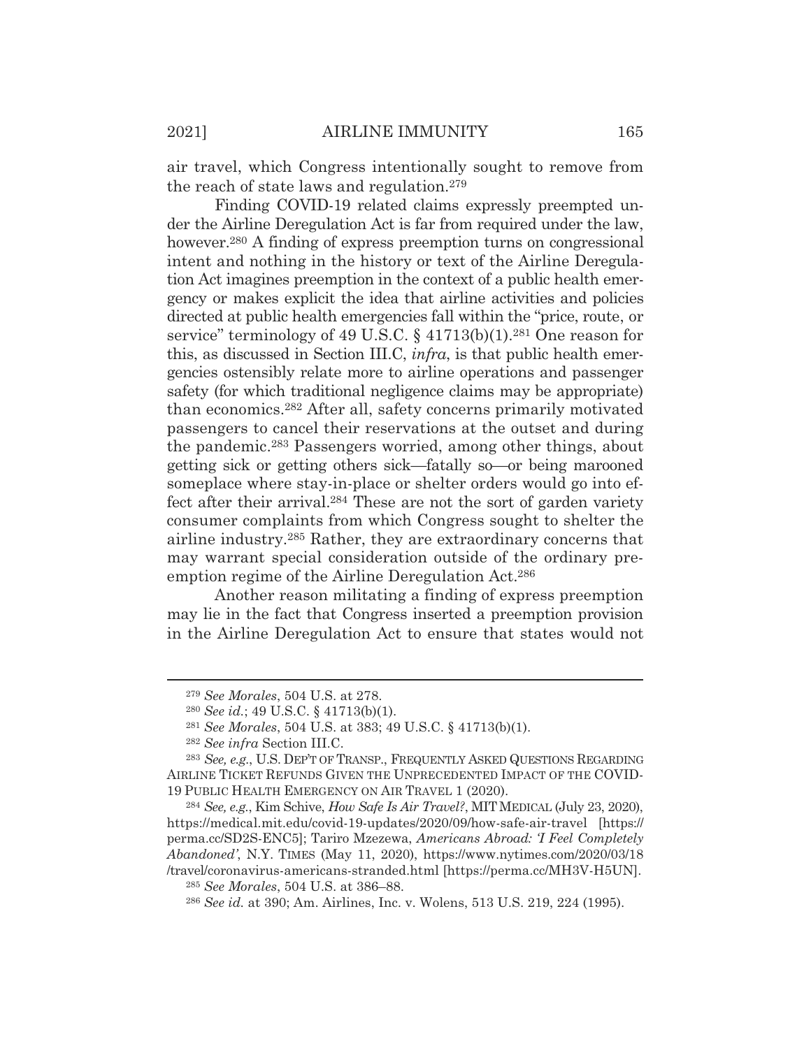air travel, which Congress intentionally sought to remove from the reach of state laws and regulation.[279]

Finding COVID-19 related claims expressly preempted under the Airline Deregulation Act is far from required under the law, however.[280] A finding of express preemption turns on congressional intent and nothing in the history or text of the Airline Deregulation Act imagines preemption in the context of a public health emergency or makes explicit the idea that airline activities and policies directed at public health emergencies fall within the "price, route, or service" terminology of 49 U.S.C. § 41713(b)(1).[281] One reason for this, as discussed in Section III.C, *infra*, is that public health emergencies ostensibly relate more to airline operations and passenger safety (for which traditional negligence claims may be appropriate) than economics.[282] After all, safety concerns primarily motivated passengers to cancel their reservations at the outset and during the pandemic.[283] Passengers worried, among other things, about getting sick or getting others sick—fatally so—or being marooned someplace where stay-in-place or shelter orders would go into effect after their arrival.[284] These are not the sort of garden variety consumer complaints from which Congress sought to shelter the airline industry.[285] Rather, they are extraordinary concerns that may warrant special consideration outside of the ordinary preemption regime of the Airline Deregulation Act.[286]

Another reason militating a finding of express preemption may lie in the fact that Congress inserted a preemption provision in the Airline Deregulation Act to ensure that states would not

---

[279] *See Morales*, 504 U.S. at 278.

[280] *See id.*; 49 U.S.C. § 41713(b)(1).

[281] *See Morales*, 504 U.S. at 383; 49 U.S.C. § 41713(b)(1).

[282] *See infra* Section III.C.

[283] *See, e.g.*, U.S. DEP'T OF TRANSP., FREQUENTLY ASKED QUESTIONS REGARDING AIRLINE TICKET REFUNDS GIVEN THE UNPRECEDENTED IMPACT OF THE COVID-19 PUBLIC HEALTH EMERGENCY ON AIR TRAVEL 1 (2020).

[284] *See, e.g.*, Kim Schive, *How Safe Is Air Travel?*, MIT MEDICAL (July 23, 2020), https://medical.mit.edu/covid-19-updates/2020/09/how-safe-air-travel [https://perma.cc/SD2S-ENC5]; Tariro Mzezewa, *Americans Abroad: 'I Feel Completely Abandoned'*, N.Y. TIMES (May 11, 2020), https://www.nytimes.com/2020/03/18/travel/coronavirus-americans-stranded.html [https://perma.cc/MH3V-H5UN].

[285] *See Morales*, 504 U.S. at 386–88.

[286] *See id.* at 390; Am. Airlines, Inc. v. Wolens, 513 U.S. 219, 224 (1995).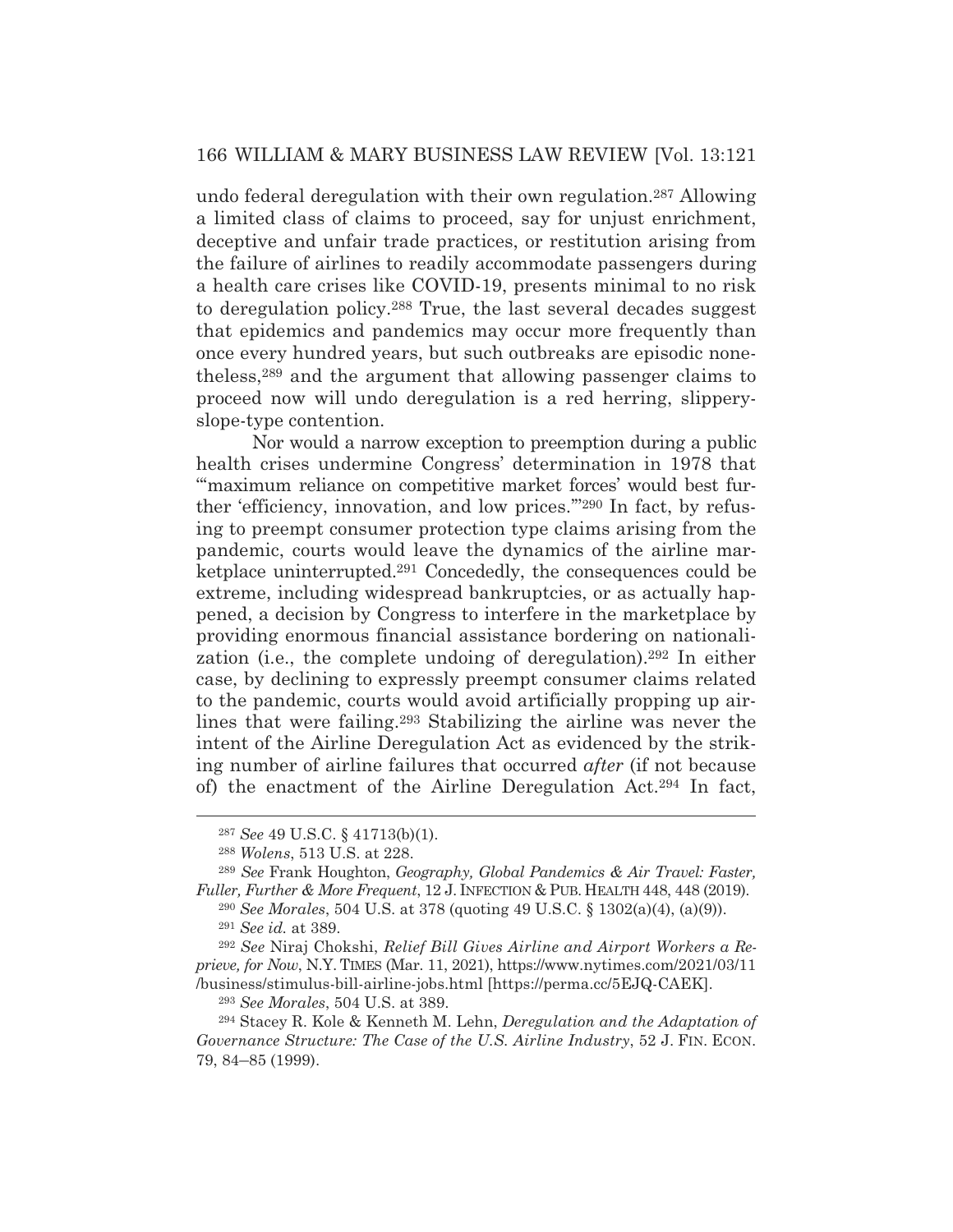undo federal deregulation with their own regulation.[287] Allowing a limited class of claims to proceed, say for unjust enrichment, deceptive and unfair trade practices, or restitution arising from the failure of airlines to readily accommodate passengers during a health care crises like COVID-19, presents minimal to no risk to deregulation policy.[288] True, the last several decades suggest that epidemics and pandemics may occur more frequently than once every hundred years, but such outbreaks are episodic nonetheless,[289] and the argument that allowing passenger claims to proceed now will undo deregulation is a red herring, slippery-slope-type contention.

Nor would a narrow exception to preemption during a public health crises undermine Congress' determination in 1978 that "'maximum reliance on competitive market forces' would best further 'efficiency, innovation, and low prices.'"[290] In fact, by refusing to preempt consumer protection type claims arising from the pandemic, courts would leave the dynamics of the airline marketplace uninterrupted.[291] Concededly, the consequences could be extreme, including widespread bankruptcies, or as actually happened, a decision by Congress to interfere in the marketplace by providing enormous financial assistance bordering on nationalization (i.e., the complete undoing of deregulation).[292] In either case, by declining to expressly preempt consumer claims related to the pandemic, courts would avoid artificially propping up airlines that were failing.[293] Stabilizing the airline was never the intent of the Airline Deregulation Act as evidenced by the striking number of airline failures that occurred *after* (if not because of) the enactment of the Airline Deregulation Act.[294] In fact,

---

[287] *See* 49 U.S.C. § 41713(b)(1).

[288] *Wolens*, 513 U.S. at 228.

[289] *See* Frank Houghton, *Geography, Global Pandemics & Air Travel: Faster, Fuller, Further & More Frequent*, 12 J. INFECTION & PUB. HEALTH 448, 448 (2019).

[290] *See Morales*, 504 U.S. at 378 (quoting 49 U.S.C. § 1302(a)(4), (a)(9)).

[291] *See id.* at 389.

[292] *See* Niraj Chokshi, *Relief Bill Gives Airline and Airport Workers a Reprieve, for Now*, N.Y. TIMES (Mar. 11, 2021), https://www.nytimes.com/2021/03/11/business/stimulus-bill-airline-jobs.html [https://perma.cc/5EJQ-CAEK].

[293] *See Morales*, 504 U.S. at 389.

[294] Stacey R. Kole & Kenneth M. Lehn, *Deregulation and the Adaptation of Governance Structure: The Case of the U.S. Airline Industry*, 52 J. FIN. ECON. 79, 84–85 (1999).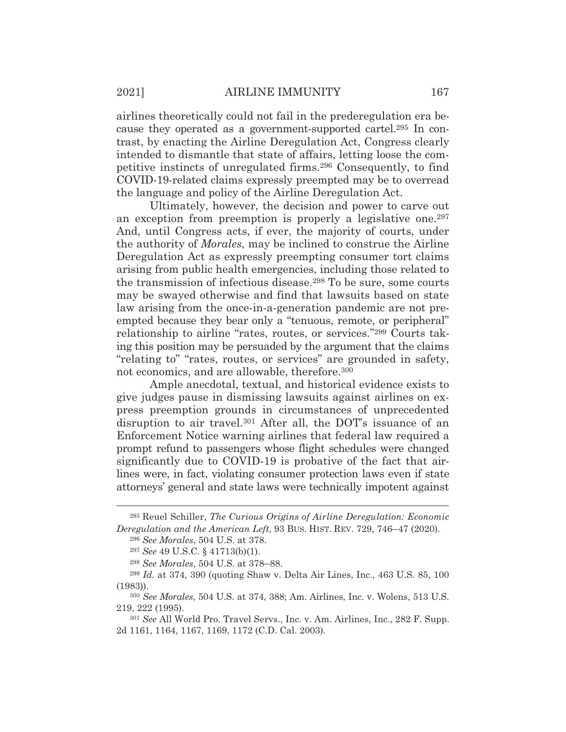airlines theoretically could not fail in the prederegulation era because they operated as a government-supported cartel.[295] In contrast, by enacting the Airline Deregulation Act, Congress clearly intended to dismantle that state of affairs, letting loose the competitive instincts of unregulated firms.[296] Consequently, to find COVID-19-related claims expressly preempted may be to overread the language and policy of the Airline Deregulation Act.

Ultimately, however, the decision and power to carve out an exception from preemption is properly a legislative one.[297] And, until Congress acts, if ever, the majority of courts, under the authority of *Morales*, may be inclined to construe the Airline Deregulation Act as expressly preempting consumer tort claims arising from public health emergencies, including those related to the transmission of infectious disease.[298] To be sure, some courts may be swayed otherwise and find that lawsuits based on state law arising from the once-in-a-generation pandemic are not preempted because they bear only a "tenuous, remote, or peripheral" relationship to airline "rates, routes, or services."[299] Courts taking this position may be persuaded by the argument that the claims "relating to" "rates, routes, or services" are grounded in safety, not economics, and are allowable, therefore.[300]

Ample anecdotal, textual, and historical evidence exists to give judges pause in dismissing lawsuits against airlines on express preemption grounds in circumstances of unprecedented disruption to air travel.[301] After all, the DOT's issuance of an Enforcement Notice warning airlines that federal law required a prompt refund to passengers whose flight schedules were changed significantly due to COVID-19 is probative of the fact that airlines were, in fact, violating consumer protection laws even if state attorneys' general and state laws were technically impotent against

---

[295] Reuel Schiller, *The Curious Origins of Airline Deregulation: Economic Deregulation and the American Left*, 93 BUS. HIST. REV. 729, 746–47 (2020).

[296] *See Morales*, 504 U.S. at 378.

[297] *See* 49 U.S.C. § 41713(b)(1).

[298] *See Morales*, 504 U.S. at 378–88.

[299] *Id.* at 374, 390 (quoting Shaw v. Delta Air Lines, Inc., 463 U.S. 85, 100 (1983)).

[300] *See Morales*, 504 U.S. at 374, 388; Am. Airlines, Inc. v. Wolens, 513 U.S. 219, 222 (1995).

[301] *See* All World Pro. Travel Servs., Inc. v. Am. Airlines, Inc., 282 F. Supp. 2d 1161, 1164, 1167, 1169, 1172 (C.D. Cal. 2003).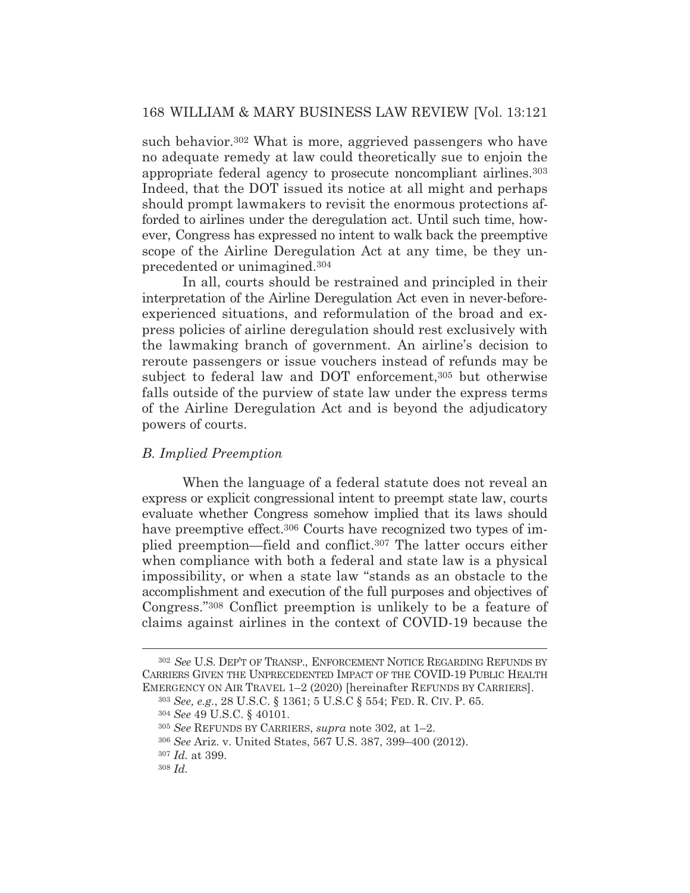such behavior.[302] What is more, aggrieved passengers who have no adequate remedy at law could theoretically sue to enjoin the appropriate federal agency to prosecute noncompliant airlines.[303] Indeed, that the DOT issued its notice at all might and perhaps should prompt lawmakers to revisit the enormous protections afforded to airlines under the deregulation act. Until such time, however, Congress has expressed no intent to walk back the preemptive scope of the Airline Deregulation Act at any time, be they unprecedented or unimagined.[304]

In all, courts should be restrained and principled in their interpretation of the Airline Deregulation Act even in never-before-experienced situations, and reformulation of the broad and express policies of airline deregulation should rest exclusively with the lawmaking branch of government. An airline's decision to reroute passengers or issue vouchers instead of refunds may be subject to federal law and DOT enforcement,[305] but otherwise falls outside of the purview of state law under the express terms of the Airline Deregulation Act and is beyond the adjudicatory powers of courts.

### *B. Implied Preemption*

When the language of a federal statute does not reveal an express or explicit congressional intent to preempt state law, courts evaluate whether Congress somehow implied that its laws should have preemptive effect.[306] Courts have recognized two types of implied preemption—field and conflict.[307] The latter occurs either when compliance with both a federal and state law is a physical impossibility, or when a state law "stands as an obstacle to the accomplishment and execution of the full purposes and objectives of Congress."[308] Conflict preemption is unlikely to be a feature of claims against airlines in the context of COVID-19 because the

---

[302] *See* U.S. DEP'T OF TRANSP., ENFORCEMENT NOTICE REGARDING REFUNDS BY CARRIERS GIVEN THE UNPRECEDENTED IMPACT OF THE COVID-19 PUBLIC HEALTH EMERGENCY ON AIR TRAVEL 1–2 (2020) [hereinafter REFUNDS BY CARRIERS].

[303] *See, e.g.*, 28 U.S.C. § 1361; 5 U.S.C § 554; FED. R. CIV. P. 65.

[304] *See* 49 U.S.C. § 40101.

[305] *See* REFUNDS BY CARRIERS, *supra* note 302, at 1–2.

[306] *See* Ariz. v. United States, 567 U.S. 387, 399–400 (2012).

[307] *Id.* at 399.

[308] *Id.*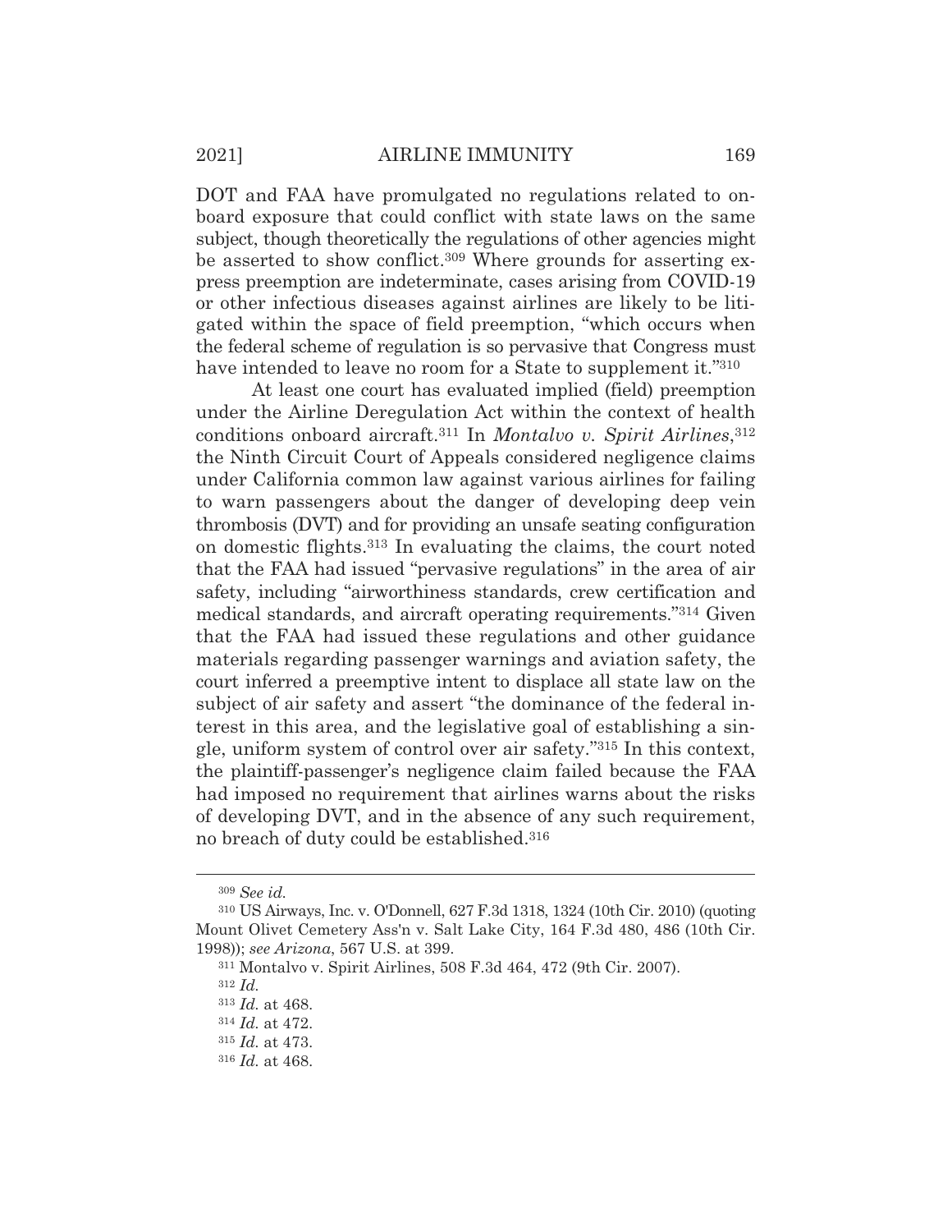DOT and FAA have promulgated no regulations related to onboard exposure that could conflict with state laws on the same subject, though theoretically the regulations of other agencies might be asserted to show conflict.[309] Where grounds for asserting express preemption are indeterminate, cases arising from COVID-19 or other infectious diseases against airlines are likely to be litigated within the space of field preemption, "which occurs when the federal scheme of regulation is so pervasive that Congress must have intended to leave no room for a State to supplement it."[310]

At least one court has evaluated implied (field) preemption under the Airline Deregulation Act within the context of health conditions onboard aircraft.[311] In *Montalvo v. Spirit Airlines*,[312] the Ninth Circuit Court of Appeals considered negligence claims under California common law against various airlines for failing to warn passengers about the danger of developing deep vein thrombosis (DVT) and for providing an unsafe seating configuration on domestic flights.[313] In evaluating the claims, the court noted that the FAA had issued "pervasive regulations" in the area of air safety, including "airworthiness standards, crew certification and medical standards, and aircraft operating requirements."[314] Given that the FAA had issued these regulations and other guidance materials regarding passenger warnings and aviation safety, the court inferred a preemptive intent to displace all state law on the subject of air safety and assert "the dominance of the federal interest in this area, and the legislative goal of establishing a single, uniform system of control over air safety."[315] In this context, the plaintiff-passenger's negligence claim failed because the FAA had imposed no requirement that airlines warns about the risks of developing DVT, and in the absence of any such requirement, no breach of duty could be established.[316]

---

[309] *See id.*

[310] US Airways, Inc. v. O'Donnell, 627 F.3d 1318, 1324 (10th Cir. 2010) (quoting Mount Olivet Cemetery Ass'n v. Salt Lake City, 164 F.3d 480, 486 (10th Cir. 1998)); *see Arizona*, 567 U.S. at 399.

[311] Montalvo v. Spirit Airlines, 508 F.3d 464, 472 (9th Cir. 2007).

[312] *Id.*

[313] *Id.* at 468.

[314] *Id.* at 472.

[315] *Id.* at 473.

[316] *Id.* at 468.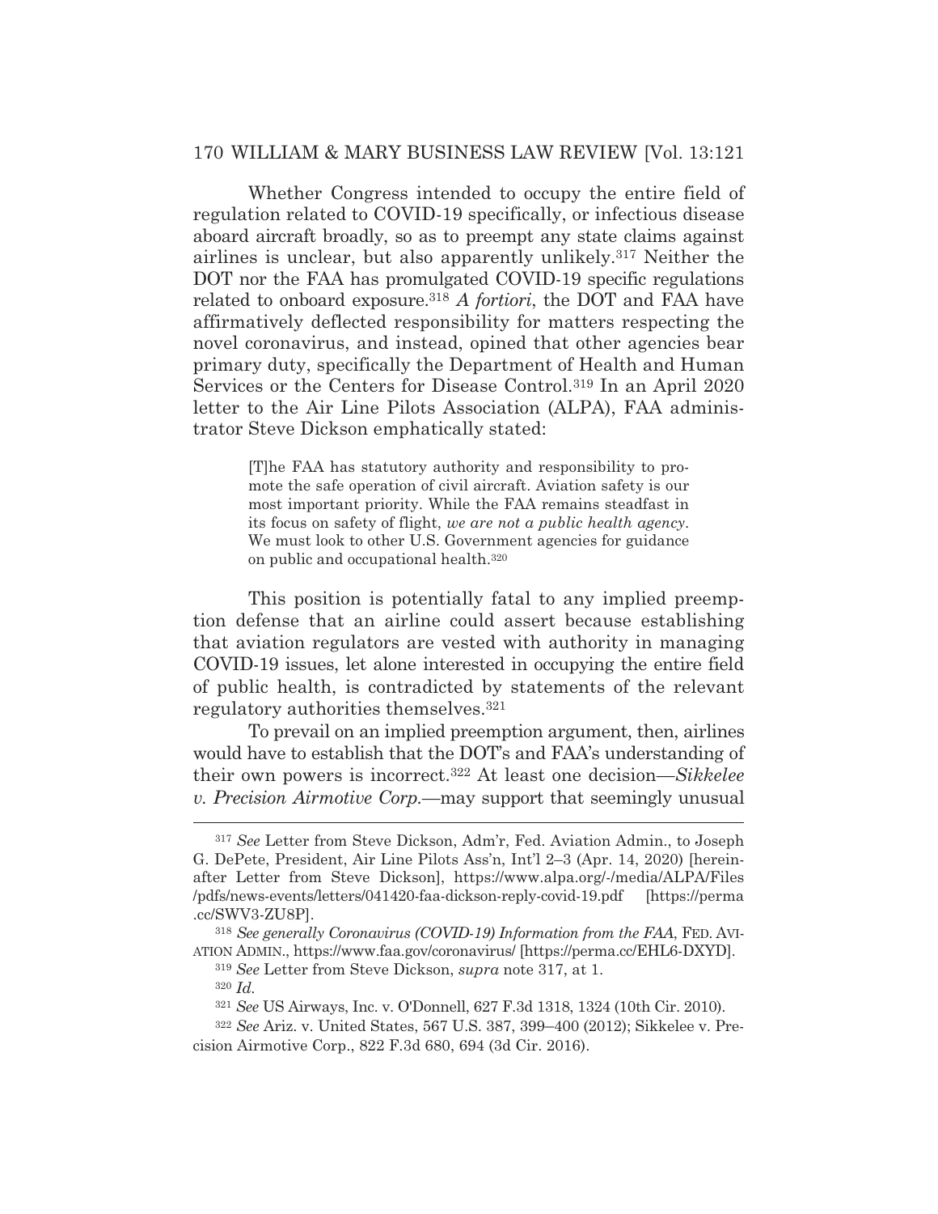Whether Congress intended to occupy the entire field of regulation related to COVID-19 specifically, or infectious disease aboard aircraft broadly, so as to preempt any state claims against airlines is unclear, but also apparently unlikely.[317] Neither the DOT nor the FAA has promulgated COVID-19 specific regulations related to onboard exposure.[318] *A fortiori*, the DOT and FAA have affirmatively deflected responsibility for matters respecting the novel coronavirus, and instead, opined that other agencies bear primary duty, specifically the Department of Health and Human Services or the Centers for Disease Control.[319] In an April 2020 letter to the Air Line Pilots Association (ALPA), FAA administrator Steve Dickson emphatically stated:

> [T]he FAA has statutory authority and responsibility to promote the safe operation of civil aircraft. Aviation safety is our most important priority. While the FAA remains steadfast in its focus on safety of flight, *we are not a public health agency*. We must look to other U.S. Government agencies for guidance on public and occupational health.[320]

This position is potentially fatal to any implied preemption defense that an airline could assert because establishing that aviation regulators are vested with authority in managing COVID-19 issues, let alone interested in occupying the entire field of public health, is contradicted by statements of the relevant regulatory authorities themselves.[321]

To prevail on an implied preemption argument, then, airlines would have to establish that the DOT's and FAA's understanding of their own powers is incorrect.[322] At least one decision—*Sikkelee v. Precision Airmotive Corp.*—may support that seemingly unusual

---

[317] *See* Letter from Steve Dickson, Adm'r, Fed. Aviation Admin., to Joseph G. DePete, President, Air Line Pilots Ass'n, Int'l 2–3 (Apr. 14, 2020) [hereinafter Letter from Steve Dickson], https://www.alpa.org/-/media/ALPA/Files/pdfs/news-events/letters/041420-faa-dickson-reply-covid-19.pdf [https://perma.cc/SWV3-ZU8P].

[318] *See generally Coronavirus (COVID-19) Information from the FAA*, FED. AVIATION ADMIN., https://www.faa.gov/coronavirus/ [https://perma.cc/EHL6-DXYD].

[319] *See* Letter from Steve Dickson, *supra* note 317, at 1.

[320] *Id.*

[321] *See* US Airways, Inc. v. O'Donnell, 627 F.3d 1318, 1324 (10th Cir. 2010).

[322] *See* Ariz. v. United States, 567 U.S. 387, 399–400 (2012); Sikkelee v. Precision Airmotive Corp., 822 F.3d 680, 694 (3d Cir. 2016).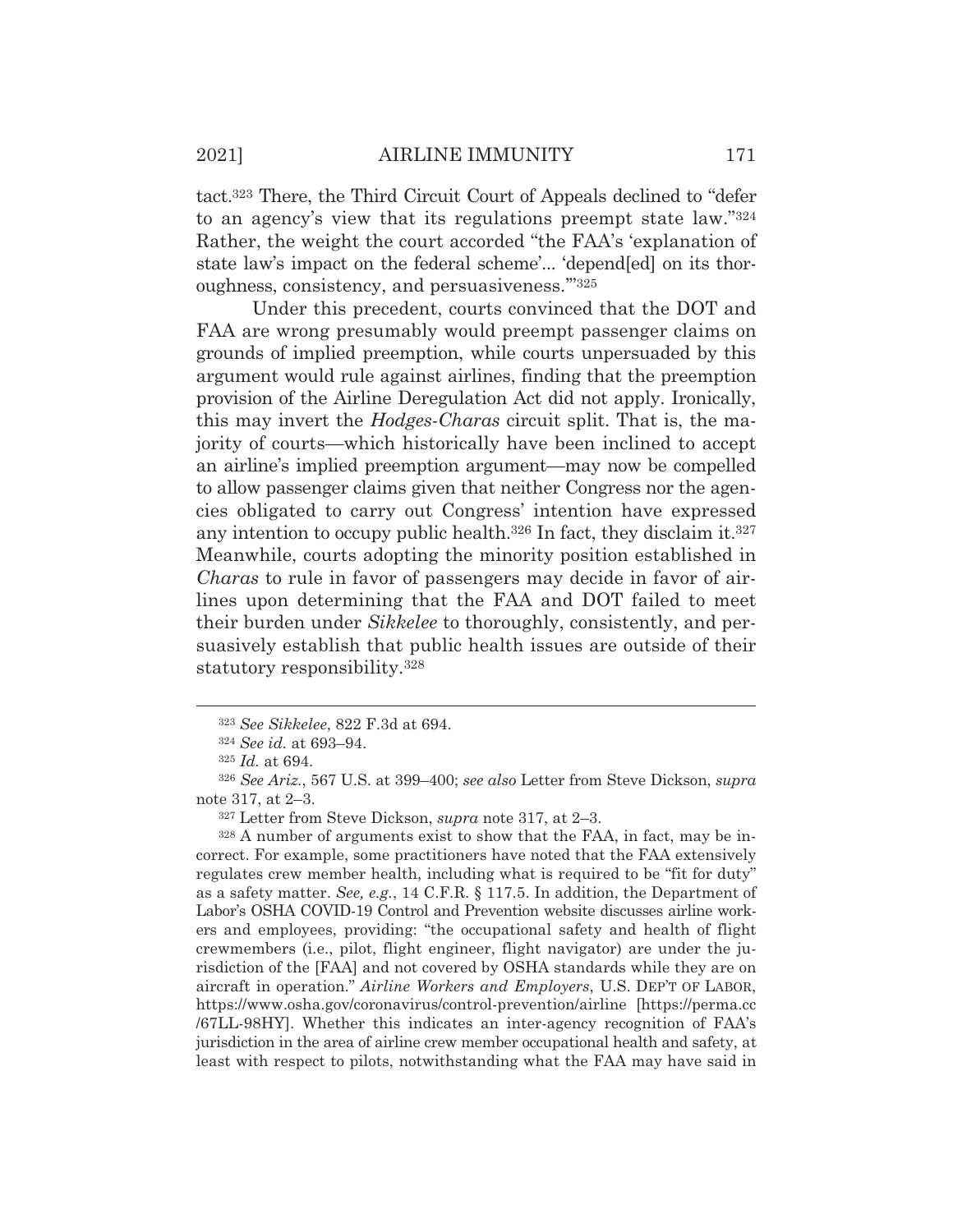tact.[323] There, the Third Circuit Court of Appeals declined to "defer to an agency's view that its regulations preempt state law."[324] Rather, the weight the court accorded "the FAA's 'explanation of state law's impact on the federal scheme'... 'depend[ed] on its thoroughness, consistency, and persuasiveness.'"[325]

Under this precedent, courts convinced that the DOT and FAA are wrong presumably would preempt passenger claims on grounds of implied preemption, while courts unpersuaded by this argument would rule against airlines, finding that the preemption provision of the Airline Deregulation Act did not apply. Ironically, this may invert the *Hodges-Charas* circuit split. That is, the majority of courts—which historically have been inclined to accept an airline's implied preemption argument—may now be compelled to allow passenger claims given that neither Congress nor the agencies obligated to carry out Congress' intention have expressed any intention to occupy public health.[326] In fact, they disclaim it.[327] Meanwhile, courts adopting the minority position established in *Charas* to rule in favor of passengers may decide in favor of airlines upon determining that the FAA and DOT failed to meet their burden under *Sikkelee* to thoroughly, consistently, and persuasively establish that public health issues are outside of their statutory responsibility.[328]

---

[323] *See Sikkelee*, 822 F.3d at 694.

[324] *See id.* at 693–94.

[325] *Id.* at 694.

[326] *See Ariz.*, 567 U.S. at 399–400; *see also* Letter from Steve Dickson, *supra* note 317, at 2–3.

[327] Letter from Steve Dickson, *supra* note 317, at 2–3.

[328] A number of arguments exist to show that the FAA, in fact, may be incorrect. For example, some practitioners have noted that the FAA extensively regulates crew member health, including what is required to be "fit for duty" as a safety matter. *See, e.g.*, 14 C.F.R. § 117.5. In addition, the Department of Labor's OSHA COVID-19 Control and Prevention website discusses airline workers and employees, providing: "the occupational safety and health of flight crewmembers (i.e., pilot, flight engineer, flight navigator) are under the jurisdiction of the [FAA] and not covered by OSHA standards while they are on aircraft in operation." *Airline Workers and Employers*, U.S. DEP'T OF LABOR, https://www.osha.gov/coronavirus/control-prevention/airline [https://perma.cc/67LL-98HY]. Whether this indicates an inter-agency recognition of FAA's jurisdiction in the area of airline crew member occupational health and safety, at least with respect to pilots, notwithstanding what the FAA may have said in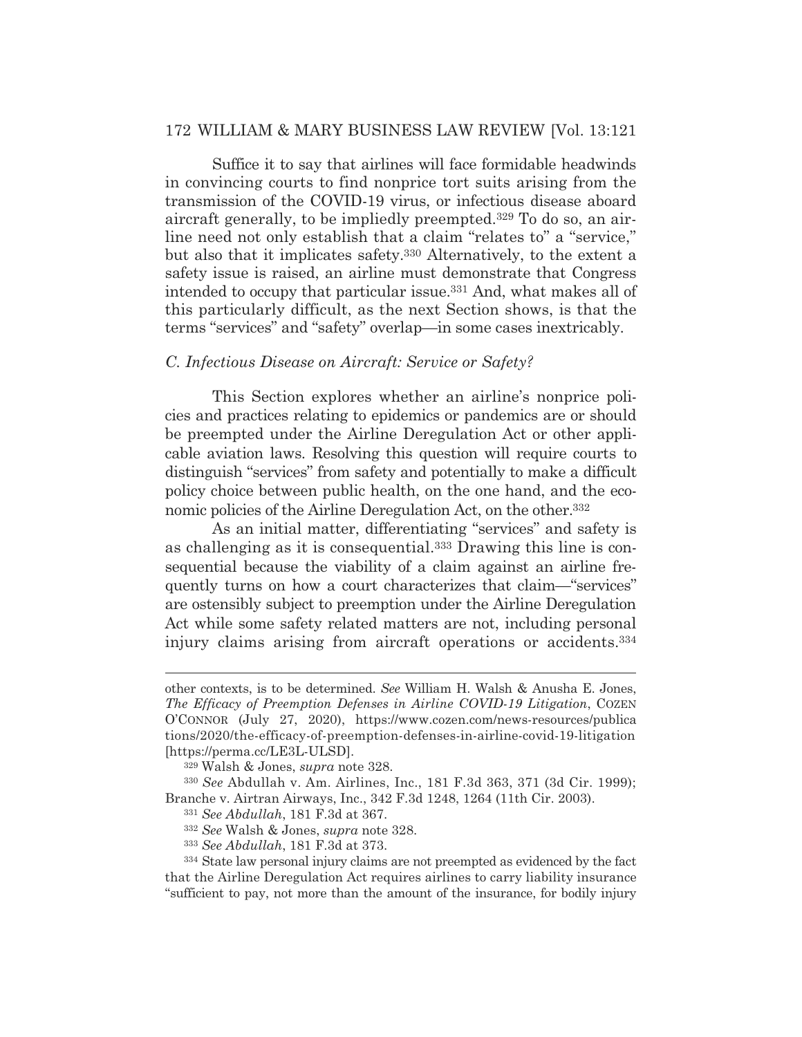Suffice it to say that airlines will face formidable headwinds in convincing courts to find nonprice tort suits arising from the transmission of the COVID-19 virus, or infectious disease aboard aircraft generally, to be impliedly preempted.[329] To do so, an airline need not only establish that a claim "relates to" a "service," but also that it implicates safety.[330] Alternatively, to the extent a safety issue is raised, an airline must demonstrate that Congress intended to occupy that particular issue.[331] And, what makes all of this particularly difficult, as the next Section shows, is that the terms "services" and "safety" overlap—in some cases inextricably.

### *C. Infectious Disease on Aircraft: Service or Safety?*

This Section explores whether an airline's nonprice policies and practices relating to epidemics or pandemics are or should be preempted under the Airline Deregulation Act or other applicable aviation laws. Resolving this question will require courts to distinguish "services" from safety and potentially to make a difficult policy choice between public health, on the one hand, and the economic policies of the Airline Deregulation Act, on the other.[332]

As an initial matter, differentiating "services" and safety is as challenging as it is consequential.[333] Drawing this line is consequential because the viability of a claim against an airline frequently turns on how a court characterizes that claim—"services" are ostensibly subject to preemption under the Airline Deregulation Act while some safety related matters are not, including personal injury claims arising from aircraft operations or accidents.[334]

---

other contexts, is to be determined. *See* William H. Walsh & Anusha E. Jones, *The Efficacy of Preemption Defenses in Airline COVID-19 Litigation*, COZEN O'CONNOR (July 27, 2020), https://www.cozen.com/news-resources/publications/2020/the-efficacy-of-preemption-defenses-in-airline-covid-19-litigation [https://perma.cc/LE3L-ULSD].

[329] Walsh & Jones, *supra* note 328.

[330] *See* Abdullah v. Am. Airlines, Inc., 181 F.3d 363, 371 (3d Cir. 1999); Branche v. Airtran Airways, Inc., 342 F.3d 1248, 1264 (11th Cir. 2003).

[331] *See Abdullah*, 181 F.3d at 367.

[332] *See* Walsh & Jones, *supra* note 328.

[333] *See Abdullah*, 181 F.3d at 373.

[334] State law personal injury claims are not preempted as evidenced by the fact that the Airline Deregulation Act requires airlines to carry liability insurance "sufficient to pay, not more than the amount of the insurance, for bodily injury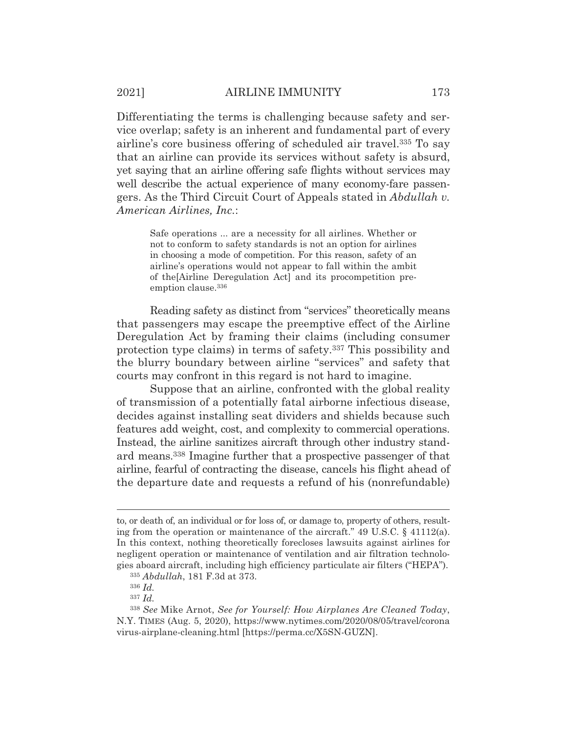Differentiating the terms is challenging because safety and service overlap; safety is an inherent and fundamental part of every airline's core business offering of scheduled air travel.[335] To say that an airline can provide its services without safety is absurd, yet saying that an airline offering safe flights without services may well describe the actual experience of many economy-fare passengers. As the Third Circuit Court of Appeals stated in *Abdullah v. American Airlines, Inc.*:

> Safe operations ... are a necessity for all airlines. Whether or not to conform to safety standards is not an option for airlines in choosing a mode of competition. For this reason, safety of an airline's operations would not appear to fall within the ambit of the[Airline Deregulation Act] and its procompetition preemption clause.[336]

Reading safety as distinct from "services" theoretically means that passengers may escape the preemptive effect of the Airline Deregulation Act by framing their claims (including consumer protection type claims) in terms of safety.[337] This possibility and the blurry boundary between airline "services" and safety that courts may confront in this regard is not hard to imagine.

Suppose that an airline, confronted with the global reality of transmission of a potentially fatal airborne infectious disease, decides against installing seat dividers and shields because such features add weight, cost, and complexity to commercial operations. Instead, the airline sanitizes aircraft through other industry standard means.[338] Imagine further that a prospective passenger of that airline, fearful of contracting the disease, cancels his flight ahead of the departure date and requests a refund of his (nonrefundable)

---

to, or death of, an individual or for loss of, or damage to, property of others, resulting from the operation or maintenance of the aircraft." 49 U.S.C. § 41112(a). In this context, nothing theoretically forecloses lawsuits against airlines for negligent operation or maintenance of ventilation and air filtration technologies aboard aircraft, including high efficiency particulate air filters ("HEPA").

[335] *Abdullah*, 181 F.3d at 373.

[336] *Id.*

[337] *Id.*

[338] *See* Mike Arnot, *See for Yourself: How Airplanes Are Cleaned Today*, N.Y. TIMES (Aug. 5, 2020), https://www.nytimes.com/2020/08/05/travel/coronavirus-airplane-cleaning.html [https://perma.cc/X5SN-GUZN].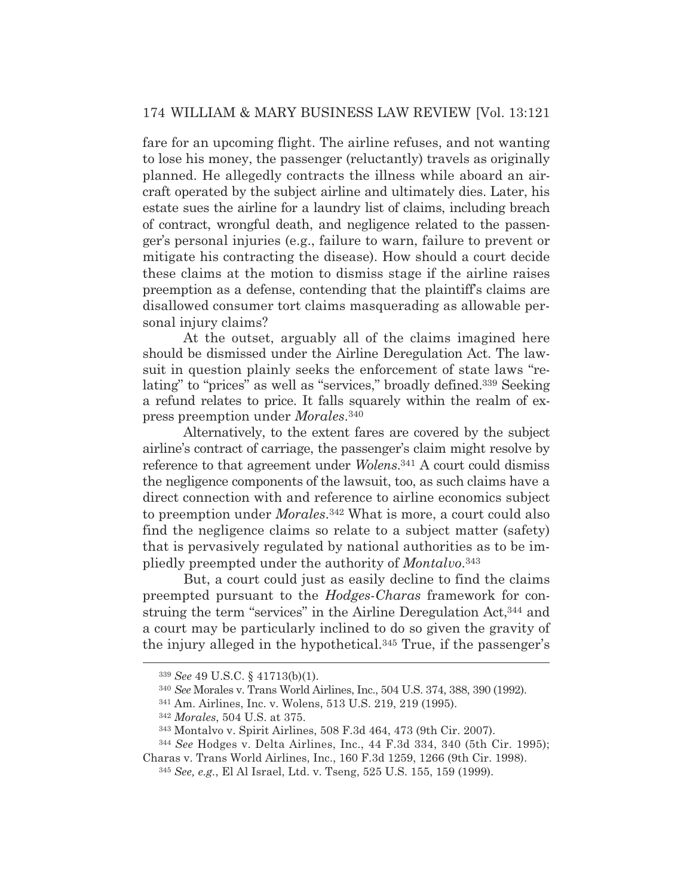fare for an upcoming flight. The airline refuses, and not wanting to lose his money, the passenger (reluctantly) travels as originally planned. He allegedly contracts the illness while aboard an aircraft operated by the subject airline and ultimately dies. Later, his estate sues the airline for a laundry list of claims, including breach of contract, wrongful death, and negligence related to the passenger's personal injuries (e.g., failure to warn, failure to prevent or mitigate his contracting the disease). How should a court decide these claims at the motion to dismiss stage if the airline raises preemption as a defense, contending that the plaintiff's claims are disallowed consumer tort claims masquerading as allowable personal injury claims?

At the outset, arguably all of the claims imagined here should be dismissed under the Airline Deregulation Act. The lawsuit in question plainly seeks the enforcement of state laws "relating" to "prices" as well as "services," broadly defined.[339] Seeking a refund relates to price. It falls squarely within the realm of express preemption under *Morales*.[340]

Alternatively, to the extent fares are covered by the subject airline's contract of carriage, the passenger's claim might resolve by reference to that agreement under *Wolens*.[341] A court could dismiss the negligence components of the lawsuit, too, as such claims have a direct connection with and reference to airline economics subject to preemption under *Morales*.[342] What is more, a court could also find the negligence claims so relate to a subject matter (safety) that is pervasively regulated by national authorities as to be impliedly preempted under the authority of *Montalvo*.[343]

But, a court could just as easily decline to find the claims preempted pursuant to the *Hodges-Charas* framework for construing the term "services" in the Airline Deregulation Act,[344] and a court may be particularly inclined to do so given the gravity of the injury alleged in the hypothetical.[345] True, if the passenger's

---

[339] *See* 49 U.S.C. § 41713(b)(1).

[340] *See* Morales v. Trans World Airlines, Inc., 504 U.S. 374, 388, 390 (1992).

[341] Am. Airlines, Inc. v. Wolens, 513 U.S. 219, 219 (1995).

[342] *Morales*, 504 U.S. at 375.

[343] Montalvo v. Spirit Airlines, 508 F.3d 464, 473 (9th Cir. 2007).

[344] *See* Hodges v. Delta Airlines, Inc., 44 F.3d 334, 340 (5th Cir. 1995); Charas v. Trans World Airlines, Inc., 160 F.3d 1259, 1266 (9th Cir. 1998).

[345] *See, e.g.*, El Al Israel, Ltd. v. Tseng, 525 U.S. 155, 159 (1999).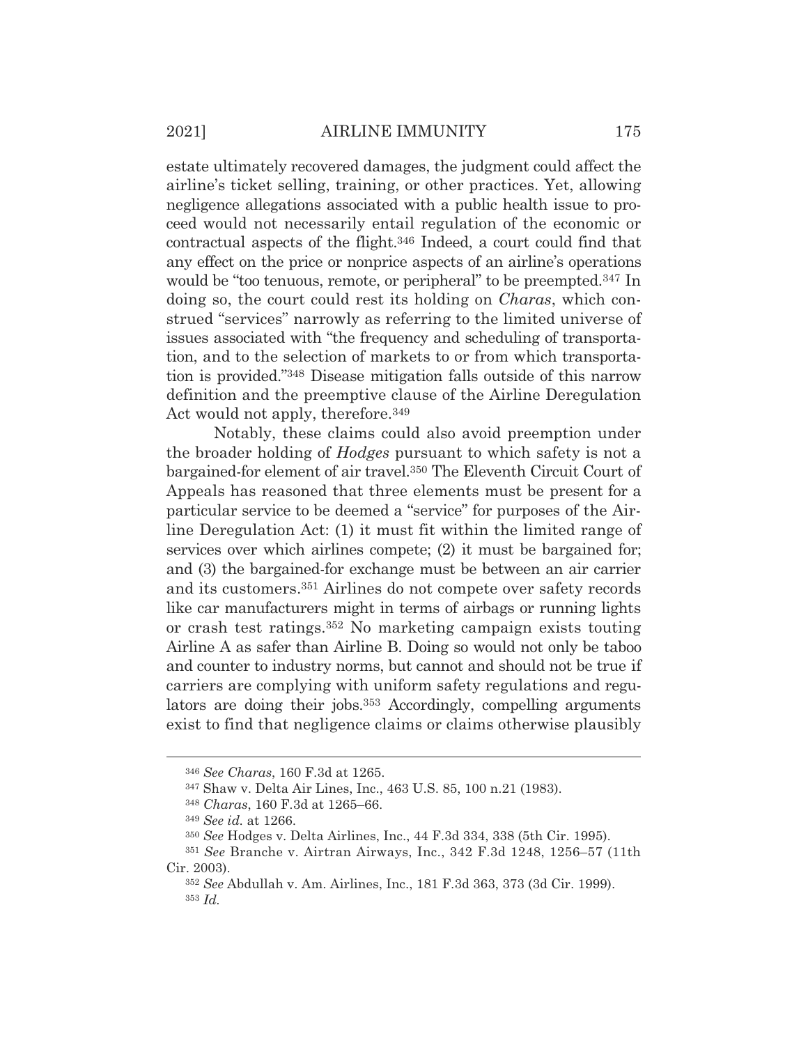estate ultimately recovered damages, the judgment could affect the airline's ticket selling, training, or other practices. Yet, allowing negligence allegations associated with a public health issue to proceed would not necessarily entail regulation of the economic or contractual aspects of the flight.[346] Indeed, a court could find that any effect on the price or nonprice aspects of an airline's operations would be "too tenuous, remote, or peripheral" to be preempted.[347] In doing so, the court could rest its holding on *Charas*, which construed "services" narrowly as referring to the limited universe of issues associated with "the frequency and scheduling of transportation, and to the selection of markets to or from which transportation is provided."[348] Disease mitigation falls outside of this narrow definition and the preemptive clause of the Airline Deregulation Act would not apply, therefore.[349]

Notably, these claims could also avoid preemption under the broader holding of *Hodges* pursuant to which safety is not a bargained-for element of air travel.[350] The Eleventh Circuit Court of Appeals has reasoned that three elements must be present for a particular service to be deemed a "service" for purposes of the Airline Deregulation Act: (1) it must fit within the limited range of services over which airlines compete; (2) it must be bargained for; and (3) the bargained-for exchange must be between an air carrier and its customers.[351] Airlines do not compete over safety records like car manufacturers might in terms of airbags or running lights or crash test ratings.[352] No marketing campaign exists touting Airline A as safer than Airline B. Doing so would not only be taboo and counter to industry norms, but cannot and should not be true if carriers are complying with uniform safety regulations and regulators are doing their jobs.[353] Accordingly, compelling arguments exist to find that negligence claims or claims otherwise plausibly

---

[346] *See Charas*, 160 F.3d at 1265.

[347] Shaw v. Delta Air Lines, Inc., 463 U.S. 85, 100 n.21 (1983).

[348] *Charas*, 160 F.3d at 1265–66.

[349] *See id.* at 1266.

[350] *See* Hodges v. Delta Airlines, Inc., 44 F.3d 334, 338 (5th Cir. 1995).

[351] *See* Branche v. Airtran Airways, Inc., 342 F.3d 1248, 1256–57 (11th Cir. 2003).

[352] *See* Abdullah v. Am. Airlines, Inc., 181 F.3d 363, 373 (3d Cir. 1999).

[353] *Id.*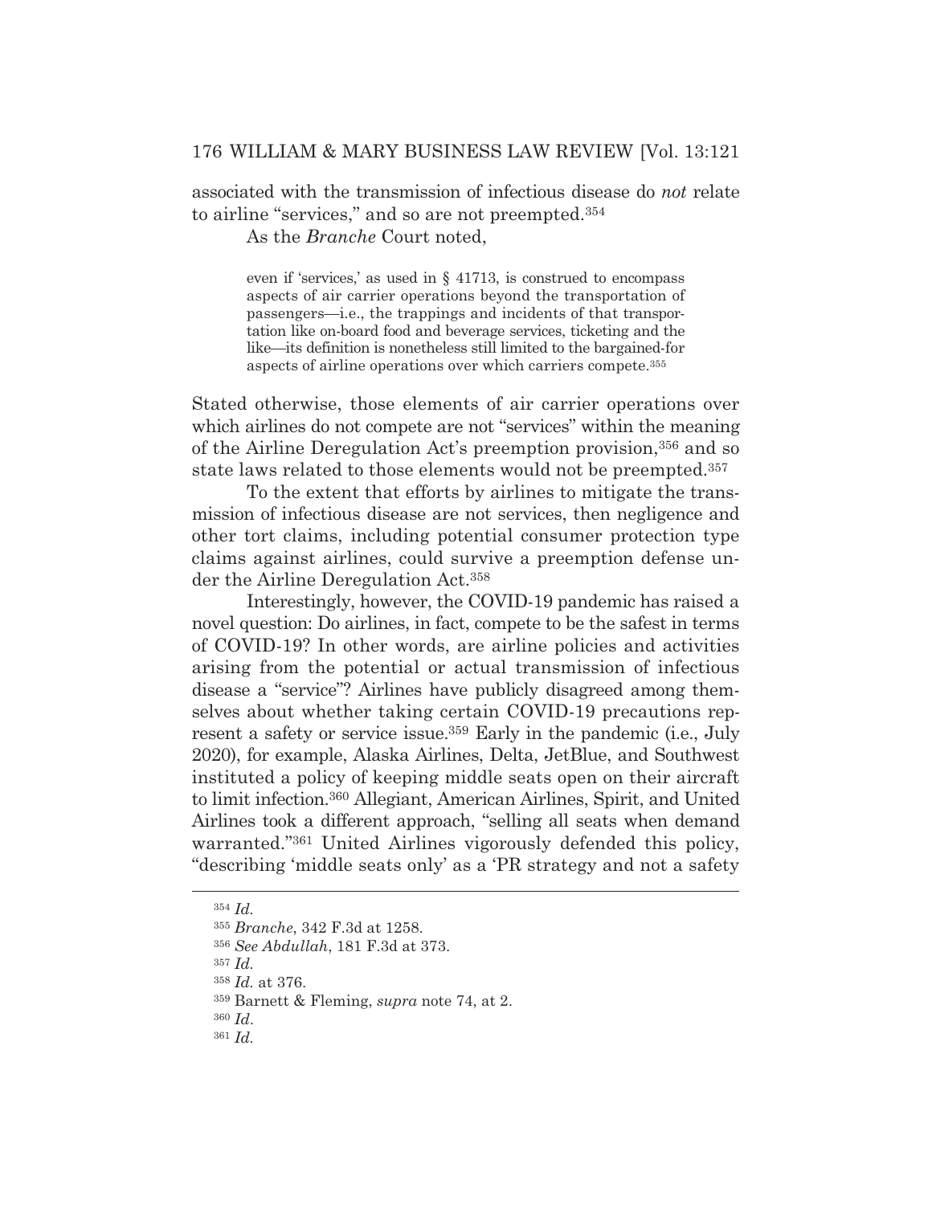associated with the transmission of infectious disease do *not* relate to airline "services," and so are not preempted.[354]

As the *Branche* Court noted,

> even if 'services,' as used in § 41713, is construed to encompass aspects of air carrier operations beyond the transportation of passengers—i.e., the trappings and incidents of that transportation like on-board food and beverage services, ticketing and the like—its definition is nonetheless still limited to the bargained-for aspects of airline operations over which carriers compete.[355]

Stated otherwise, those elements of air carrier operations over which airlines do not compete are not "services" within the meaning of the Airline Deregulation Act's preemption provision,[356] and so state laws related to those elements would not be preempted.[357]

To the extent that efforts by airlines to mitigate the transmission of infectious disease are not services, then negligence and other tort claims, including potential consumer protection type claims against airlines, could survive a preemption defense under the Airline Deregulation Act.[358]

Interestingly, however, the COVID-19 pandemic has raised a novel question: Do airlines, in fact, compete to be the safest in terms of COVID-19? In other words, are airline policies and activities arising from the potential or actual transmission of infectious disease a "service"? Airlines have publicly disagreed among themselves about whether taking certain COVID-19 precautions represent a safety or service issue.[359] Early in the pandemic (i.e., July 2020), for example, Alaska Airlines, Delta, JetBlue, and Southwest instituted a policy of keeping middle seats open on their aircraft to limit infection.[360] Allegiant, American Airlines, Spirit, and United Airlines took a different approach, "selling all seats when demand warranted."[361] United Airlines vigorously defended this policy, "describing 'middle seats only' as a 'PR strategy and not a safety

---

[354] *Id.*

[355] *Branche*, 342 F.3d at 1258.

[356] *See Abdullah*, 181 F.3d at 373.

[357] *Id.*

[358] *Id.* at 376.

[359] Barnett & Fleming, *supra* note 74, at 2.

[360] *Id.*

[361] *Id.*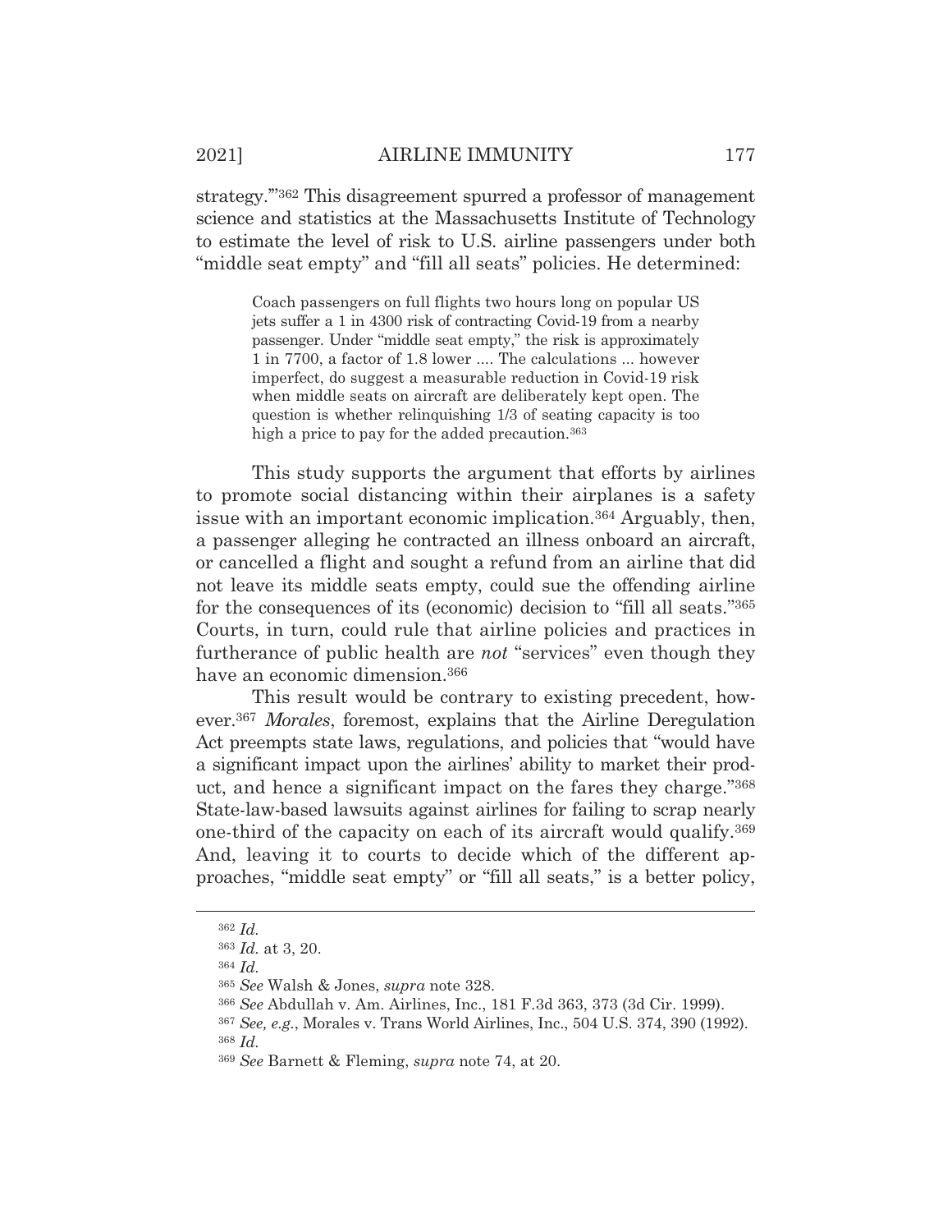strategy.'"[362] This disagreement spurred a professor of management science and statistics at the Massachusetts Institute of Technology to estimate the level of risk to U.S. airline passengers under both "middle seat empty" and "fill all seats" policies. He determined:

> Coach passengers on full flights two hours long on popular US jets suffer a 1 in 4300 risk of contracting Covid-19 from a nearby passenger. Under "middle seat empty," the risk is approximately 1 in 7700, a factor of 1.8 lower .... The calculations ... however imperfect, do suggest a measurable reduction in Covid-19 risk when middle seats on aircraft are deliberately kept open. The question is whether relinquishing 1/3 of seating capacity is too high a price to pay for the added precaution.[363]

This study supports the argument that efforts by airlines to promote social distancing within their airplanes is a safety issue with an important economic implication.[364] Arguably, then, a passenger alleging he contracted an illness onboard an aircraft, or cancelled a flight and sought a refund from an airline that did not leave its middle seats empty, could sue the offending airline for the consequences of its (economic) decision to "fill all seats."[365] Courts, in turn, could rule that airline policies and practices in furtherance of public health are *not* "services" even though they have an economic dimension.[366]

This result would be contrary to existing precedent, however.[367] *Morales*, foremost, explains that the Airline Deregulation Act preempts state laws, regulations, and policies that "would have a significant impact upon the airlines' ability to market their product, and hence a significant impact on the fares they charge."[368] State-law-based lawsuits against airlines for failing to scrap nearly one-third of the capacity on each of its aircraft would qualify.[369] And, leaving it to courts to decide which of the different approaches, "middle seat empty" or "fill all seats," is a better policy,

---

[362] *Id.*

[363] *Id.* at 3, 20.

[364] *Id.*

[365] *See* Walsh & Jones, *supra* note 328.

[366] *See* Abdullah v. Am. Airlines, Inc., 181 F.3d 363, 373 (3d Cir. 1999).

[367] *See, e.g.*, Morales v. Trans World Airlines, Inc., 504 U.S. 374, 390 (1992).

[368] *Id.*

[369] *See* Barnett & Fleming, *supra* note 74, at 20.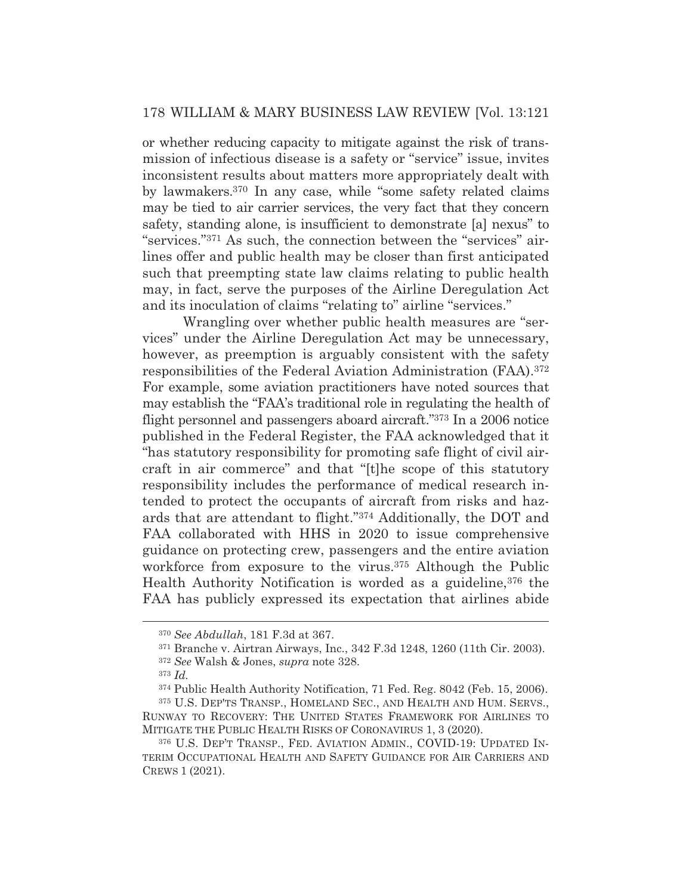or whether reducing capacity to mitigate against the risk of transmission of infectious disease is a safety or "service" issue, invites inconsistent results about matters more appropriately dealt with by lawmakers.[370] In any case, while "some safety related claims may be tied to air carrier services, the very fact that they concern safety, standing alone, is insufficient to demonstrate [a] nexus" to "services."[371] As such, the connection between the "services" airlines offer and public health may be closer than first anticipated such that preempting state law claims relating to public health may, in fact, serve the purposes of the Airline Deregulation Act and its inoculation of claims "relating to" airline "services."

Wrangling over whether public health measures are "services" under the Airline Deregulation Act may be unnecessary, however, as preemption is arguably consistent with the safety responsibilities of the Federal Aviation Administration (FAA).[372] For example, some aviation practitioners have noted sources that may establish the "FAA's traditional role in regulating the health of flight personnel and passengers aboard aircraft."[373] In a 2006 notice published in the Federal Register, the FAA acknowledged that it "has statutory responsibility for promoting safe flight of civil aircraft in air commerce" and that "[t]he scope of this statutory responsibility includes the performance of medical research intended to protect the occupants of aircraft from risks and hazards that are attendant to flight."[374] Additionally, the DOT and FAA collaborated with HHS in 2020 to issue comprehensive guidance on protecting crew, passengers and the entire aviation workforce from exposure to the virus.[375] Although the Public Health Authority Notification is worded as a guideline,[376] the FAA has publicly expressed its expectation that airlines abide

---

[370] *See Abdullah*, 181 F.3d at 367.

[371] Branche v. Airtran Airways, Inc., 342 F.3d 1248, 1260 (11th Cir. 2003).

[372] *See* Walsh & Jones, *supra* note 328.

[373] *Id.*

[374] Public Health Authority Notification, 71 Fed. Reg. 8042 (Feb. 15, 2006).

[375] U.S. DEP'TS TRANSP., HOMELAND SEC., AND HEALTH AND HUM. SERVS., RUNWAY TO RECOVERY: THE UNITED STATES FRAMEWORK FOR AIRLINES TO MITIGATE THE PUBLIC HEALTH RISKS OF CORONAVIRUS 1, 3 (2020).

[376] U.S. DEP'T TRANSP., FED. AVIATION ADMIN., COVID-19: UPDATED INTERIM OCCUPATIONAL HEALTH AND SAFETY GUIDANCE FOR AIR CARRIERS AND CREWS 1 (2021).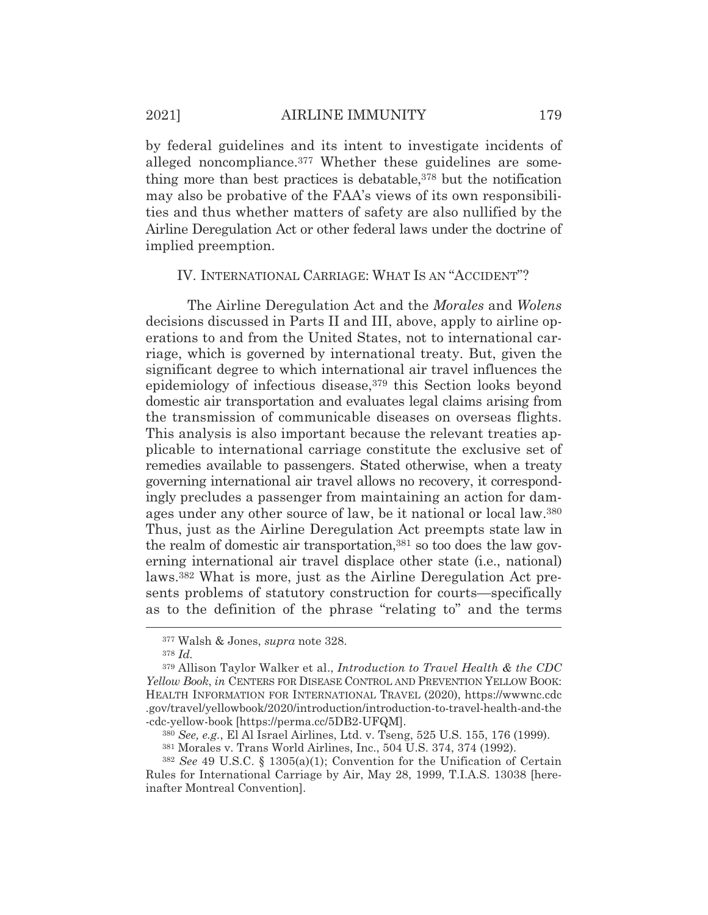by federal guidelines and its intent to investigate incidents of alleged noncompliance.[377] Whether these guidelines are something more than best practices is debatable,[378] but the notification may also be probative of the FAA's views of its own responsibilities and thus whether matters of safety are also nullified by the Airline Deregulation Act or other federal laws under the doctrine of implied preemption.

## IV. INTERNATIONAL CARRIAGE: WHAT IS AN "ACCIDENT"?

The Airline Deregulation Act and the *Morales* and *Wolens* decisions discussed in Parts II and III, above, apply to airline operations to and from the United States, not to international carriage, which is governed by international treaty. But, given the significant degree to which international air travel influences the epidemiology of infectious disease,[379] this Section looks beyond domestic air transportation and evaluates legal claims arising from the transmission of communicable diseases on overseas flights. This analysis is also important because the relevant treaties applicable to international carriage constitute the exclusive set of remedies available to passengers. Stated otherwise, when a treaty governing international air travel allows no recovery, it correspondingly precludes a passenger from maintaining an action for damages under any other source of law, be it national or local law.[380] Thus, just as the Airline Deregulation Act preempts state law in the realm of domestic air transportation,[381] so too does the law governing international air travel displace other state (i.e., national) laws.[382] What is more, just as the Airline Deregulation Act presents problems of statutory construction for courts—specifically as to the definition of the phrase "relating to" and the terms

---

[377] Walsh & Jones, *supra* note 328.

[378] *Id.*

[379] Allison Taylor Walker et al., *Introduction to Travel Health & the CDC Yellow Book*, *in* CENTERS FOR DISEASE CONTROL AND PREVENTION YELLOW BOOK: HEALTH INFORMATION FOR INTERNATIONAL TRAVEL (2020), https://wwwnc.cdc.gov/travel/yellowbook/2020/introduction/introduction-to-travel-health-and-the-cdc-yellow-book [https://perma.cc/5DB2-UFQM].

[380] *See, e.g.*, El Al Israel Airlines, Ltd. v. Tseng, 525 U.S. 155, 176 (1999).

[381] Morales v. Trans World Airlines, Inc., 504 U.S. 374, 374 (1992).

[382] *See* 49 U.S.C. § 1305(a)(1); Convention for the Unification of Certain Rules for International Carriage by Air, May 28, 1999, T.I.A.S. 13038 [hereinafter Montreal Convention].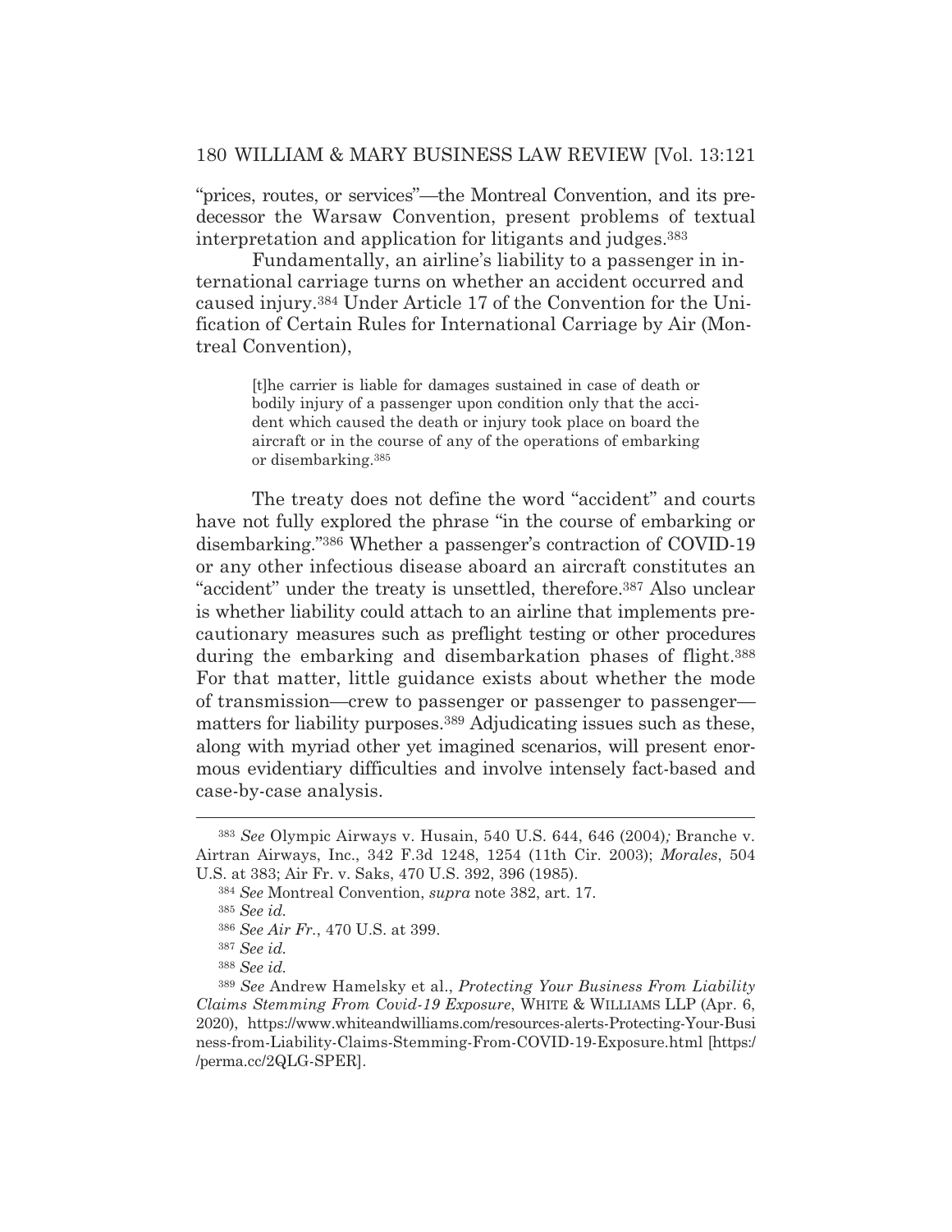"prices, routes, or services"—the Montreal Convention, and its predecessor the Warsaw Convention, present problems of textual interpretation and application for litigants and judges.[383]

Fundamentally, an airline's liability to a passenger in international carriage turns on whether an accident occurred and caused injury.[384] Under Article 17 of the Convention for the Unification of Certain Rules for International Carriage by Air (Montreal Convention),

> [t]he carrier is liable for damages sustained in case of death or bodily injury of a passenger upon condition only that the accident which caused the death or injury took place on board the aircraft or in the course of any of the operations of embarking or disembarking.[385]

The treaty does not define the word "accident" and courts have not fully explored the phrase "in the course of embarking or disembarking."[386] Whether a passenger's contraction of COVID-19 or any other infectious disease aboard an aircraft constitutes an "accident" under the treaty is unsettled, therefore.[387] Also unclear is whether liability could attach to an airline that implements precautionary measures such as preflight testing or other procedures during the embarking and disembarkation phases of flight.[388] For that matter, little guidance exists about whether the mode of transmission—crew to passenger or passenger to passenger—matters for liability purposes.[389] Adjudicating issues such as these, along with myriad other yet imagined scenarios, will present enormous evidentiary difficulties and involve intensely fact-based and case-by-case analysis.

---

[383] *See* Olympic Airways v. Husain, 540 U.S. 644, 646 (2004)*;* Branche v. Airtran Airways, Inc., 342 F.3d 1248, 1254 (11th Cir. 2003); *Morales*, 504 U.S. at 383; Air Fr. v. Saks, 470 U.S. 392, 396 (1985).

[384] *See* Montreal Convention, *supra* note 382, art. 17.

[385] *See id.*

[386] *See Air Fr.*, 470 U.S. at 399.

[387] *See id.*

[388] *See id.*

[389] *See* Andrew Hamelsky et al., *Protecting Your Business From Liability Claims Stemming From Covid-19 Exposure*, WHITE & WILLIAMS LLP (Apr. 6, 2020), https://www.whiteandwilliams.com/resources-alerts-Protecting-Your-Business-from-Liability-Claims-Stemming-From-COVID-19-Exposure.html [https://perma.cc/2QLG-SPER].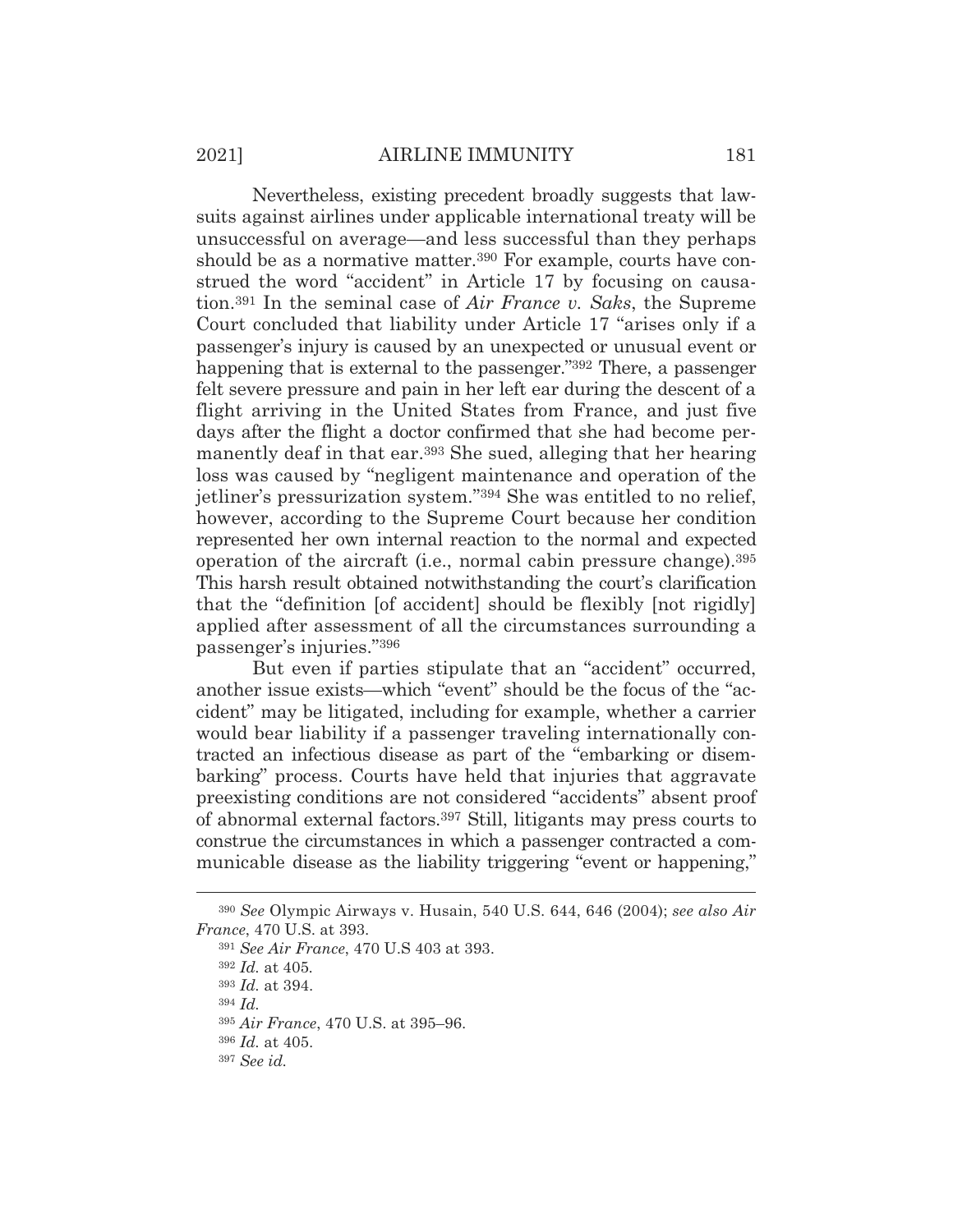Nevertheless, existing precedent broadly suggests that lawsuits against airlines under applicable international treaty will be unsuccessful on average—and less successful than they perhaps should be as a normative matter.[390] For example, courts have construed the word "accident" in Article 17 by focusing on causation.[391] In the seminal case of *Air France v. Saks*, the Supreme Court concluded that liability under Article 17 "arises only if a passenger's injury is caused by an unexpected or unusual event or happening that is external to the passenger."[392] There, a passenger felt severe pressure and pain in her left ear during the descent of a flight arriving in the United States from France, and just five days after the flight a doctor confirmed that she had become permanently deaf in that ear.[393] She sued, alleging that her hearing loss was caused by "negligent maintenance and operation of the jetliner's pressurization system."[394] She was entitled to no relief, however, according to the Supreme Court because her condition represented her own internal reaction to the normal and expected operation of the aircraft (i.e., normal cabin pressure change).[395] This harsh result obtained notwithstanding the court's clarification that the "definition [of accident] should be flexibly [not rigidly] applied after assessment of all the circumstances surrounding a passenger's injuries."[396]

But even if parties stipulate that an "accident" occurred, another issue exists—which "event" should be the focus of the "accident" may be litigated, including for example, whether a carrier would bear liability if a passenger traveling internationally contracted an infectious disease as part of the "embarking or disembarking" process. Courts have held that injuries that aggravate preexisting conditions are not considered "accidents" absent proof of abnormal external factors.[397] Still, litigants may press courts to construe the circumstances in which a passenger contracted a communicable disease as the liability triggering "event or happening,"

---

[390] *See* Olympic Airways v. Husain, 540 U.S. 644, 646 (2004); *see also Air France*, 470 U.S. at 393.

[391] *See Air France*, 470 U.S 403 at 393.

[392] *Id.* at 405.

[393] *Id.* at 394.

[394] *Id.*

[395] *Air France*, 470 U.S. at 395–96.

[396] *Id.* at 405.

[397] *See id.*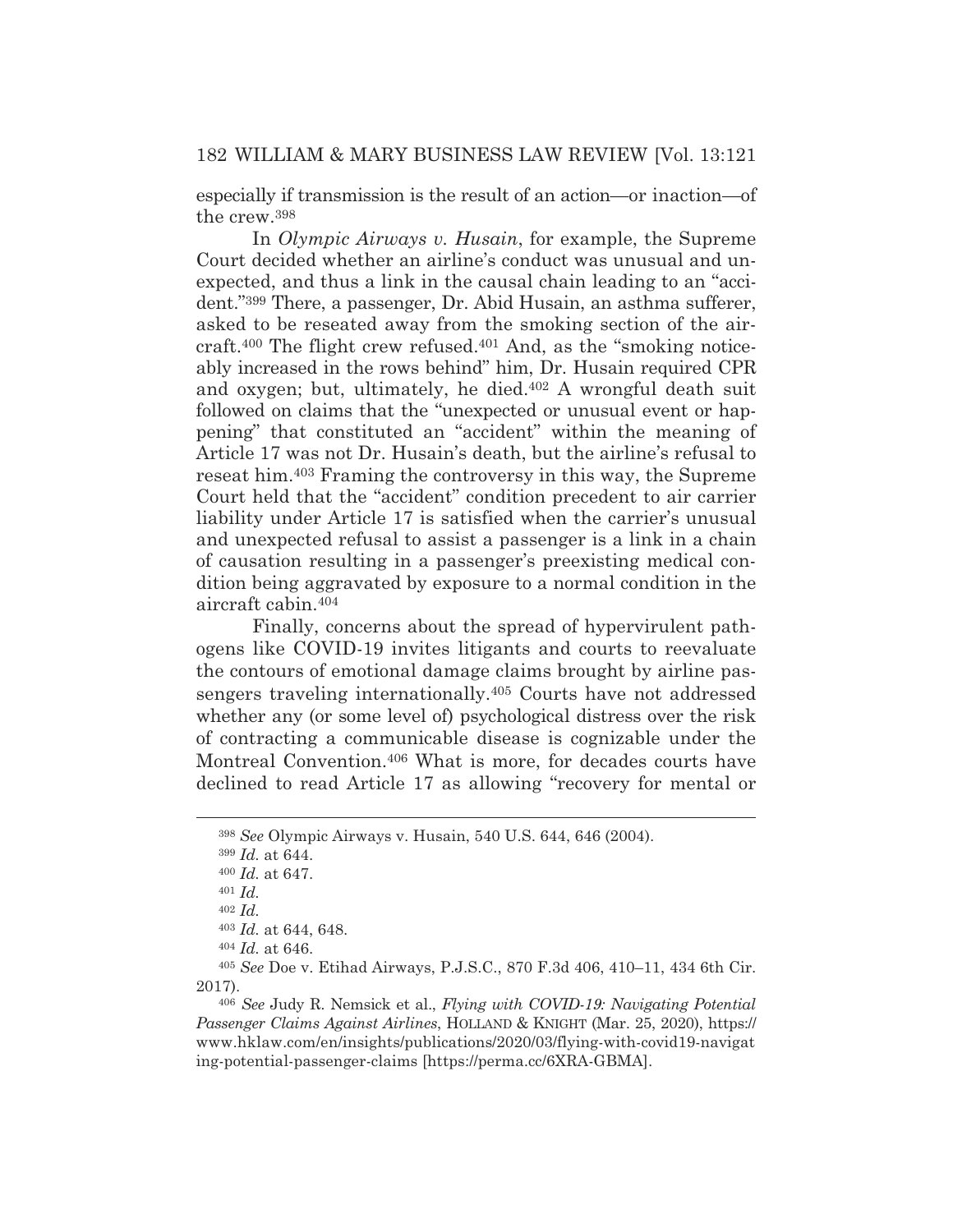especially if transmission is the result of an action—or inaction—of the crew.[398]

In *Olympic Airways v. Husain*, for example, the Supreme Court decided whether an airline's conduct was unusual and unexpected, and thus a link in the causal chain leading to an "accident."[399] There, a passenger, Dr. Abid Husain, an asthma sufferer, asked to be reseated away from the smoking section of the aircraft.[400] The flight crew refused.[401] And, as the "smoking noticeably increased in the rows behind" him, Dr. Husain required CPR and oxygen; but, ultimately, he died.[402] A wrongful death suit followed on claims that the "unexpected or unusual event or happening" that constituted an "accident" within the meaning of Article 17 was not Dr. Husain's death, but the airline's refusal to reseat him.[403] Framing the controversy in this way, the Supreme Court held that the "accident" condition precedent to air carrier liability under Article 17 is satisfied when the carrier's unusual and unexpected refusal to assist a passenger is a link in a chain of causation resulting in a passenger's preexisting medical condition being aggravated by exposure to a normal condition in the aircraft cabin.[404]

Finally, concerns about the spread of hypervirulent pathogens like COVID-19 invites litigants and courts to reevaluate the contours of emotional damage claims brought by airline passengers traveling internationally.[405] Courts have not addressed whether any (or some level of) psychological distress over the risk of contracting a communicable disease is cognizable under the Montreal Convention.[406] What is more, for decades courts have declined to read Article 17 as allowing "recovery for mental or

---

[398] *See* Olympic Airways v. Husain, 540 U.S. 644, 646 (2004).

[399] *Id.* at 644.

[400] *Id.* at 647.

[401] *Id.*

[402] *Id.*

[403] *Id.* at 644, 648.

[404] *Id.* at 646.

[405] *See* Doe v. Etihad Airways, P.J.S.C., 870 F.3d 406, 410–11, 434 6th Cir. 2017).

[406] *See* Judy R. Nemsick et al., *Flying with COVID-19: Navigating Potential Passenger Claims Against Airlines*, HOLLAND & KNIGHT (Mar. 25, 2020), https://www.hklaw.com/en/insights/publications/2020/03/flying-with-covid19-navigating-potential-passenger-claims [https://perma.cc/6XRA-GBMA].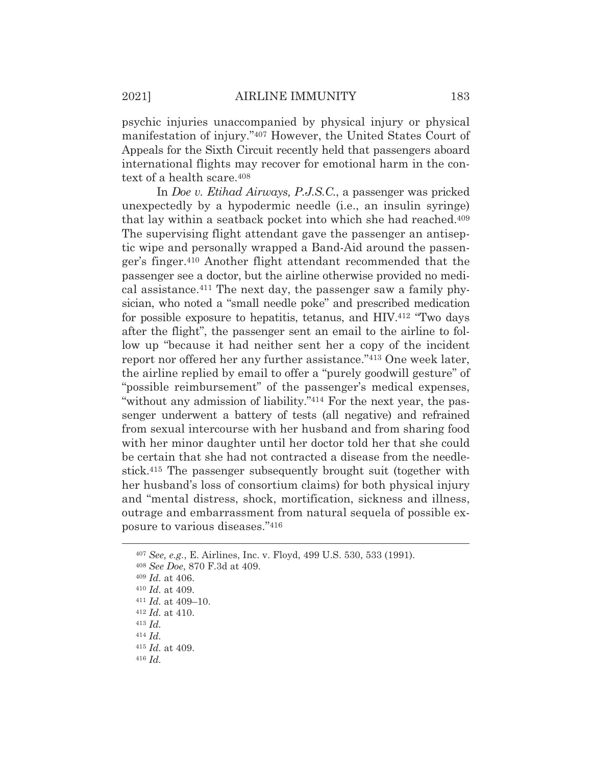psychic injuries unaccompanied by physical injury or physical manifestation of injury."[407] However, the United States Court of Appeals for the Sixth Circuit recently held that passengers aboard international flights may recover for emotional harm in the context of a health scare.[408]

In *Doe v. Etihad Airways, P.J.S.C.*, a passenger was pricked unexpectedly by a hypodermic needle (i.e., an insulin syringe) that lay within a seatback pocket into which she had reached.[409] The supervising flight attendant gave the passenger an antiseptic wipe and personally wrapped a Band-Aid around the passenger's finger.[410] Another flight attendant recommended that the passenger see a doctor, but the airline otherwise provided no medical assistance.[411] The next day, the passenger saw a family physician, who noted a "small needle poke" and prescribed medication for possible exposure to hepatitis, tetanus, and HIV.[412] "Two days after the flight", the passenger sent an email to the airline to follow up "because it had neither sent her a copy of the incident report nor offered her any further assistance."[413] One week later, the airline replied by email to offer a "purely goodwill gesture" of "possible reimbursement" of the passenger's medical expenses, "without any admission of liability."[414] For the next year, the passenger underwent a battery of tests (all negative) and refrained from sexual intercourse with her husband and from sharing food with her minor daughter until her doctor told her that she could be certain that she had not contracted a disease from the needlestick.[415] The passenger subsequently brought suit (together with her husband's loss of consortium claims) for both physical injury and "mental distress, shock, mortification, sickness and illness, outrage and embarrassment from natural sequela of possible exposure to various diseases."[416]

---

[407] *See, e.g.*, E. Airlines, Inc. v. Floyd, 499 U.S. 530, 533 (1991).

[408] *See Doe*, 870 F.3d at 409.

[409] *Id.* at 406.

[410] *Id.* at 409.

[411] *Id.* at 409–10.

[412] *Id.* at 410.

[413] *Id.*

[414] *Id.*

[415] *Id.* at 409.

[416] *Id.*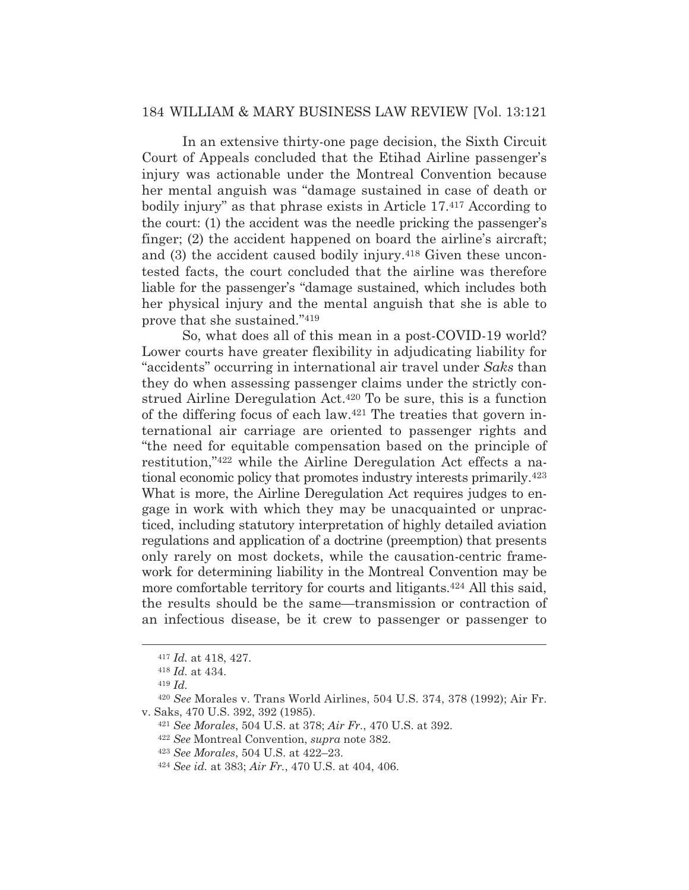In an extensive thirty-one page decision, the Sixth Circuit Court of Appeals concluded that the Etihad Airline passenger's injury was actionable under the Montreal Convention because her mental anguish was "damage sustained in case of death or bodily injury" as that phrase exists in Article 17.[417] According to the court: (1) the accident was the needle pricking the passenger's finger; (2) the accident happened on board the airline's aircraft; and (3) the accident caused bodily injury.[418] Given these uncontested facts, the court concluded that the airline was therefore liable for the passenger's "damage sustained, which includes both her physical injury and the mental anguish that she is able to prove that she sustained."[419]

So, what does all of this mean in a post-COVID-19 world? Lower courts have greater flexibility in adjudicating liability for "accidents" occurring in international air travel under *Saks* than they do when assessing passenger claims under the strictly construed Airline Deregulation Act.[420] To be sure, this is a function of the differing focus of each law.[421] The treaties that govern international air carriage are oriented to passenger rights and "the need for equitable compensation based on the principle of restitution,"[422] while the Airline Deregulation Act effects a national economic policy that promotes industry interests primarily.[423] What is more, the Airline Deregulation Act requires judges to engage in work with which they may be unacquainted or unpracticed, including statutory interpretation of highly detailed aviation regulations and application of a doctrine (preemption) that presents only rarely on most dockets, while the causation-centric framework for determining liability in the Montreal Convention may be more comfortable territory for courts and litigants.[424] All this said, the results should be the same—transmission or contraction of an infectious disease, be it crew to passenger or passenger to

---

[417] *Id.* at 418, 427.

[418] *Id.* at 434.

[419] *Id.*

[420] *See* Morales v. Trans World Airlines, 504 U.S. 374, 378 (1992); Air Fr. v. Saks, 470 U.S. 392, 392 (1985).

[421] *See Morales*, 504 U.S. at 378; *Air Fr.*, 470 U.S. at 392.

[422] *See* Montreal Convention, *supra* note 382.

[423] *See Morales*, 504 U.S. at 422–23.

[424] *See id.* at 383; *Air Fr.*, 470 U.S. at 404, 406.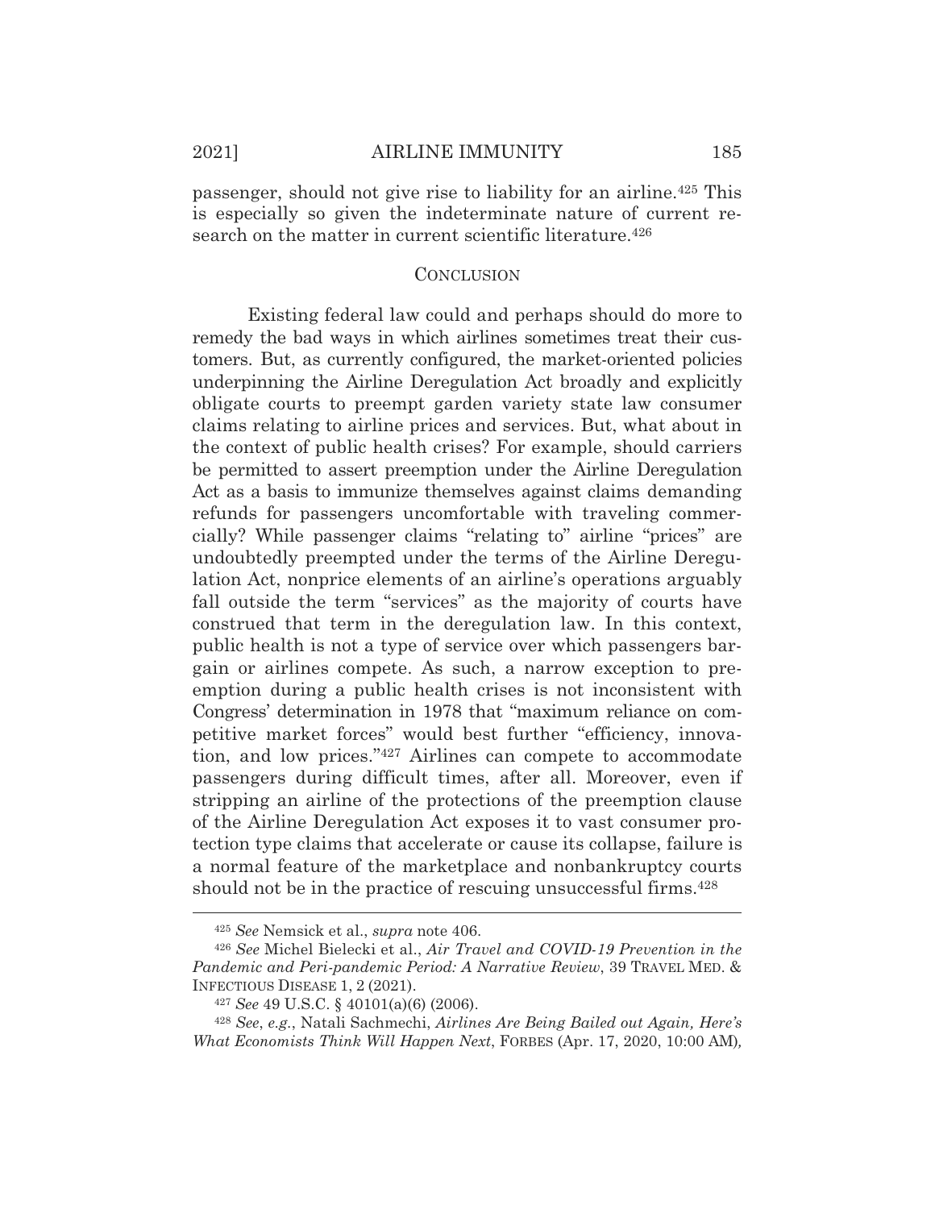passenger, should not give rise to liability for an airline.[425] This is especially so given the indeterminate nature of current research on the matter in current scientific literature.[426]

## CONCLUSION

Existing federal law could and perhaps should do more to remedy the bad ways in which airlines sometimes treat their customers. But, as currently configured, the market-oriented policies underpinning the Airline Deregulation Act broadly and explicitly obligate courts to preempt garden variety state law consumer claims relating to airline prices and services. But, what about in the context of public health crises? For example, should carriers be permitted to assert preemption under the Airline Deregulation Act as a basis to immunize themselves against claims demanding refunds for passengers uncomfortable with traveling commercially? While passenger claims "relating to" airline "prices" are undoubtedly preempted under the terms of the Airline Deregulation Act, nonprice elements of an airline's operations arguably fall outside the term "services" as the majority of courts have construed that term in the deregulation law. In this context, public health is not a type of service over which passengers bargain or airlines compete. As such, a narrow exception to preemption during a public health crises is not inconsistent with Congress' determination in 1978 that "maximum reliance on competitive market forces" would best further "efficiency, innovation, and low prices."[427] Airlines can compete to accommodate passengers during difficult times, after all. Moreover, even if stripping an airline of the protections of the preemption clause of the Airline Deregulation Act exposes it to vast consumer protection type claims that accelerate or cause its collapse, failure is a normal feature of the marketplace and nonbankruptcy courts should not be in the practice of rescuing unsuccessful firms.[428]

---

[425] *See* Nemsick et al., *supra* note 406.

[426] *See* Michel Bielecki et al., *Air Travel and COVID-19 Prevention in the Pandemic and Peri-pandemic Period: A Narrative Review*, 39 TRAVEL MED. & INFECTIOUS DISEASE 1, 2 (2021).

[427] *See* 49 U.S.C. § 40101(a)(6) (2006).

[428] *See, e.g.*, Natali Sachmechi, *Airlines Are Being Bailed out Again, Here's What Economists Think Will Happen Next*, FORBES (Apr. 17, 2020, 10:00 AM),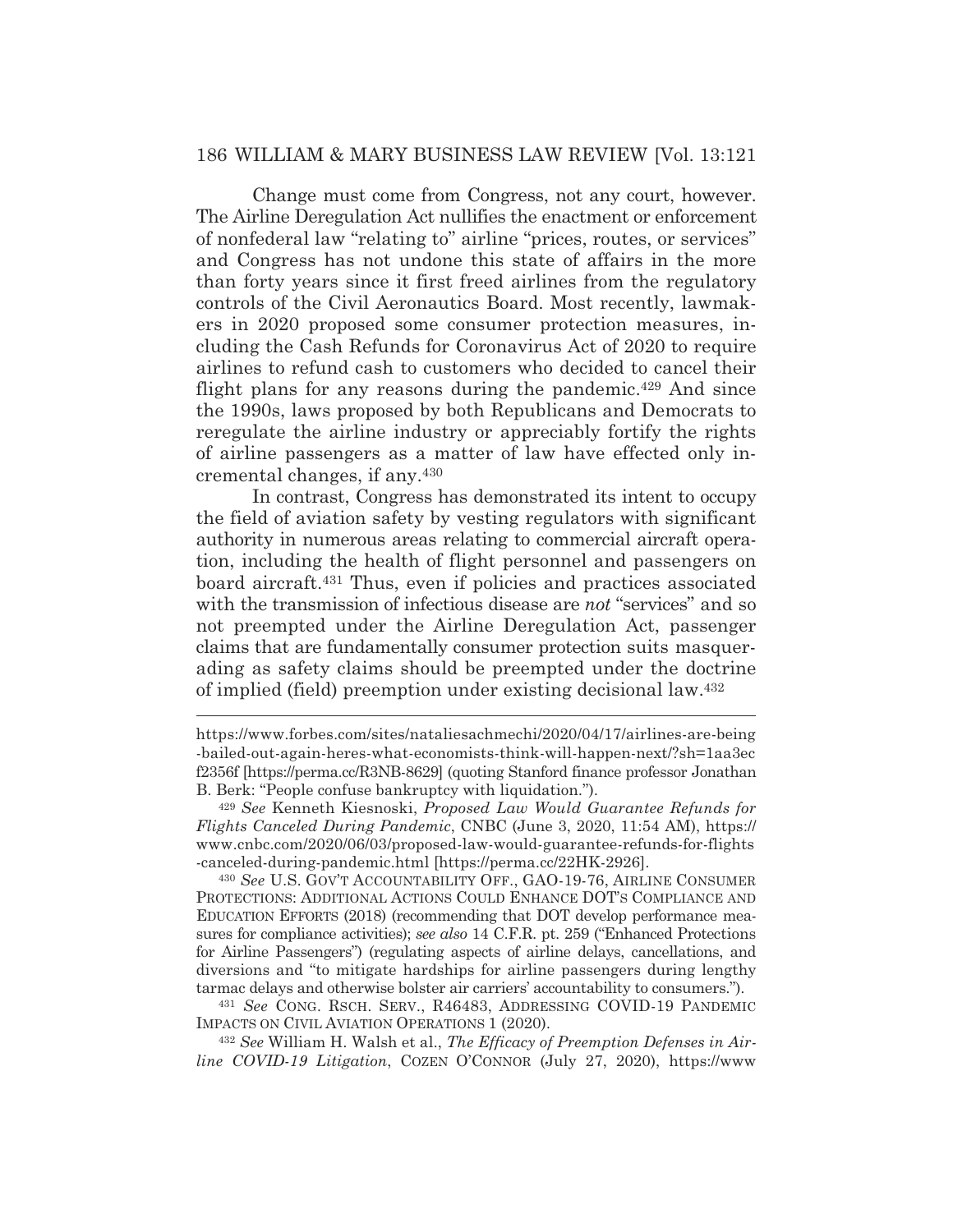Change must come from Congress, not any court, however. The Airline Deregulation Act nullifies the enactment or enforcement of nonfederal law "relating to" airline "prices, routes, or services" and Congress has not undone this state of affairs in the more than forty years since it first freed airlines from the regulatory controls of the Civil Aeronautics Board. Most recently, lawmakers in 2020 proposed some consumer protection measures, including the Cash Refunds for Coronavirus Act of 2020 to require airlines to refund cash to customers who decided to cancel their flight plans for any reasons during the pandemic.[429] And since the 1990s, laws proposed by both Republicans and Democrats to reregulate the airline industry or appreciably fortify the rights of airline passengers as a matter of law have effected only incremental changes, if any.[430]

In contrast, Congress has demonstrated its intent to occupy the field of aviation safety by vesting regulators with significant authority in numerous areas relating to commercial aircraft operation, including the health of flight personnel and passengers on board aircraft.[431] Thus, even if policies and practices associated with the transmission of infectious disease are *not* "services" and so not preempted under the Airline Deregulation Act, passenger claims that are fundamentally consumer protection suits masquerading as safety claims should be preempted under the doctrine of implied (field) preemption under existing decisional law.[432]

---

https://www.forbes.com/sites/nataliesachmechi/2020/04/17/airlines-are-being-bailed-out-again-heres-what-economists-think-will-happen-next/?sh=1aa3ecf2356f [https://perma.cc/R3NB-8629] (quoting Stanford finance professor Jonathan B. Berk: "People confuse bankruptcy with liquidation.").

[429] *See* Kenneth Kiesnoski, *Proposed Law Would Guarantee Refunds for Flights Canceled During Pandemic*, CNBC (June 3, 2020, 11:54 AM), https://www.cnbc.com/2020/06/03/proposed-law-would-guarantee-refunds-for-flights-canceled-during-pandemic.html [https://perma.cc/22HK-2926].

[430] *See* U.S. GOV'T ACCOUNTABILITY OFF., GAO-19-76, AIRLINE CONSUMER PROTECTIONS: ADDITIONAL ACTIONS COULD ENHANCE DOT'S COMPLIANCE AND EDUCATION EFFORTS (2018) (recommending that DOT develop performance measures for compliance activities); *see also* 14 C.F.R. pt. 259 ("Enhanced Protections for Airline Passengers") (regulating aspects of airline delays, cancellations, and diversions and "to mitigate hardships for airline passengers during lengthy tarmac delays and otherwise bolster air carriers' accountability to consumers.").

[431] *See* CONG. RSCH. SERV., R46483, ADDRESSING COVID-19 PANDEMIC IMPACTS ON CIVIL AVIATION OPERATIONS 1 (2020).

[432] *See* William H. Walsh et al., *The Efficacy of Preemption Defenses in Airline COVID-19 Litigation*, COZEN O'CONNOR (July 27, 2020), https://www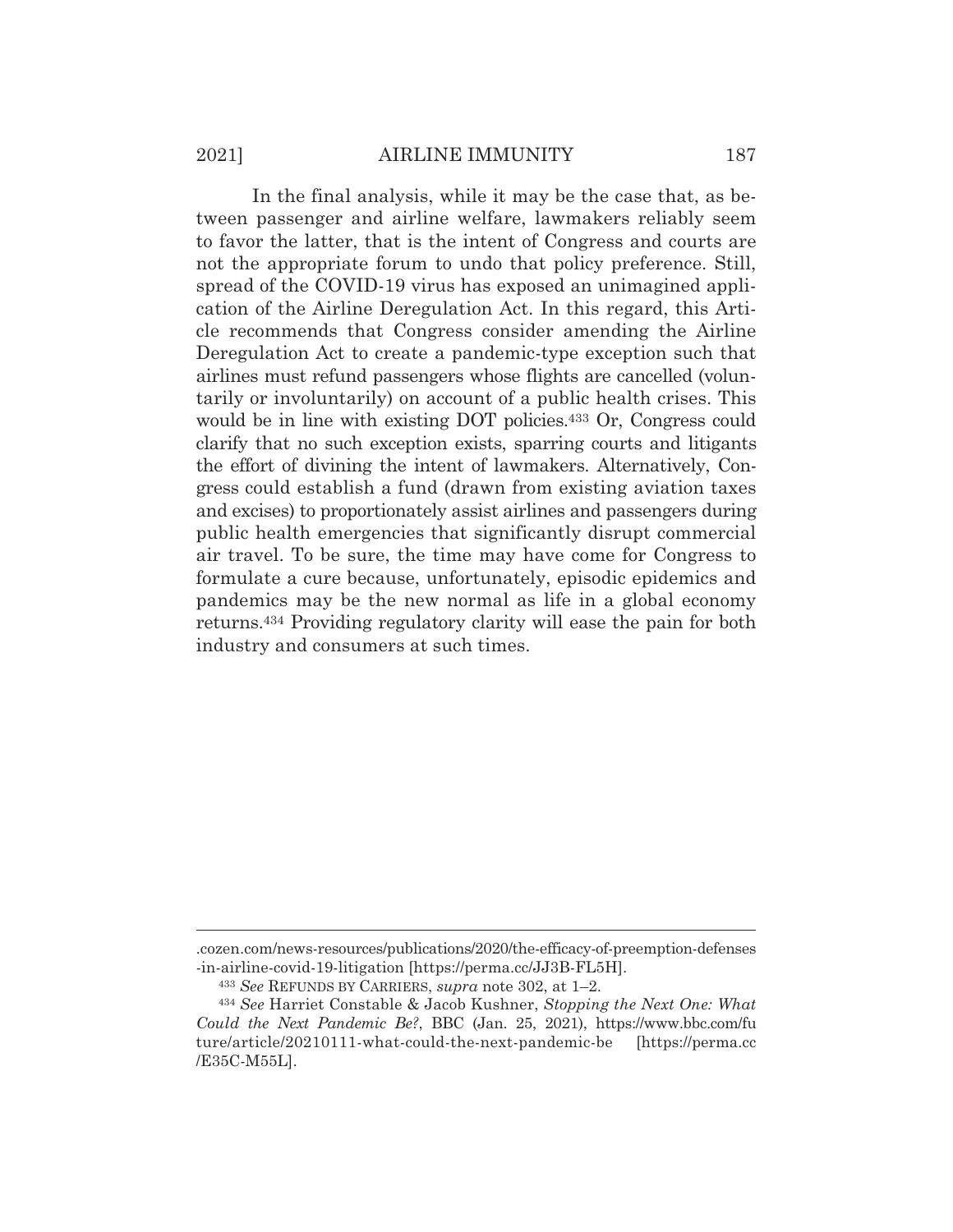In the final analysis, while it may be the case that, as between passenger and airline welfare, lawmakers reliably seem to favor the latter, that is the intent of Congress and courts are not the appropriate forum to undo that policy preference. Still, spread of the COVID-19 virus has exposed an unimagined application of the Airline Deregulation Act. In this regard, this Article recommends that Congress consider amending the Airline Deregulation Act to create a pandemic-type exception such that airlines must refund passengers whose flights are cancelled (voluntarily or involuntarily) on account of a public health crises. This would be in line with existing DOT policies.[433] Or, Congress could clarify that no such exception exists, sparring courts and litigants the effort of divining the intent of lawmakers. Alternatively, Congress could establish a fund (drawn from existing aviation taxes and excises) to proportionately assist airlines and passengers during public health emergencies that significantly disrupt commercial air travel. To be sure, the time may have come for Congress to formulate a cure because, unfortunately, episodic epidemics and pandemics may be the new normal as life in a global economy returns.[434] Providing regulatory clarity will ease the pain for both industry and consumers at such times.

---

.cozen.com/news-resources/publications/2020/the-efficacy-of-preemption-defenses-in-airline-covid-19-litigation [https://perma.cc/JJ3B-FL5H].

[433] *See* REFUNDS BY CARRIERS, *supra* note 302, at 1–2.

[434] *See* Harriet Constable & Jacob Kushner, *Stopping the Next One: What Could the Next Pandemic Be?*, BBC (Jan. 25, 2021), https://www.bbc.com/future/article/20210111-what-could-the-next-pandemic-be [https://perma.cc/E35C-M55L].